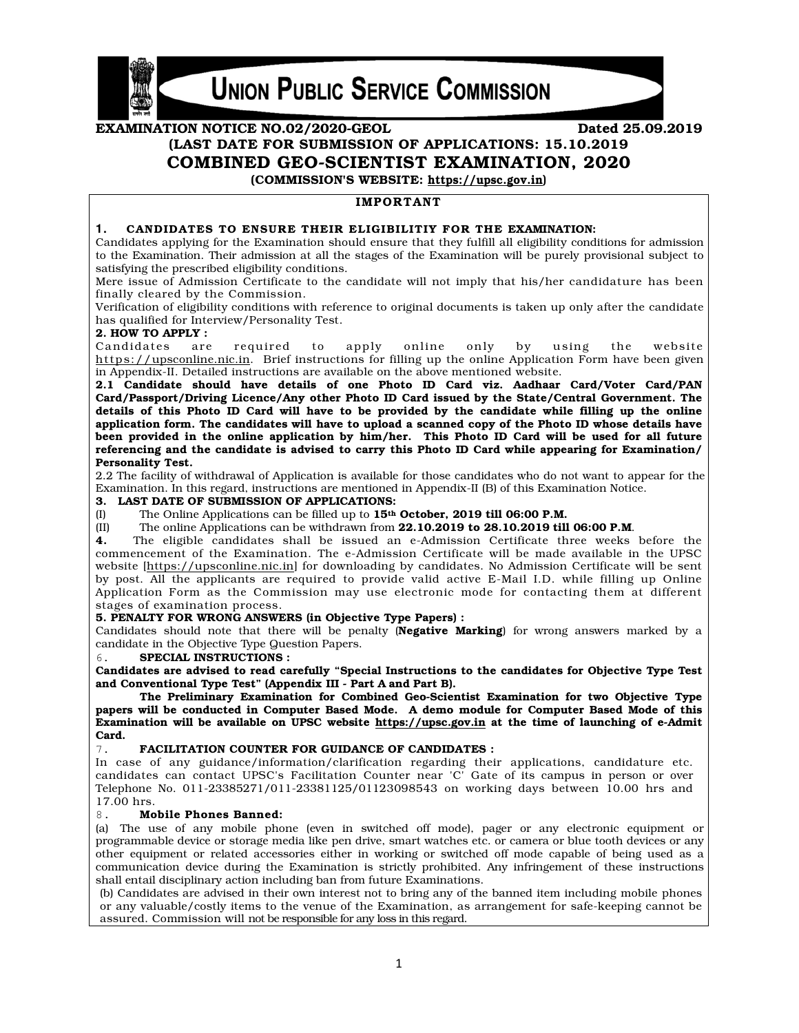# UNION PUBLIC SERVICE COMMISSION

**EXAMINATION NOTICE NO.02/2020-GEOL** **Dated 25.09.2019**

**(LAST DATE FOR SUBMISSION OF APPLICATIONS: 15.10.2019**

## COMBINED GEO-SCIENTIST EXAMINATION, 2020

**(COMMISSION'S WEBSITE: https://upsc.gov.in)**

### IMPORTANT

**1. CANDIDATES TO ENSURE THEIR ELIGIBILITIY FOR THE EXAMINATION:**

Candidates applying for the Examination should ensure that they fulfill all eligibility conditions for admission to the Examination. Their admission at all the stages of the Examination will be purely provisional subject to satisfying the prescribed eligibility conditions.

Mere issue of Admission Certificate to the candidate will not imply that his/her candidature has been finally cleared by the Commission.

Verification of eligibility conditions with reference to original documents is taken up only after the candidate has qualified for Interview/Personality Test.

**2. HOW TO APPLY :**

Candidates are required to apply online only by using the website https://upsconline.nic.in. Brief instructions for filling up the online Application Form have been given in Appendix-II. Detailed instructions are available on the above mentioned website.

**2.1 Candidate should have details of one Photo ID Card viz. Aadhaar Card/Voter Card/PAN Card/Passport/Driving Licence/Any other Photo ID Card issued by the State/Central Government. The details of this Photo ID Card will have to be provided by the candidate while filling up the online application form. The candidates will have to upload a scanned copy of the Photo ID whose details have been provided in the online application by him/her. This Photo ID Card will be used for all future referencing and the candidate is advised to carry this Photo ID Card while appearing for Examination/ Personality Test.**

2.2 The facility of withdrawal of Application is available for those candidates who do not want to appear for the Examination. In this regard, instructions are mentioned in Appendix-II (B) of this Examination Notice.

**3. LAST DATE OF SUBMISSION OF APPLICATIONS:**

(I) The Online Applications can be filled up to **15th October, 2019 till 06:00 P.M.**

(II) The online Applications can be withdrawn from **22.10.2019 to 28.10.2019 till 06:00 P.M**.

**4.** The eligible candidates shall be issued an e-Admission Certificate three weeks before the commencement of the Examination. The e-Admission Certificate will be made available in the UPSC website [https://upsconline.nic.in] for downloading by candidates. No Admission Certificate will be sent by post. All the applicants are required to provide valid active E-Mail I.D. while filling up Online Application Form as the Commission may use electronic mode for contacting them at different stages of examination process.

**5. PENALTY FOR WRONG ANSWERS (in Objective Type Papers) :**

Candidates should note that there will be penalty (**Negative Marking**) for wrong answers marked by a candidate in the Objective Type Question Papers.

6. **SPECIAL INSTRUCTIONS :**

**Candidates are advised to read carefully "Special Instructions to the candidates for Objective Type Test and Conventional Type Test" (Appendix III - Part A and Part B).**

**The Preliminary Examination for Combined Geo-Scientist Examination for two Objective Type papers will be conducted in Computer Based Mode. A demo module for Computer Based Mode of this Examination will be available on UPSC website https://upsc.gov.in at the time of launching of e-Admit Card.**

7. **FACILITATION COUNTER FOR GUIDANCE OF CANDIDATES :**

In case of any guidance/information/clarification regarding their applications, candidature etc. candidates can contact UPSC's Facilitation Counter near 'C' Gate of its campus in person or over Telephone No. 011-23385271/011-23381125/01123098543 on working days between 10.00 hrs and 17.00 hrs.

8. **Mobile Phones Banned:**

(a) The use of any mobile phone (even in switched off mode), pager or any electronic equipment or programmable device or storage media like pen drive, smart watches etc. or camera or blue tooth devices or any other equipment or related accessories either in working or switched off mode capable of being used as a communication device during the Examination is strictly prohibited. Any infringement of these instructions shall entail disciplinary action including ban from future Examinations.

(b) Candidates are advised in their own interest not to bring any of the banned item including mobile phones or any valuable/costly items to the venue of the Examination, as arrangement for safe-keeping cannot be assured. Commission will not be responsible for any loss in this regard.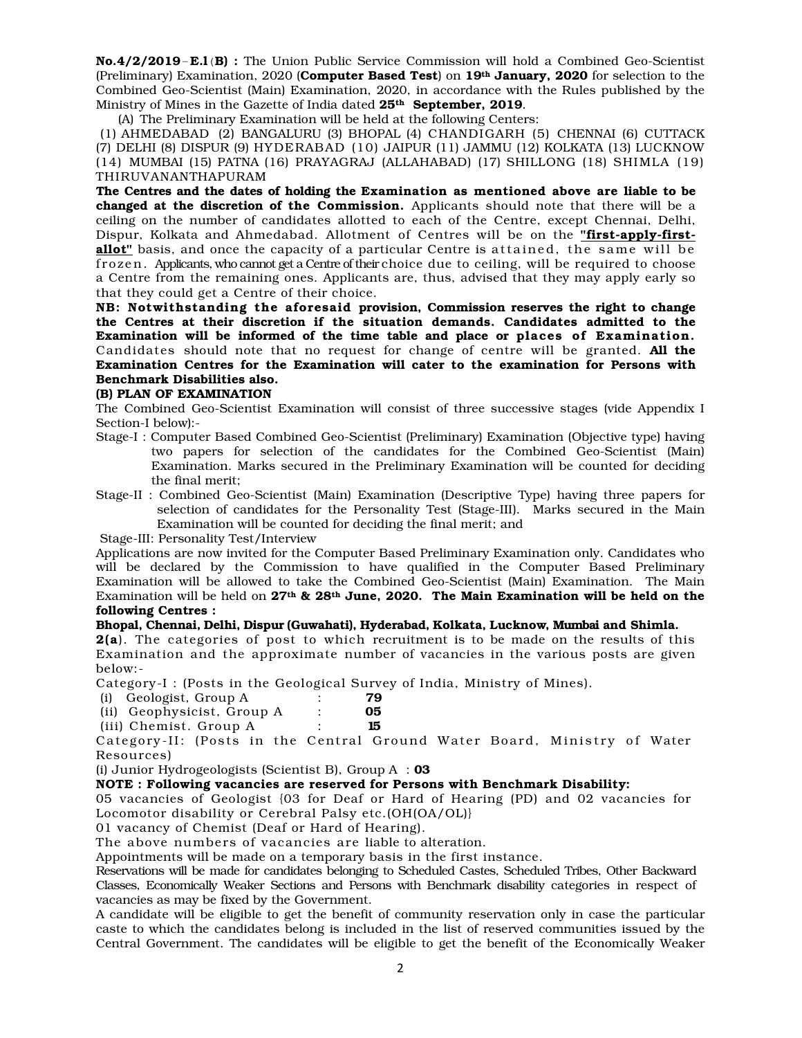**No.4/2/2019–E.I(B) :** The Union Public Service Commission will hold a Combined Geo-Scientist (Preliminary) Examination, 2020 (**Computer Based Test**) on **19th January, 2020** for selection to the Combined Geo-Scientist (Main) Examination, 2020, in accordance with the Rules published by the Ministry of Mines in the Gazette of India dated **25th September, 2019**.

(A) The Preliminary Examination will be held at the following Centers:

(1) AHMEDABAD (2) BANGALURU (3) BHOPAL (4) CHANDIGARH (5) CHENNAI (6) CUTTACK (7) DELHI (8) DISPUR (9) HYDERABAD (10) JAIPUR (11) JAMMU (12) KOLKATA (13) LUCKNOW (14) MUMBAI (15) PATNA (16) PRAYAGRAJ (ALLAHABAD) (17) SHILLONG (18) SHIMLA (19) THIRUVANANTHAPURAM

**The Centres and the dates of holding the Examination as mentioned above are liable to be changed at the discretion of the Commission.** Applicants should note that there will be a ceiling on the number of candidates allotted to each of the Centre, except Chennai, Delhi, Dispur, Kolkata and Ahmedabad. Allotment of Centres will be on the **"first-apply-first-allot"** basis, and once the capacity of a particular Centre is attained, the same will be frozen. Applicants, who cannot get a Centre of their choice due to ceiling, will be required to choose a Centre from the remaining ones. Applicants are, thus, advised that they may apply early so that they could get a Centre of their choice.

**NB: Notwithstanding the aforesaid provision, Commission reserves the right to change the Centres at their discretion if the situation demands. Candidates admitted to the Examination will be informed of the time table and place or places of Examination.** Candidates should note that no request for change of centre will be granted. **All the Examination Centres for the Examination will cater to the examination for Persons with Benchmark Disabilities also.**

**(B) PLAN OF EXAMINATION**

The Combined Geo-Scientist Examination will consist of three successive stages (vide Appendix I Section-I below):-

Stage-I : Computer Based Combined Geo-Scientist (Preliminary) Examination (Objective type) having two papers for selection of the candidates for the Combined Geo-Scientist (Main) Examination. Marks secured in the Preliminary Examination will be counted for deciding the final merit;

Stage-II : Combined Geo-Scientist (Main) Examination (Descriptive Type) having three papers for selection of candidates for the Personality Test (Stage-III). Marks secured in the Main Examination will be counted for deciding the final merit; and

Stage-III: Personality Test/Interview

Applications are now invited for the Computer Based Preliminary Examination only. Candidates who will be declared by the Commission to have qualified in the Computer Based Preliminary Examination will be allowed to take the Combined Geo-Scientist (Main) Examination. The Main Examination will be held on **27th & 28th June, 2020. The Main Examination will be held on the following Centres :**

**Bhopal, Chennai, Delhi, Dispur (Guwahati), Hyderabad, Kolkata, Lucknow, Mumbai and Shimla.**

**2(a)**. The categories of post to which recruitment is to be made on the results of this Examination and the approximate number of vacancies in the various posts are given below:-

Category-I : (Posts in the Geological Survey of India, Ministry of Mines).

(i) Geologist, Group A : **79**
(ii) Geophysicist, Group A : **05**
(iii) Chemist. Group A : **15**

Category-II: (Posts in the Central Ground Water Board, Ministry of Water Resources)

(i) Junior Hydrogeologists (Scientist B), Group A : **03**

**NOTE : Following vacancies are reserved for Persons with Benchmark Disability:**

05 vacancies of Geologist {03 for Deaf or Hard of Hearing (PD) and 02 vacancies for Locomotor disability or Cerebral Palsy etc.(OH(OA/OL)}

01 vacancy of Chemist (Deaf or Hard of Hearing).

The above numbers of vacancies are liable to alteration.

Appointments will be made on a temporary basis in the first instance.

Reservations will be made for candidates belonging to Scheduled Castes, Scheduled Tribes, Other Backward Classes, Economically Weaker Sections and Persons with Benchmark disability categories in respect of vacancies as may be fixed by the Government.

A candidate will be eligible to get the benefit of community reservation only in case the particular caste to which the candidates belong is included in the list of reserved communities issued by the Central Government. The candidates will be eligible to get the benefit of the Economically Weaker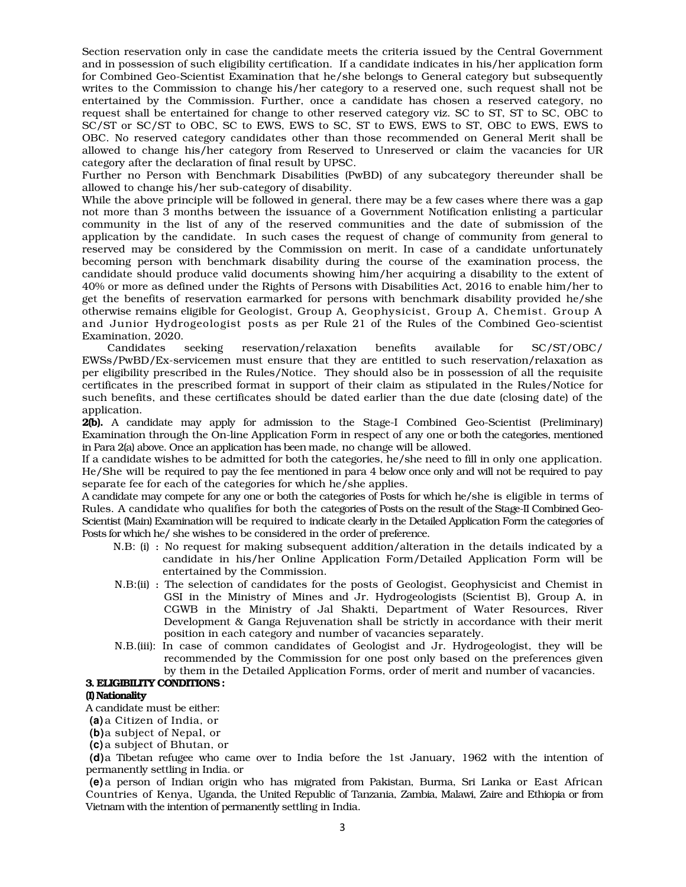Section reservation only in case the candidate meets the criteria issued by the Central Government and in possession of such eligibility certification. If a candidate indicates in his/her application form for Combined Geo-Scientist Examination that he/she belongs to General category but subsequently writes to the Commission to change his/her category to a reserved one, such request shall not be entertained by the Commission. Further, once a candidate has chosen a reserved category, no request shall be entertained for change to other reserved category viz. SC to ST, ST to SC, OBC to SC/ST or SC/ST to OBC, SC to EWS, EWS to SC, ST to EWS, EWS to ST, OBC to EWS, EWS to OBC. No reserved category candidates other than those recommended on General Merit shall be allowed to change his/her category from Reserved to Unreserved or claim the vacancies for UR category after the declaration of final result by UPSC.

Further no Person with Benchmark Disabilities (PwBD) of any subcategory thereunder shall be allowed to change his/her sub-category of disability.

While the above principle will be followed in general, there may be a few cases where there was a gap not more than 3 months between the issuance of a Government Notification enlisting a particular community in the list of any of the reserved communities and the date of submission of the application by the candidate. In such cases the request of change of community from general to reserved may be considered by the Commission on merit. In case of a candidate unfortunately becoming person with benchmark disability during the course of the examination process, the candidate should produce valid documents showing him/her acquiring a disability to the extent of 40% or more as defined under the Rights of Persons with Disabilities Act, 2016 to enable him/her to get the benefits of reservation earmarked for persons with benchmark disability provided he/she otherwise remains eligible for Geologist, Group A, Geophysicist, Group A, Chemist. Group A and Junior Hydrogeologist posts as per Rule 21 of the Rules of the Combined Geo-scientist Examination, 2020.

Candidates seeking reservation/relaxation benefits available for SC/ST/OBC/EWSs/PwBD/Ex-servicemen must ensure that they are entitled to such reservation/relaxation as per eligibility prescribed in the Rules/Notice. They should also be in possession of all the requisite certificates in the prescribed format in support of their claim as stipulated in the Rules/Notice for such benefits, and these certificates should be dated earlier than the due date (closing date) of the application.

**2(b).** A candidate may apply for admission to the Stage-I Combined Geo-Scientist (Preliminary) Examination through the On-line Application Form in respect of any one or both the categories, mentioned in Para 2(a) above. Once an application has been made, no change will be allowed.

If a candidate wishes to be admitted for both the categories, he/she need to fill in only one application. He/She will be required to pay the fee mentioned in para 4 below once only and will not be required to pay separate fee for each of the categories for which he/she applies.

A candidate may compete for any one or both the categories of Posts for which he/she is eligible in terms of Rules. A candidate who qualifies for both the categories of Posts on the result of the Stage-II Combined Geo-Scientist (Main) Examination will be required to indicate clearly in the Detailed Application Form the categories of Posts for which he/ she wishes to be considered in the order of preference.

N.B: (i) : No request for making subsequent addition/alteration in the details indicated by a candidate in his/her Online Application Form/Detailed Application Form will be entertained by the Commission.

N.B:(ii) : The selection of candidates for the posts of Geologist, Geophysicist and Chemist in GSI in the Ministry of Mines and Jr. Hydrogeologists (Scientist B), Group A, in CGWB in the Ministry of Jal Shakti, Department of Water Resources, River Development & Ganga Rejuvenation shall be strictly in accordance with their merit position in each category and number of vacancies separately.

N.B.(iii): In case of common candidates of Geologist and Jr. Hydrogeologist, they will be recommended by the Commission for one post only based on the preferences given by them in the Detailed Application Forms, order of merit and number of vacancies.

**3. ELIGIBILITY CONDITIONS :**

**(I) Nationality**

A candidate must be either:

**(a)** a Citizen of India, or

**(b)** a subject of Nepal, or

**(c)** a subject of Bhutan, or

**(d)** a Tibetan refugee who came over to India before the 1st January, 1962 with the intention of permanently settling in India. or

**(e)** a person of Indian origin who has migrated from Pakistan, Burma, Sri Lanka or East African Countries of Kenya, Uganda, the United Republic of Tanzania, Zambia, Malawi, Zaire and Ethiopia or from Vietnam with the intention of permanently settling in India.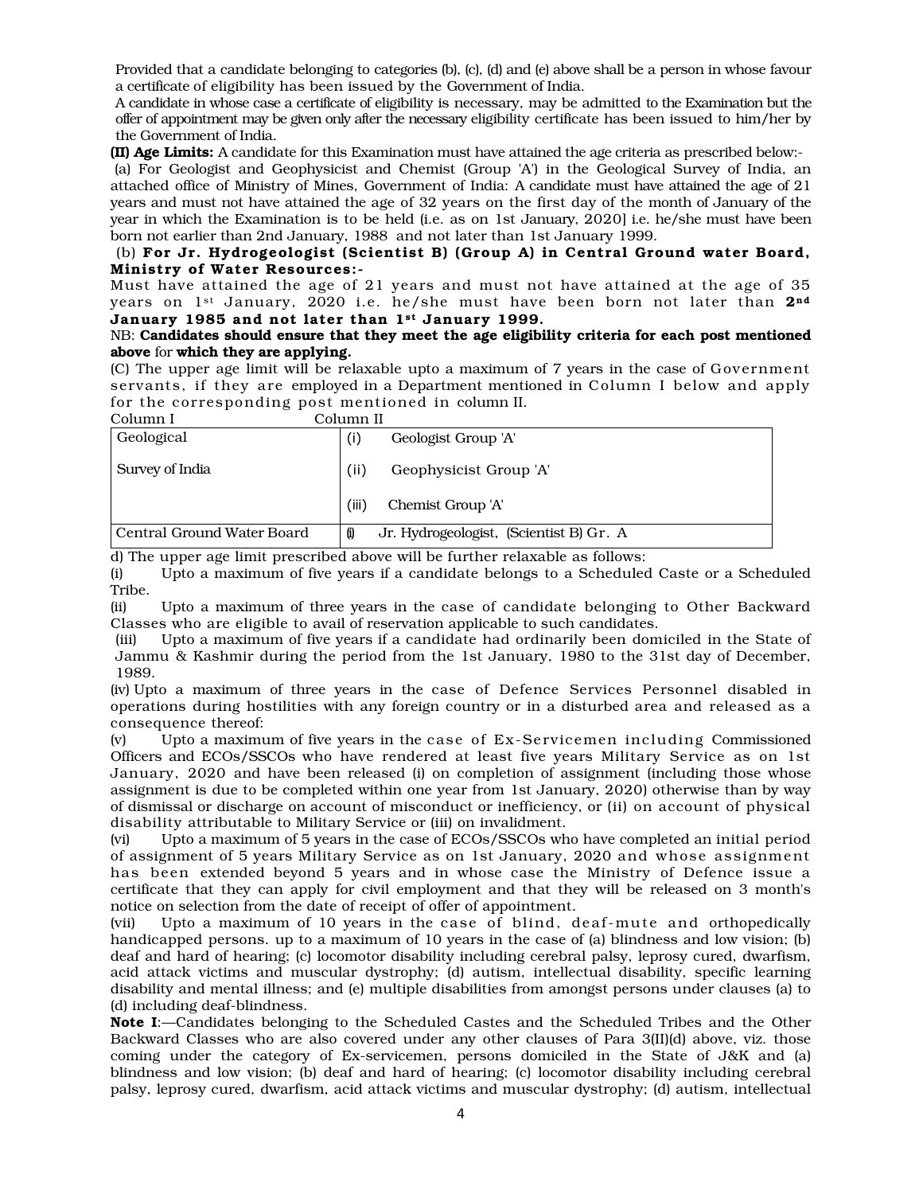Provided that a candidate belonging to categories (b), (c), (d) and (e) above shall be a person in whose favour a certificate of eligibility has been issued by the Government of India.

A candidate in whose case a certificate of eligibility is necessary, may be admitted to the Examination but the offer of appointment may be given only after the necessary eligibility certificate has been issued to him/her by the Government of India.

**(II) Age Limits:** A candidate for this Examination must have attained the age criteria as prescribed below:-

(a) For Geologist and Geophysicist and Chemist (Group 'A') in the Geological Survey of India, an attached office of Ministry of Mines, Government of India: A candidate must have attained the age of 21 years and must not have attained the age of 32 years on the first day of the month of January of the year in which the Examination is to be held (i.e. as on 1st January, 2020] i.e. he/she must have been born not earlier than 2nd January, 1988 and not later than 1st January 1999.

(b) **For Jr. Hydrogeologist (Scientist B) (Group A) in Central Ground water Board, Ministry of Water Resources:-**

Must have attained the age of 21 years and must not have attained at the age of 35 years on 1st January, 2020 i.e. he/she must have been born not later than **2nd January 1985 and not later than 1st January 1999.**

NB: **Candidates should ensure that they meet the age eligibility criteria for each post mentioned above** for **which they are applying.**

(C) The upper age limit will be relaxable upto a maximum of 7 years in the case of Government servants, if they are employed in a Department mentioned in Column I below and apply for the corresponding post mentioned in column II.

| Column I | Column II |
|---|---|
| Geological Survey of India | (i) Geologist Group 'A'<br>(ii) Geophysicist Group 'A'<br>(iii) Chemist Group 'A' |
| Central Ground Water Board | (i) Jr. Hydrogeologist, (Scientist B) Gr. A |

d) The upper age limit prescribed above will be further relaxable as follows:

(i) Upto a maximum of five years if a candidate belongs to a Scheduled Caste or a Scheduled Tribe.

(ii) Upto a maximum of three years in the case of candidate belonging to Other Backward Classes who are eligible to avail of reservation applicable to such candidates.

(iii) Upto a maximum of five years if a candidate had ordinarily been domiciled in the State of Jammu & Kashmir during the period from the 1st January, 1980 to the 31st day of December, 1989.

(iv) Upto a maximum of three years in the case of Defence Services Personnel disabled in operations during hostilities with any foreign country or in a disturbed area and released as a consequence thereof:

(v) Upto a maximum of five years in the case of Ex-Servicemen including Commissioned Officers and ECOs/SSCOs who have rendered at least five years Military Service as on 1st January, 2020 and have been released (i) on completion of assignment (including those whose assignment is due to be completed within one year from 1st January, 2020) otherwise than by way of dismissal or discharge on account of misconduct or inefficiency, or (ii) on account of physical disability attributable to Military Service or (iii) on invalidment.

(vi) Upto a maximum of 5 years in the case of ECOs/SSCOs who have completed an initial period of assignment of 5 years Military Service as on 1st January, 2020 and whose assignment has been extended beyond 5 years and in whose case the Ministry of Defence issue a certificate that they can apply for civil employment and that they will be released on 3 month's notice on selection from the date of receipt of offer of appointment.

(vii) Upto a maximum of 10 years in the case of blind, deaf-mute and orthopedically handicapped persons. up to a maximum of 10 years in the case of (a) blindness and low vision; (b) deaf and hard of hearing; (c) locomotor disability including cerebral palsy, leprosy cured, dwarfism, acid attack victims and muscular dystrophy; (d) autism, intellectual disability, specific learning disability and mental illness; and (e) multiple disabilities from amongst persons under clauses (a) to (d) including deaf-blindness.

**Note I**:—Candidates belonging to the Scheduled Castes and the Scheduled Tribes and the Other Backward Classes who are also covered under any other clauses of Para 3(II)(d) above, viz. those coming under the category of Ex-servicemen, persons domiciled in the State of J&K and (a) blindness and low vision; (b) deaf and hard of hearing; (c) locomotor disability including cerebral palsy, leprosy cured, dwarfism, acid attack victims and muscular dystrophy; (d) autism, intellectual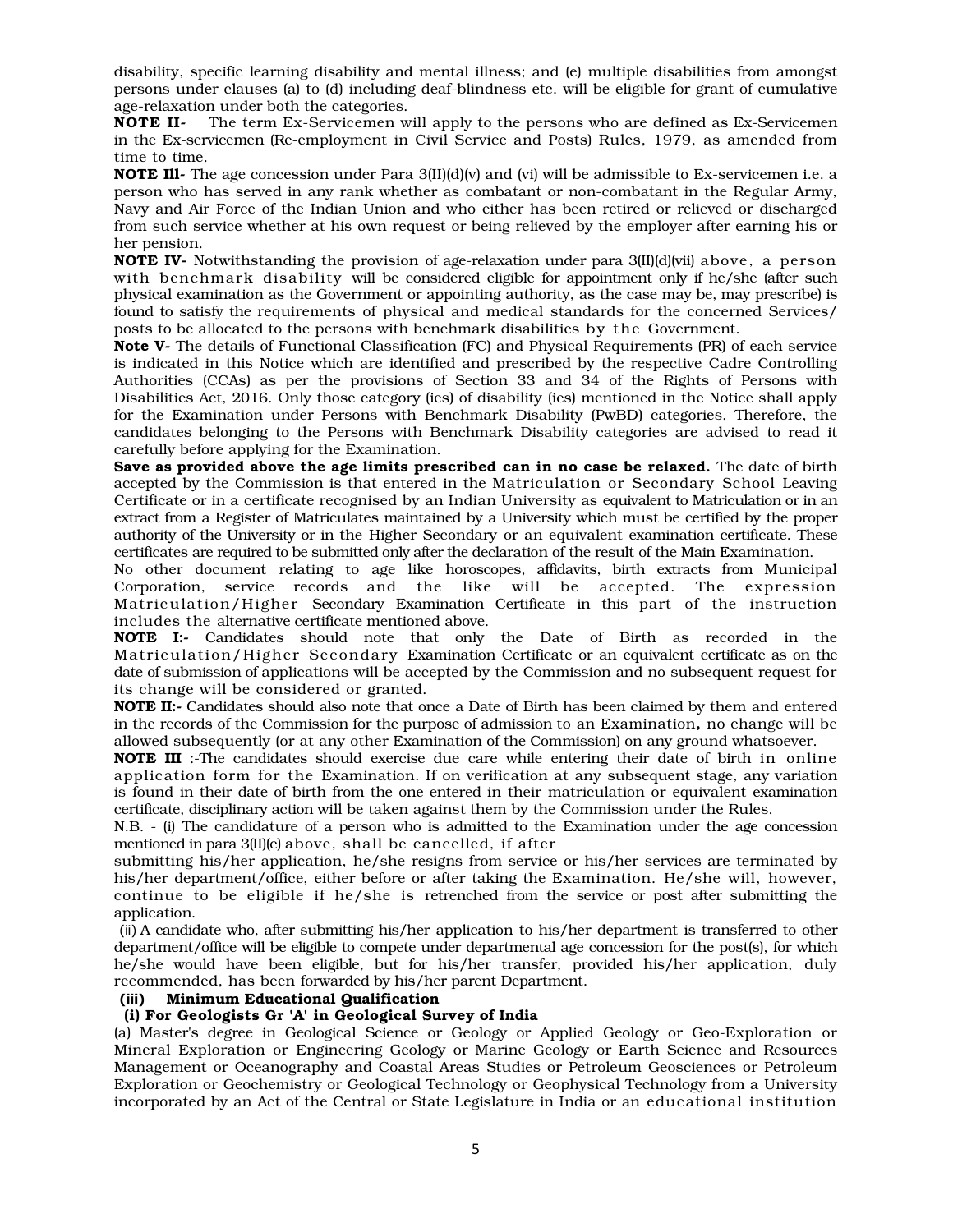disability, specific learning disability and mental illness; and (e) multiple disabilities from amongst persons under clauses (a) to (d) including deaf-blindness etc. will be eligible for grant of cumulative age-relaxation under both the categories.

**NOTE II-** The term Ex-Servicemen will apply to the persons who are defined as Ex-Servicemen in the Ex-servicemen (Re-employment in Civil Service and Posts) Rules, 1979, as amended from time to time.

**NOTE Ill-** The age concession under Para 3(II)(d)(v) and (vi) will be admissible to Ex-servicemen i.e. a person who has served in any rank whether as combatant or non-combatant in the Regular Army, Navy and Air Force of the Indian Union and who either has been retired or relieved or discharged from such service whether at his own request or being relieved by the employer after earning his or her pension.

**NOTE IV-** Notwithstanding the provision of age-relaxation under para 3(II)(d)(vii) above, a person with benchmark disability will be considered eligible for appointment only if he/she (after such physical examination as the Government or appointing authority, as the case may be, may prescribe) is found to satisfy the requirements of physical and medical standards for the concerned Services/ posts to be allocated to the persons with benchmark disabilities by the Government.

**Note V-** The details of Functional Classification (FC) and Physical Requirements (PR) of each service is indicated in this Notice which are identified and prescribed by the respective Cadre Controlling Authorities (CCAs) as per the provisions of Section 33 and 34 of the Rights of Persons with Disabilities Act, 2016. Only those category (ies) of disability (ies) mentioned in the Notice shall apply for the Examination under Persons with Benchmark Disability (PwBD) categories. Therefore, the candidates belonging to the Persons with Benchmark Disability categories are advised to read it carefully before applying for the Examination.

**Save as provided above the age limits prescribed can in no case be relaxed.** The date of birth accepted by the Commission is that entered in the Matriculation or Secondary School Leaving Certificate or in a certificate recognised by an Indian University as equivalent to Matriculation or in an extract from a Register of Matriculates maintained by a University which must be certified by the proper authority of the University or in the Higher Secondary or an equivalent examination certificate. These certificates are required to be submitted only after the declaration of the result of the Main Examination.

No other document relating to age like horoscopes, affidavits, birth extracts from Municipal Corporation, service records and the like will be accepted. The expression Matriculation/Higher Secondary Examination Certificate in this part of the instruction includes the alternative certificate mentioned above.

**NOTE I:-** Candidates should note that only the Date of Birth as recorded in the Matriculation/Higher Secondary Examination Certificate or an equivalent certificate as on the date of submission of applications will be accepted by the Commission and no subsequent request for its change will be considered or granted.

**NOTE II:-** Candidates should also note that once a Date of Birth has been claimed by them and entered in the records of the Commission for the purpose of admission to an Examination**,** no change will be allowed subsequently (or at any other Examination of the Commission) on any ground whatsoever.

**NOTE III** :-The candidates should exercise due care while entering their date of birth in online application form for the Examination. If on verification at any subsequent stage, any variation is found in their date of birth from the one entered in their matriculation or equivalent examination certificate, disciplinary action will be taken against them by the Commission under the Rules.

N.B. - (i) The candidature of a person who is admitted to the Examination under the age concession mentioned in para 3(II)(c) above, shall be cancelled, if after submitting his/her application, he/she resigns from service or his/her services are terminated by his/her department/office, either before or after taking the Examination. He/she will, however, continue to be eligible if he/she is retrenched from the service or post after submitting the application.

(ii) A candidate who, after submitting his/her application to his/her department is transferred to other department/office will be eligible to compete under departmental age concession for the post(s), for which he/she would have been eligible, but for his/her transfer, provided his/her application, duly recommended, has been forwarded by his/her parent Department.

**(iii) Minimum Educational Qualification**

**(i) For Geologists Gr 'A' in Geological Survey of India**

(a) Master's degree in Geological Science or Geology or Applied Geology or Geo-Exploration or Mineral Exploration or Engineering Geology or Marine Geology or Earth Science and Resources Management or Oceanography and Coastal Areas Studies or Petroleum Geosciences or Petroleum Exploration or Geochemistry or Geological Technology or Geophysical Technology from a University incorporated by an Act of the Central or State Legislature in India or an educational institution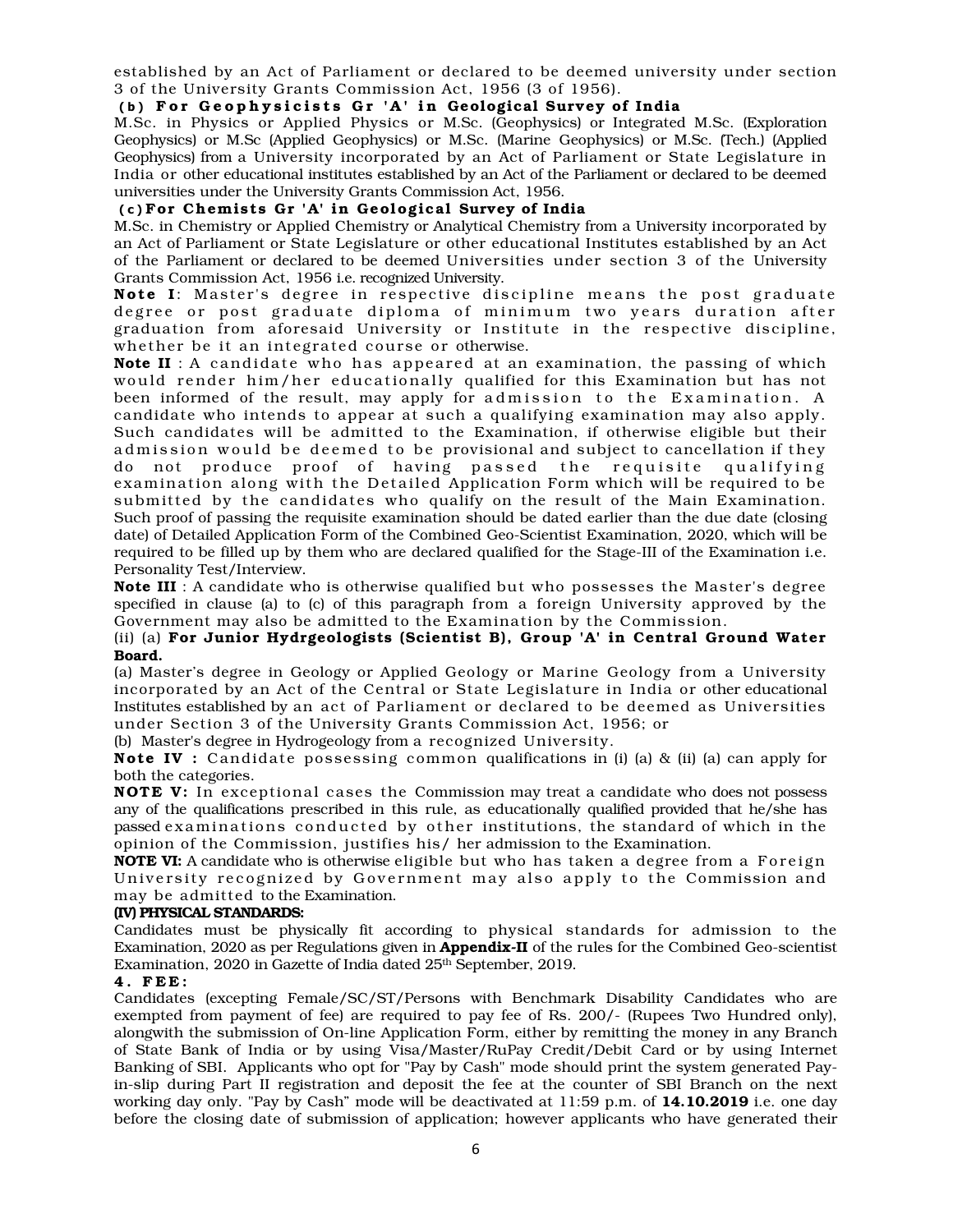established by an Act of Parliament or declared to be deemed university under section 3 of the University Grants Commission Act, 1956 (3 of 1956).

**(b) For Geophysicists Gr 'A' in Geological Survey of India**

M.Sc. in Physics or Applied Physics or M.Sc. (Geophysics) or Integrated M.Sc. (Exploration Geophysics) or M.Sc (Applied Geophysics) or M.Sc. (Marine Geophysics) or M.Sc. (Tech.) (Applied Geophysics) from a University incorporated by an Act of Parliament or State Legislature in India or other educational institutes established by an Act of the Parliament or declared to be deemed universities under the University Grants Commission Act, 1956.

**(c) For Chemists Gr 'A' in Geological Survey of India**

M.Sc. in Chemistry or Applied Chemistry or Analytical Chemistry from a University incorporated by an Act of Parliament or State Legislature or other educational Institutes established by an Act of the Parliament or declared to be deemed Universities under section 3 of the University Grants Commission Act, 1956 i.e. recognized University.

**Note I**: Master's degree in respective discipline means the post graduate degree or post graduate diploma of minimum two years duration after graduation from aforesaid University or Institute in the respective discipline, whether be it an integrated course or otherwise.

**Note II** : A candidate who has appeared at an examination, the passing of which would render him/her educationally qualified for this Examination but has not been informed of the result, may apply for admission to the Examination. A candidate who intends to appear at such a qualifying examination may also apply. Such candidates will be admitted to the Examination, if otherwise eligible but their admission would be deemed to be provisional and subject to cancellation if they do not produce proof of having passed the requisite qualifying examination along with the Detailed Application Form which will be required to be submitted by the candidates who qualify on the result of the Main Examination. Such proof of passing the requisite examination should be dated earlier than the due date (closing date) of Detailed Application Form of the Combined Geo-Scientist Examination, 2020, which will be required to be filled up by them who are declared qualified for the Stage-III of the Examination i.e. Personality Test/Interview.

**Note III** : A candidate who is otherwise qualified but who possesses the Master's degree specified in clause (a) to (c) of this paragraph from a foreign University approved by the Government may also be admitted to the Examination by the Commission.

(ii) (a) **For Junior Hydrgeologists (Scientist B), Group 'A' in Central Ground Water Board.**

(a) Master's degree in Geology or Applied Geology or Marine Geology from a University incorporated by an Act of the Central or State Legislature in India or other educational Institutes established by an act of Parliament or declared to be deemed as Universities under Section 3 of the University Grants Commission Act, 1956; or

(b) Master's degree in Hydrogeology from a recognized University.

**Note IV :** Candidate possessing common qualifications in (i) (a) & (ii) (a) can apply for both the categories.

**NOTE V:** In exceptional cases the Commission may treat a candidate who does not possess any of the qualifications prescribed in this rule, as educationally qualified provided that he/she has passed examinations conducted by other institutions, the standard of which in the opinion of the Commission, justifies his/ her admission to the Examination.

**NOTE VI:** A candidate who is otherwise eligible but who has taken a degree from a Foreign University recognized by Government may also apply to the Commission and may be admitted to the Examination.

**(IV) PHYSICAL STANDARDS:**

Candidates must be physically fit according to physical standards for admission to the Examination, 2020 as per Regulations given in **Appendix-II** of the rules for the Combined Geo-scientist Examination, 2020 in Gazette of India dated 25th September, 2019.

**4. FEE:**

Candidates (excepting Female/SC/ST/Persons with Benchmark Disability Candidates who are exempted from payment of fee) are required to pay fee of Rs. 200/- (Rupees Two Hundred only), alongwith the submission of On-line Application Form, either by remitting the money in any Branch of State Bank of India or by using Visa/Master/RuPay Credit/Debit Card or by using Internet Banking of SBI. Applicants who opt for "Pay by Cash" mode should print the system generated Pay-in-slip during Part II registration and deposit the fee at the counter of SBI Branch on the next working day only. "Pay by Cash" mode will be deactivated at 11:59 p.m. of **14.10.2019** i.e. one day before the closing date of submission of application; however applicants who have generated their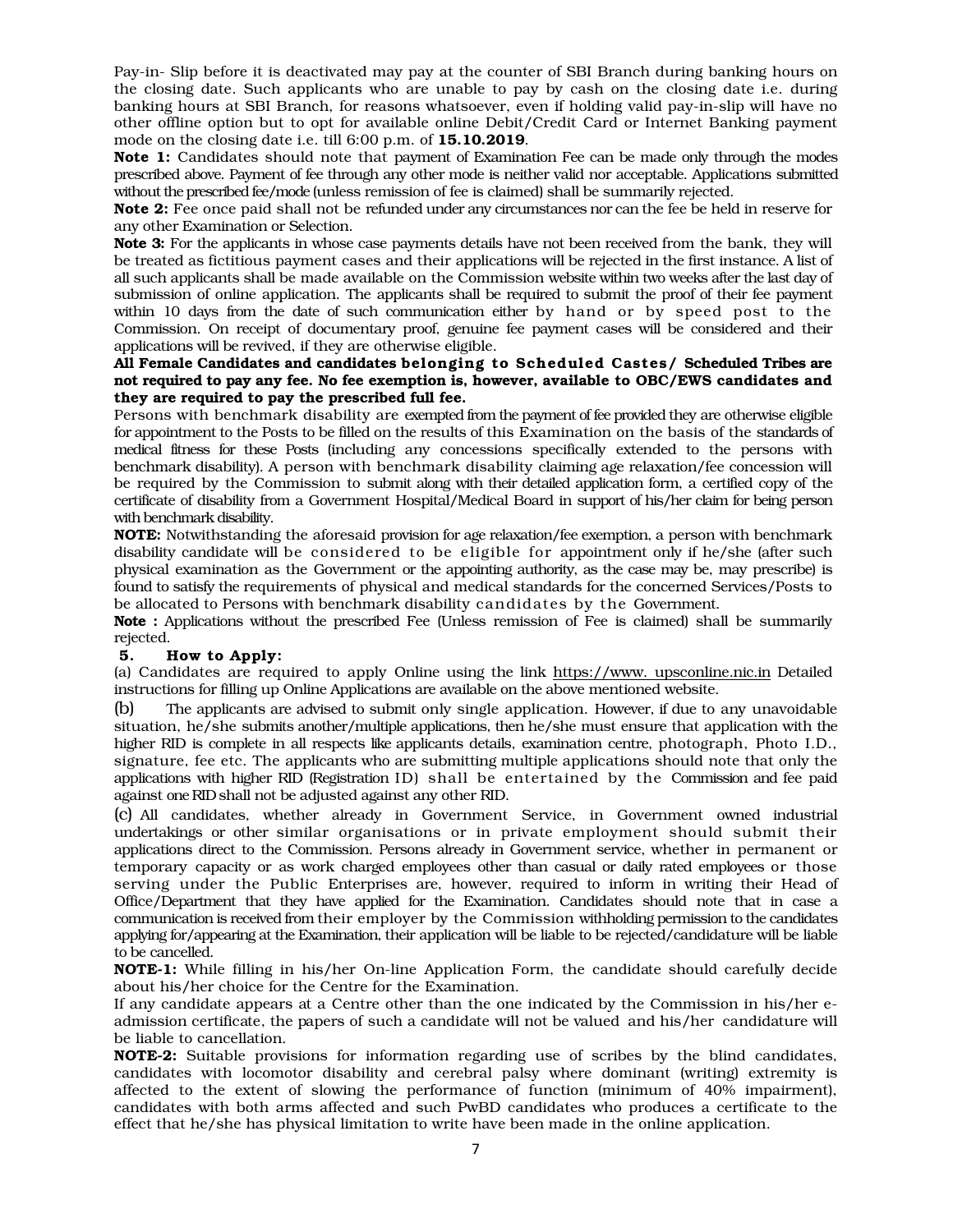Pay-in- Slip before it is deactivated may pay at the counter of SBI Branch during banking hours on the closing date. Such applicants who are unable to pay by cash on the closing date i.e. during banking hours at SBI Branch, for reasons whatsoever, even if holding valid pay-in-slip will have no other offline option but to opt for available online Debit/Credit Card or Internet Banking payment mode on the closing date i.e. till 6:00 p.m. of **15.10.2019**.

**Note 1:** Candidates should note that payment of Examination Fee can be made only through the modes prescribed above. Payment of fee through any other mode is neither valid nor acceptable. Applications submitted without the prescribed fee/mode (unless remission of fee is claimed) shall be summarily rejected.

**Note 2:** Fee once paid shall not be refunded under any circumstances nor can the fee be held in reserve for any other Examination or Selection.

**Note 3:** For the applicants in whose case payments details have not been received from the bank, they will be treated as fictitious payment cases and their applications will be rejected in the first instance. A list of all such applicants shall be made available on the Commission website within two weeks after the last day of submission of online application. The applicants shall be required to submit the proof of their fee payment within 10 days from the date of such communication either by hand or by speed post to the Commission. On receipt of documentary proof, genuine fee payment cases will be considered and their applications will be revived, if they are otherwise eligible.

**All Female Candidates and candidates belonging to Scheduled Castes/ Scheduled Tribes are not required to pay any fee. No fee exemption is, however, available to OBC/EWS candidates and they are required to pay the prescribed full fee.**

Persons with benchmark disability are exempted from the payment of fee provided they are otherwise eligible for appointment to the Posts to be filled on the results of this Examination on the basis of the standards of medical fitness for these Posts (including any concessions specifically extended to the persons with benchmark disability). A person with benchmark disability claiming age relaxation/fee concession will be required by the Commission to submit along with their detailed application form, a certified copy of the certificate of disability from a Government Hospital/Medical Board in support of his/her claim for being person with benchmark disability.

**NOTE:** Notwithstanding the aforesaid provision for age relaxation/fee exemption, a person with benchmark disability candidate will be considered to be eligible for appointment only if he/she (after such physical examination as the Government or the appointing authority, as the case may be, may prescribe) is found to satisfy the requirements of physical and medical standards for the concerned Services/Posts to be allocated to Persons with benchmark disability candidates by the Government.

**Note :** Applications without the prescribed Fee (Unless remission of Fee is claimed) shall be summarily rejected.

### 5. How to Apply:

(a) Candidates are required to apply Online using the link https://www. upsconline.nic.in Detailed instructions for filling up Online Applications are available on the above mentioned website.

(b) The applicants are advised to submit only single application. However, if due to any unavoidable situation, he/she submits another/multiple applications, then he/she must ensure that application with the higher RID is complete in all respects like applicants details, examination centre, photograph, Photo I.D., signature, fee etc. The applicants who are submitting multiple applications should note that only the applications with higher RID (Registration ID) shall be entertained by the Commission and fee paid against one RID shall not be adjusted against any other RID.

(c) All candidates, whether already in Government Service, in Government owned industrial undertakings or other similar organisations or in private employment should submit their applications direct to the Commission. Persons already in Government service, whether in permanent or temporary capacity or as work charged employees other than casual or daily rated employees or those serving under the Public Enterprises are, however, required to inform in writing their Head of Office/Department that they have applied for the Examination. Candidates should note that in case a communication is received from their employer by the Commission withholding permission to the candidates applying for/appearing at the Examination, their application will be liable to be rejected/candidature will be liable to be cancelled.

**NOTE-1:** While filling in his/her On-line Application Form, the candidate should carefully decide about his/her choice for the Centre for the Examination.

If any candidate appears at a Centre other than the one indicated by the Commission in his/her e-admission certificate, the papers of such a candidate will not be valued and his/her candidature will be liable to cancellation.

**NOTE-2:** Suitable provisions for information regarding use of scribes by the blind candidates, candidates with locomotor disability and cerebral palsy where dominant (writing) extremity is affected to the extent of slowing the performance of function (minimum of 40% impairment), candidates with both arms affected and such PwBD candidates who produces a certificate to the effect that he/she has physical limitation to write have been made in the online application.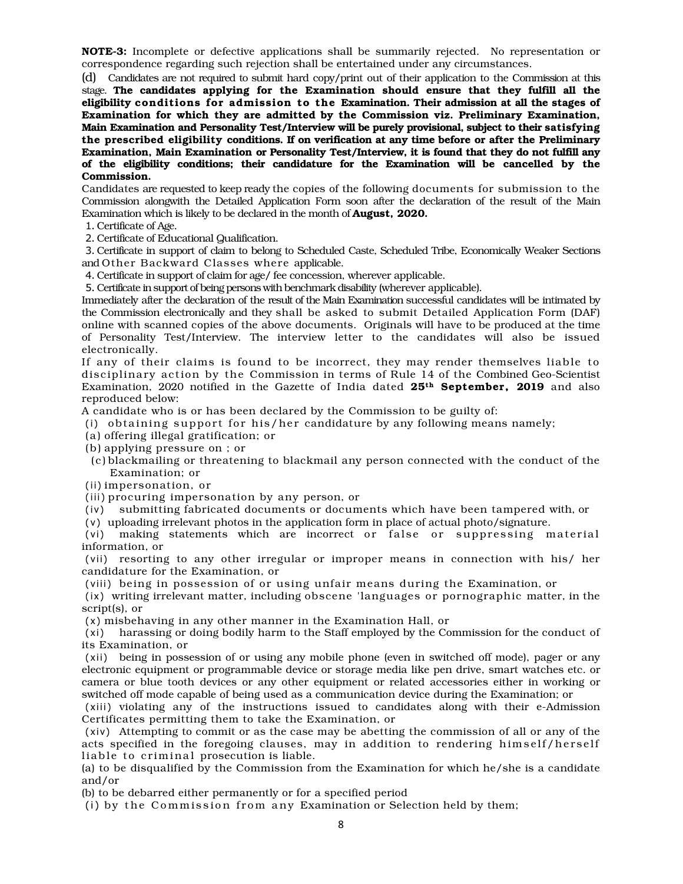**NOTE-3:** Incomplete or defective applications shall be summarily rejected. No representation or correspondence regarding such rejection shall be entertained under any circumstances.

(d) Candidates are not required to submit hard copy/print out of their application to the Commission at this stage. **The candidates applying for the Examination should ensure that they fulfill all the eligibility conditions for admission to the Examination. Their admission at all the stages of Examination for which they are admitted by the Commission viz. Preliminary Examination, Main Examination and Personality Test/Interview will be purely provisional, subject to their satisfying the prescribed eligibility conditions. If on verification at any time before or after the Preliminary Examination, Main Examination or Personality Test/Interview, it is found that they do not fulfill any of the eligibility conditions; their candidature for the Examination will be cancelled by the Commission.**

Candidates are requested to keep ready the copies of the following documents for submission to the Commission alongwith the Detailed Application Form soon after the declaration of the result of the Main Examination which is likely to be declared in the month of **August, 2020.**

1. Certificate of Age.
2. Certificate of Educational Qualification.
3. Certificate in support of claim to belong to Scheduled Caste, Scheduled Tribe, Economically Weaker Sections and Other Backward Classes where applicable.
4. Certificate in support of claim for age/ fee concession, wherever applicable.
5. Certificate in support of being persons with benchmark disability (wherever applicable).

Immediately after the declaration of the result of the Main Examination successful candidates will be intimated by the Commission electronically and they shall be asked to submit Detailed Application Form (DAF) online with scanned copies of the above documents. Originals will have to be produced at the time of Personality Test/Interview. The interview letter to the candidates will also be issued electronically.

If any of their claims is found to be incorrect, they may render themselves liable to disciplinary action by the Commission in terms of Rule 14 of the Combined Geo-Scientist Examination, 2020 notified in the Gazette of India dated **25th September, 2019** and also reproduced below:

A candidate who is or has been declared by the Commission to be guilty of:

(i) obtaining support for his/her candidature by any following means namely;

(a) offering illegal gratification; or

(b) applying pressure on ; or

(c) blackmailing or threatening to blackmail any person connected with the conduct of the Examination; or

(ii) impersonation, or

(iii) procuring impersonation by any person, or

(iv) submitting fabricated documents or documents which have been tampered with, or

(v) uploading irrelevant photos in the application form in place of actual photo/signature.

(vi) making statements which are incorrect or false or suppressing material information, or

(vii) resorting to any other irregular or improper means in connection with his/ her candidature for the Examination, or

(viii) being in possession of or using unfair means during the Examination, or

(ix) writing irrelevant matter, including obscene 'languages or pornographic matter, in the script(s), or

(x) misbehaving in any other manner in the Examination Hall, or

(xi) harassing or doing bodily harm to the Staff employed by the Commission for the conduct of its Examination, or

(xii) being in possession of or using any mobile phone (even in switched off mode), pager or any electronic equipment or programmable device or storage media like pen drive, smart watches etc. or camera or blue tooth devices or any other equipment or related accessories either in working or switched off mode capable of being used as a communication device during the Examination; or

(xiii) violating any of the instructions issued to candidates along with their e-Admission Certificates permitting them to take the Examination, or

(xiv) Attempting to commit or as the case may be abetting the commission of all or any of the acts specified in the foregoing clauses, may in addition to rendering himself/herself liable to criminal prosecution is liable.

(a) to be disqualified by the Commission from the Examination for which he/she is a candidate and/or

(b) to be debarred either permanently or for a specified period

(i) by the Commission from any Examination or Selection held by them;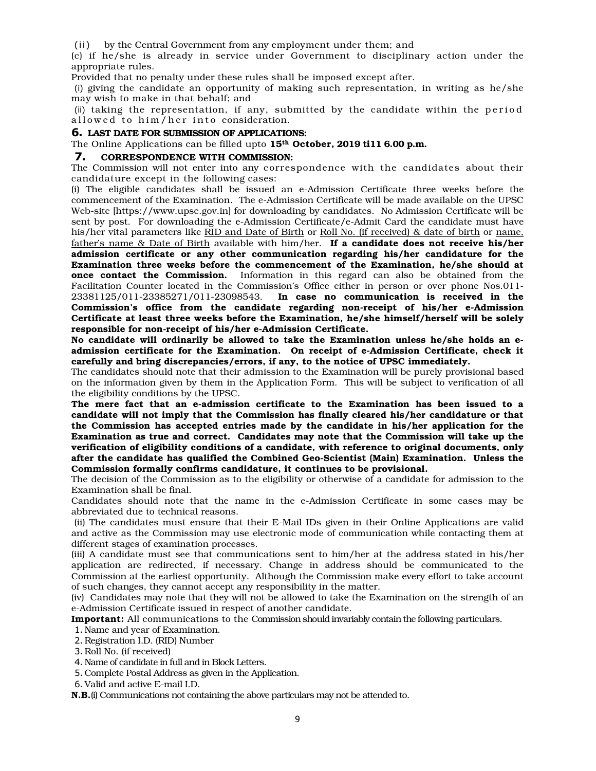(ii) by the Central Government from any employment under them; and

(c) if he/she is already in service under Government to disciplinary action under the appropriate rules.

Provided that no penalty under these rules shall be imposed except after.

(i) giving the candidate an opportunity of making such representation, in writing as he/she may wish to make in that behalf; and

(ii) taking the representation, if any, submitted by the candidate within the period allowed to him/her into consideration.

## 6. LAST DATE FOR SUBMISSION OF APPLICATIONS:

The Online Applications can be filled upto **15th October, 2019 ti11 6.00 p.m.**

## 7. CORRESPONDENCE WITH COMMISSION:

The Commission will not enter into any correspondence with the candidates about their candidature except in the following cases:

(i) The eligible candidates shall be issued an e-Admission Certificate three weeks before the commencement of the Examination. The e-Admission Certificate will be made available on the UPSC Web-site [https://www.upsc.gov.in] for downloading by candidates. No Admission Certificate will be sent by post. For downloading the e-Admission Certificate/e-Admit Card the candidate must have his/her vital parameters like RID and Date of Birth or Roll No. (if received) & date of birth or name, father's name & Date of Birth available with him/her. **If a candidate does not receive his/her admission certificate or any other communication regarding his/her candidature for the Examination three weeks before the commencement of the Examination, he/she should at once contact the Commission.** Information in this regard can also be obtained from the Facilitation Counter located in the Commission's Office either in person or over phone Nos.011-23381125/011-23385271/011-23098543. **In case no communication is received in the Commission's office from the candidate regarding non-receipt of his/her e-Admission Certificate at least three weeks before the Examination, he/she himself/herself will be solely responsible for non-receipt of his/her e-Admission Certificate.**

**No candidate will ordinarily be allowed to take the Examination unless he/she holds an e-admission certificate for the Examination. On receipt of e-Admission Certificate, check it carefully and bring discrepancies/errors, if any, to the notice of UPSC immediately.**

The candidates should note that their admission to the Examination will be purely provisional based on the information given by them in the Application Form. This will be subject to verification of all the eligibility conditions by the UPSC.

**The mere fact that an e-admission certificate to the Examination has been issued to a candidate will not imply that the Commission has finally cleared his/her candidature or that the Commission has accepted entries made by the candidate in his/her application for the Examination as true and correct. Candidates may note that the Commission will take up the verification of eligibility conditions of a candidate, with reference to original documents, only after the candidate has qualified the Combined Geo-Scientist (Main) Examination. Unless the Commission formally confirms candidature, it continues to be provisional.**

The decision of the Commission as to the eligibility or otherwise of a candidate for admission to the Examination shall be final.

Candidates should note that the name in the e-Admission Certificate in some cases may be abbreviated due to technical reasons.

(ii) The candidates must ensure that their E-Mail IDs given in their Online Applications are valid and active as the Commission may use electronic mode of communication while contacting them at different stages of examination processes.

(iii) A candidate must see that communications sent to him/her at the address stated in his/her application are redirected, if necessary. Change in address should be communicated to the Commission at the earliest opportunity. Although the Commission make every effort to take account of such changes, they cannot accept any responsibility in the matter.

(iv) Candidates may note that they will not be allowed to take the Examination on the strength of an e-Admission Certificate issued in respect of another candidate.

**Important:** All communications to the Commission should invariably contain the following particulars.

1. Name and year of Examination.
2. Registration I.D. (RID) Number
3. Roll No. (if received)
4. Name of candidate in full and in Block Letters.
5. Complete Postal Address as given in the Application.
6. Valid and active E-mail I.D.

**N.B.**(i) Communications not containing the above particulars may not be attended to.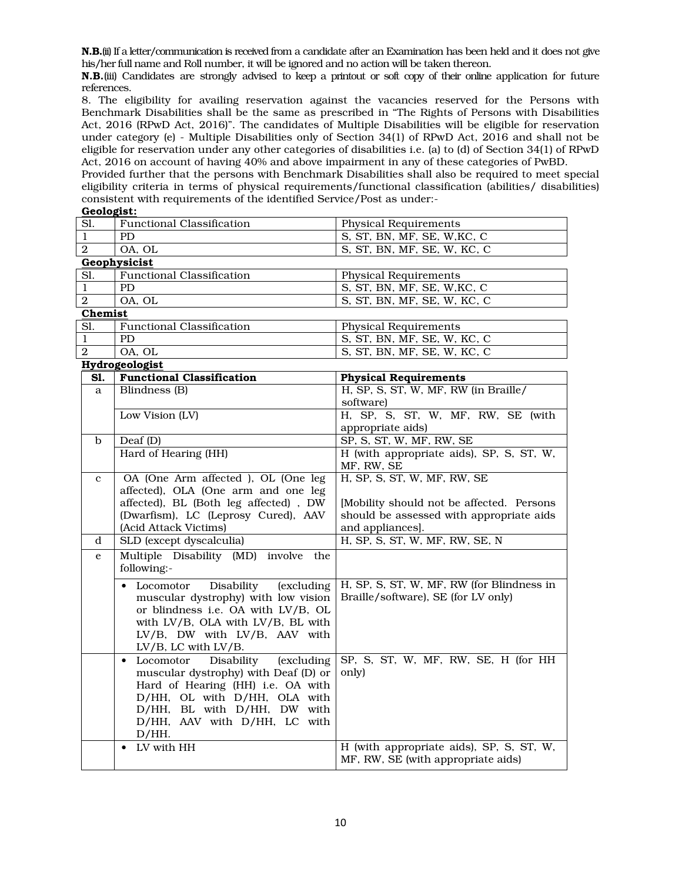**N.B.**(ii) If a letter/communication is received from a candidate after an Examination has been held and it does not give his/her full name and Roll number, it will be ignored and no action will be taken thereon.

**N.B.**(iii) Candidates are strongly advised to keep a printout or soft copy of their online application for future references.

8. The eligibility for availing reservation against the vacancies reserved for the Persons with Benchmark Disabilities shall be the same as prescribed in "The Rights of Persons with Disabilities Act, 2016 (RPwD Act, 2016)". The candidates of Multiple Disabilities will be eligible for reservation under category (e) - Multiple Disabilities only of Section 34(1) of RPwD Act, 2016 and shall not be eligible for reservation under any other categories of disabilities i.e. (a) to (d) of Section 34(1) of RPwD Act, 2016 on account of having 40% and above impairment in any of these categories of PwBD.

Provided further that the persons with Benchmark Disabilities shall also be required to meet special eligibility criteria in terms of physical requirements/functional classification (abilities/ disabilities) consistent with requirements of the identified Service/Post as under:-

**Geologist:**

| Sl. | Functional Classification | Physical Requirements |
|---|---|---|
| 1 | PD | S, ST, BN, MF, SE, W,KC, C |
| 2 | OA, OL | S, ST, BN, MF, SE, W, KC, C |

**Geophysicist**

| Sl. | Functional Classification | Physical Requirements |
|---|---|---|
| 1 | PD | S, ST, BN, MF, SE, W,KC, C |
| 2 | OA, OL | S, ST, BN, MF, SE, W, KC, C |

**Chemist**

| Sl. | Functional Classification | Physical Requirements |
|---|---|---|
| 1 | PD | S, ST, BN, MF, SE, W, KC, C |
| 2 | OA, OL | S, ST, BN, MF, SE, W, KC, C |

**Hydrogeologist**

| Sl. | Functional Classification | Physical Requirements |
|---|---|---|
| a | Blindness (B) | H, SP, S, ST, W, MF, RW (in Braille/ software) |
| | Low Vision (LV) | H, SP, S, ST, W, MF, RW, SE (with appropriate aids) |
| b | Deaf (D) | SP, S, ST, W, MF, RW, SE |
| | Hard of Hearing (HH) | H (with appropriate aids), SP, S, ST, W, MF, RW, SE |
| c | OA (One Arm affected ), OL (One leg affected), OLA (One arm and one leg affected), BL (Both leg affected) , DW (Dwarfism), LC (Leprosy Cured), AAV (Acid Attack Victims) | H, SP, S, ST, W, MF, RW, SE<br><br>[Mobility should not be affected. Persons should be assessed with appropriate aids and appliances]. |
| d | SLD (except dyscalculia) | H, SP, S, ST, W, MF, RW, SE, N |
| e | Multiple Disability (MD) involve the following:- | |
| | • Locomotor Disability (excluding muscular dystrophy) with low vision or blindness i.e. OA with LV/B, OL with LV/B, OLA with LV/B, BL with LV/B, DW with LV/B, AAV with LV/B, LC with LV/B. | H, SP, S, ST, W, MF, RW (for Blindness in Braille/software), SE (for LV only) |
| | • Locomotor Disability (excluding muscular dystrophy) with Deaf (D) or Hard of Hearing (HH) i.e. OA with D/HH, OL with D/HH, OLA with D/HH, BL with D/HH, DW with D/HH, AAV with D/HH, LC with D/HH. | SP, S, ST, W, MF, RW, SE, H (for HH only) |
| | • LV with HH | H (with appropriate aids), SP, S, ST, W, MF, RW, SE (with appropriate aids) |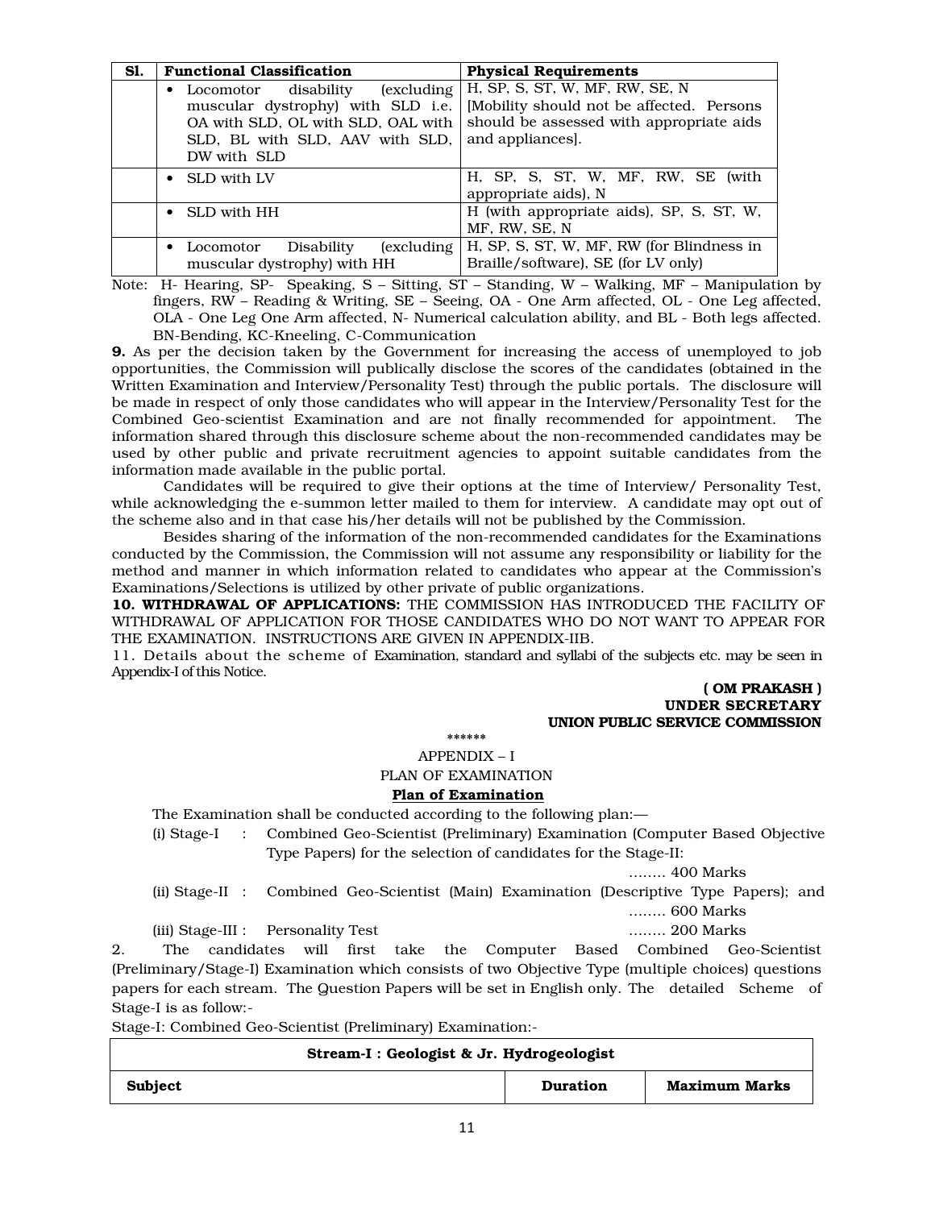| Sl. | Functional Classification | Physical Requirements |
|---|---|---|
| | • Locomotor disability (excluding muscular dystrophy) with SLD i.e. OA with SLD, OL with SLD, OAL with SLD, BL with SLD, AAV with SLD, DW with SLD | H, SP, S, ST, W, MF, RW, SE, N [Mobility should not be affected. Persons should be assessed with appropriate aids and appliances]. |
| | • SLD with LV | H, SP, S, ST, W, MF, RW, SE (with appropriate aids), N |
| | • SLD with HH | H (with appropriate aids), SP, S, ST, W, MF, RW, SE, N |
| | • Locomotor Disability (excluding muscular dystrophy) with HH | H, SP, S, ST, W, MF, RW (for Blindness in Braille/software), SE (for LV only) |

Note: H- Hearing, SP- Speaking, S – Sitting, ST – Standing, W – Walking, MF – Manipulation by fingers, RW – Reading & Writing, SE – Seeing, OA - One Arm affected, OL - One Leg affected, OLA - One Leg One Arm affected, N- Numerical calculation ability, and BL - Both legs affected. BN-Bending, KC-Kneeling, C-Communication

**9.** As per the decision taken by the Government for increasing the access of unemployed to job opportunities, the Commission will publically disclose the scores of the candidates (obtained in the Written Examination and Interview/Personality Test) through the public portals. The disclosure will be made in respect of only those candidates who will appear in the Interview/Personality Test for the Combined Geo-scientist Examination and are not finally recommended for appointment. The information shared through this disclosure scheme about the non-recommended candidates may be used by other public and private recruitment agencies to appoint suitable candidates from the information made available in the public portal.

Candidates will be required to give their options at the time of Interview/ Personality Test, while acknowledging the e-summon letter mailed to them for interview. A candidate may opt out of the scheme also and in that case his/her details will not be published by the Commission.

Besides sharing of the information of the non-recommended candidates for the Examinations conducted by the Commission, the Commission will not assume any responsibility or liability for the method and manner in which information related to candidates who appear at the Commission's Examinations/Selections is utilized by other private of public organizations.

**10. WITHDRAWAL OF APPLICATIONS:** THE COMMISSION HAS INTRODUCED THE FACILITY OF WITHDRAWAL OF APPLICATION FOR THOSE CANDIDATES WHO DO NOT WANT TO APPEAR FOR THE EXAMINATION. INSTRUCTIONS ARE GIVEN IN APPENDIX-IIB.

11. Details about the scheme of Examination, standard and syllabi of the subjects etc. may be seen in Appendix-I of this Notice.

**( OM PRAKASH )**
**UNDER SECRETARY**
**UNION PUBLIC SERVICE COMMISSION**

******

APPENDIX – I

PLAN OF EXAMINATION

## Plan of Examination

The Examination shall be conducted according to the following plan:—

(i) Stage-I : Combined Geo-Scientist (Preliminary) Examination (Computer Based Objective Type Papers) for the selection of candidates for the Stage-II: …….. 400 Marks

(ii) Stage-II : Combined Geo-Scientist (Main) Examination (Descriptive Type Papers); and …….. 600 Marks

(iii) Stage-III : Personality Test …….. 200 Marks

2. The candidates will first take the Computer Based Combined Geo-Scientist (Preliminary/Stage-I) Examination which consists of two Objective Type (multiple choices) questions papers for each stream. The Question Papers will be set in English only. The detailed Scheme of Stage-I is as follow:-

Stage-I: Combined Geo-Scientist (Preliminary) Examination:-

| Stream-I : Geologist & Jr. Hydrogeologist | | |
|---|---|---|
| **Subject** | **Duration** | **Maximum Marks** |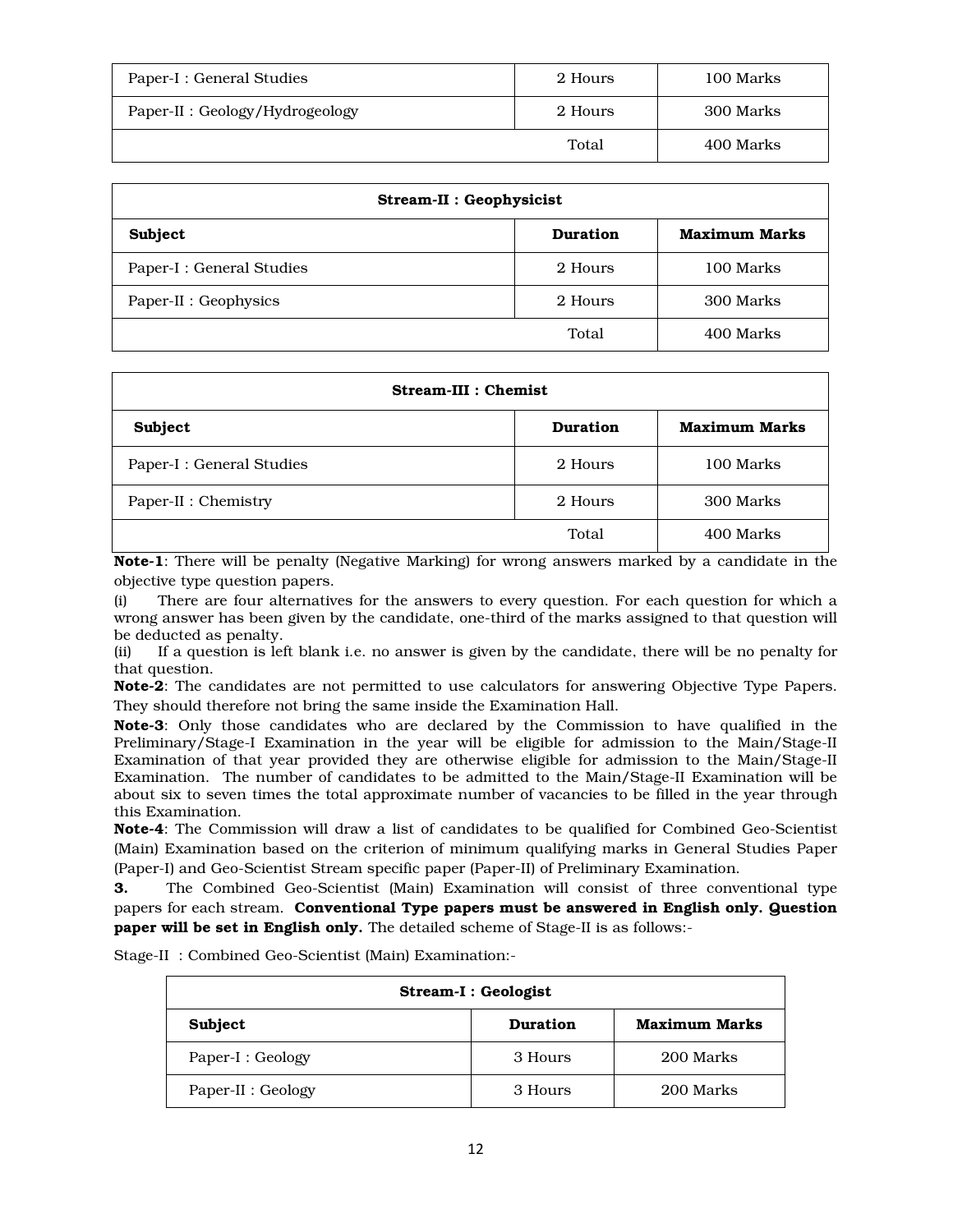| Paper-I : General Studies | 2 Hours | 100 Marks |
|---|---|---|
| Paper-II : Geology/Hydrogeology | 2 Hours | 300 Marks |
| | Total | 400 Marks |

| Stream-II : Geophysicist | | |
|---|---|---|
| **Subject** | **Duration** | **Maximum Marks** |
| Paper-I : General Studies | 2 Hours | 100 Marks |
| Paper-II : Geophysics | 2 Hours | 300 Marks |
| | Total | 400 Marks |

| Stream-III : Chemist | | |
|---|---|---|
| **Subject** | **Duration** | **Maximum Marks** |
| Paper-I : General Studies | 2 Hours | 100 Marks |
| Paper-II : Chemistry | 2 Hours | 300 Marks |
| | Total | 400 Marks |

**Note-1**: There will be penalty (Negative Marking) for wrong answers marked by a candidate in the objective type question papers.

(i) There are four alternatives for the answers to every question. For each question for which a wrong answer has been given by the candidate, one-third of the marks assigned to that question will be deducted as penalty.

(ii) If a question is left blank i.e. no answer is given by the candidate, there will be no penalty for that question.

**Note-2**: The candidates are not permitted to use calculators for answering Objective Type Papers. They should therefore not bring the same inside the Examination Hall.

**Note-3**: Only those candidates who are declared by the Commission to have qualified in the Preliminary/Stage-I Examination in the year will be eligible for admission to the Main/Stage-II Examination of that year provided they are otherwise eligible for admission to the Main/Stage-II Examination. The number of candidates to be admitted to the Main/Stage-II Examination will be about six to seven times the total approximate number of vacancies to be filled in the year through this Examination.

**Note-4**: The Commission will draw a list of candidates to be qualified for Combined Geo-Scientist (Main) Examination based on the criterion of minimum qualifying marks in General Studies Paper (Paper-I) and Geo-Scientist Stream specific paper (Paper-II) of Preliminary Examination.

**3.** The Combined Geo-Scientist (Main) Examination will consist of three conventional type papers for each stream. **Conventional Type papers must be answered in English only. Question paper will be set in English only.** The detailed scheme of Stage-II is as follows:-

Stage-II : Combined Geo-Scientist (Main) Examination:-

| Stream-I : Geologist | | |
|---|---|---|
| **Subject** | **Duration** | **Maximum Marks** |
| Paper-I : Geology | 3 Hours | 200 Marks |
| Paper-II : Geology | 3 Hours | 200 Marks |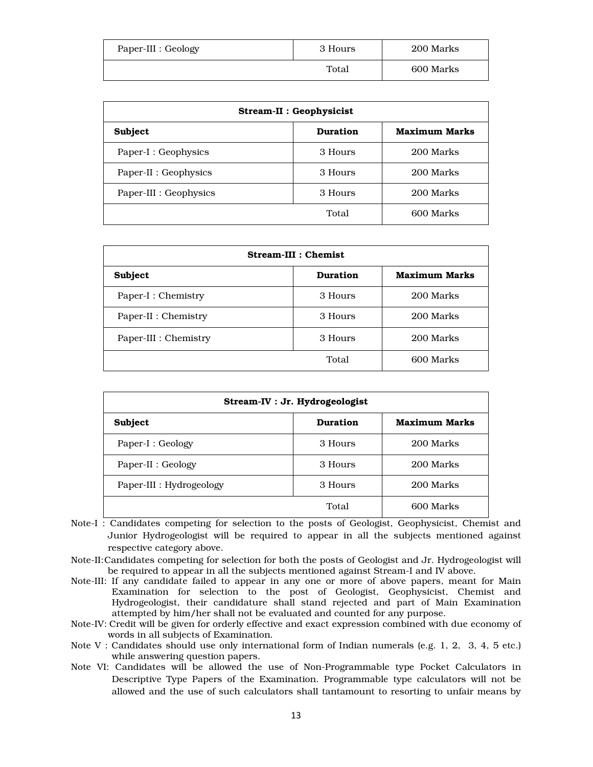| Paper-III : Geology | 3 Hours | 200 Marks |
|---|---|---|
| | Total | 600 Marks |

| Stream-II : Geophysicist | | |
|---|---|---|
| **Subject** | **Duration** | **Maximum Marks** |
| Paper-I : Geophysics | 3 Hours | 200 Marks |
| Paper-II : Geophysics | 3 Hours | 200 Marks |
| Paper-III : Geophysics | 3 Hours | 200 Marks |
| | Total | 600 Marks |

| Stream-III : Chemist | | |
|---|---|---|
| **Subject** | **Duration** | **Maximum Marks** |
| Paper-I : Chemistry | 3 Hours | 200 Marks |
| Paper-II : Chemistry | 3 Hours | 200 Marks |
| Paper-III : Chemistry | 3 Hours | 200 Marks |
| | Total | 600 Marks |

| Stream-IV : Jr. Hydrogeologist | | |
|---|---|---|
| **Subject** | **Duration** | **Maximum Marks** |
| Paper-I : Geology | 3 Hours | 200 Marks |
| Paper-II : Geology | 3 Hours | 200 Marks |
| Paper-III : Hydrogeology | 3 Hours | 200 Marks |
| | Total | 600 Marks |

Note-I : Candidates competing for selection to the posts of Geologist, Geophysicist, Chemist and Junior Hydrogeologist will be required to appear in all the subjects mentioned against respective category above.

Note-II: Candidates competing for selection for both the posts of Geologist and Jr. Hydrogeologist will be required to appear in all the subjects mentioned against Stream-I and IV above.

Note-III: If any candidate failed to appear in any one or more of above papers, meant for Main Examination for selection to the post of Geologist, Geophysicist, Chemist and Hydrogeologist, their candidature shall stand rejected and part of Main Examination attempted by him/her shall not be evaluated and counted for any purpose.

Note-IV: Credit will be given for orderly effective and exact expression combined with due economy of words in all subjects of Examination.

Note V : Candidates should use only international form of Indian numerals (e.g. 1, 2, 3, 4, 5 etc.) while answering question papers.

Note VI: Candidates will be allowed the use of Non-Programmable type Pocket Calculators in Descriptive Type Papers of the Examination. Programmable type calculators will not be allowed and the use of such calculators shall tantamount to resorting to unfair means by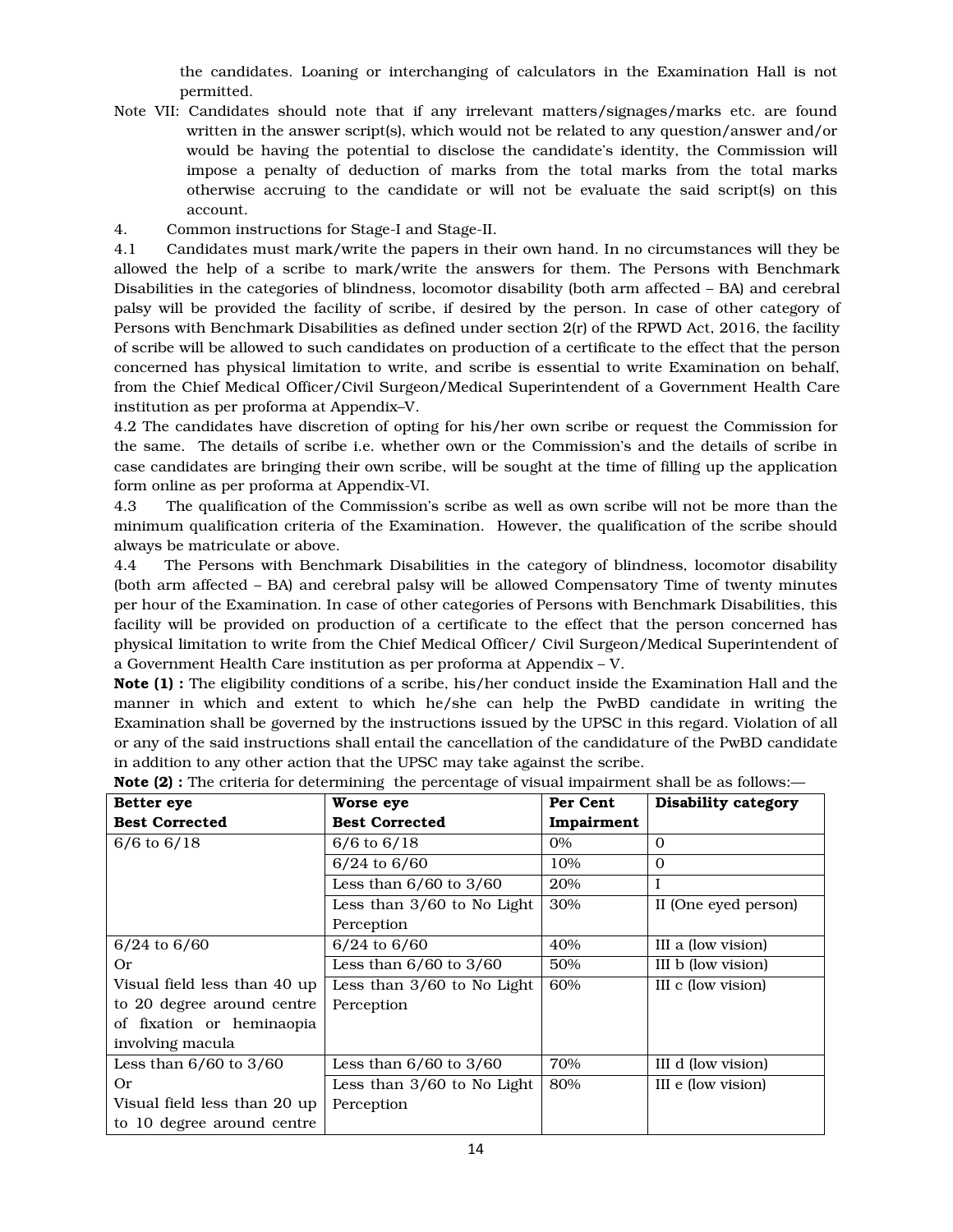the candidates. Loaning or interchanging of calculators in the Examination Hall is not permitted.

Note VII: Candidates should note that if any irrelevant matters/signages/marks etc. are found written in the answer script(s), which would not be related to any question/answer and/or would be having the potential to disclose the candidate's identity, the Commission will impose a penalty of deduction of marks from the total marks from the total marks otherwise accruing to the candidate or will not be evaluate the said script(s) on this account.

4. Common instructions for Stage-I and Stage-II.

4.1 Candidates must mark/write the papers in their own hand. In no circumstances will they be allowed the help of a scribe to mark/write the answers for them. The Persons with Benchmark Disabilities in the categories of blindness, locomotor disability (both arm affected – BA) and cerebral palsy will be provided the facility of scribe, if desired by the person. In case of other category of Persons with Benchmark Disabilities as defined under section 2(r) of the RPWD Act, 2016, the facility of scribe will be allowed to such candidates on production of a certificate to the effect that the person concerned has physical limitation to write, and scribe is essential to write Examination on behalf, from the Chief Medical Officer/Civil Surgeon/Medical Superintendent of a Government Health Care institution as per proforma at Appendix–V.

4.2 The candidates have discretion of opting for his/her own scribe or request the Commission for the same. The details of scribe i.e. whether own or the Commission's and the details of scribe in case candidates are bringing their own scribe, will be sought at the time of filling up the application form online as per proforma at Appendix-VI.

4.3 The qualification of the Commission's scribe as well as own scribe will not be more than the minimum qualification criteria of the Examination. However, the qualification of the scribe should always be matriculate or above.

4.4 The Persons with Benchmark Disabilities in the category of blindness, locomotor disability (both arm affected – BA) and cerebral palsy will be allowed Compensatory Time of twenty minutes per hour of the Examination. In case of other categories of Persons with Benchmark Disabilities, this facility will be provided on production of a certificate to the effect that the person concerned has physical limitation to write from the Chief Medical Officer/ Civil Surgeon/Medical Superintendent of a Government Health Care institution as per proforma at Appendix – V.

**Note (1) :** The eligibility conditions of a scribe, his/her conduct inside the Examination Hall and the manner in which and extent to which he/she can help the PwBD candidate in writing the Examination shall be governed by the instructions issued by the UPSC in this regard. Violation of all or any of the said instructions shall entail the cancellation of the candidature of the PwBD candidate in addition to any other action that the UPSC may take against the scribe.

**Note (2) :** The criteria for determining the percentage of visual impairment shall be as follows:—

| **Better eye Best Corrected** | **Worse eye Best Corrected** | **Per Cent Impairment** | **Disability category** |
|---|---|---|---|
| 6/6 to 6/18 | 6/6 to 6/18 | 0% | 0 |
| | 6/24 to 6/60 | 10% | 0 |
| | Less than 6/60 to 3/60 | 20% | I |
| | Less than 3/60 to No Light Perception | 30% | II (One eyed person) |
| 6/24 to 6/60 Or Visual field less than 40 up to 20 degree around centre of fixation or heminaopia involving macula | 6/24 to 6/60 | 40% | III a (low vision) |
| | Less than 6/60 to 3/60 | 50% | III b (low vision) |
| | Less than 3/60 to No Light Perception | 60% | III c (low vision) |
| Less than 6/60 to 3/60 Or Visual field less than 20 up to 10 degree around centre | Less than 6/60 to 3/60 | 70% | III d (low vision) |
| | Less than 3/60 to No Light Perception | 80% | III e (low vision) |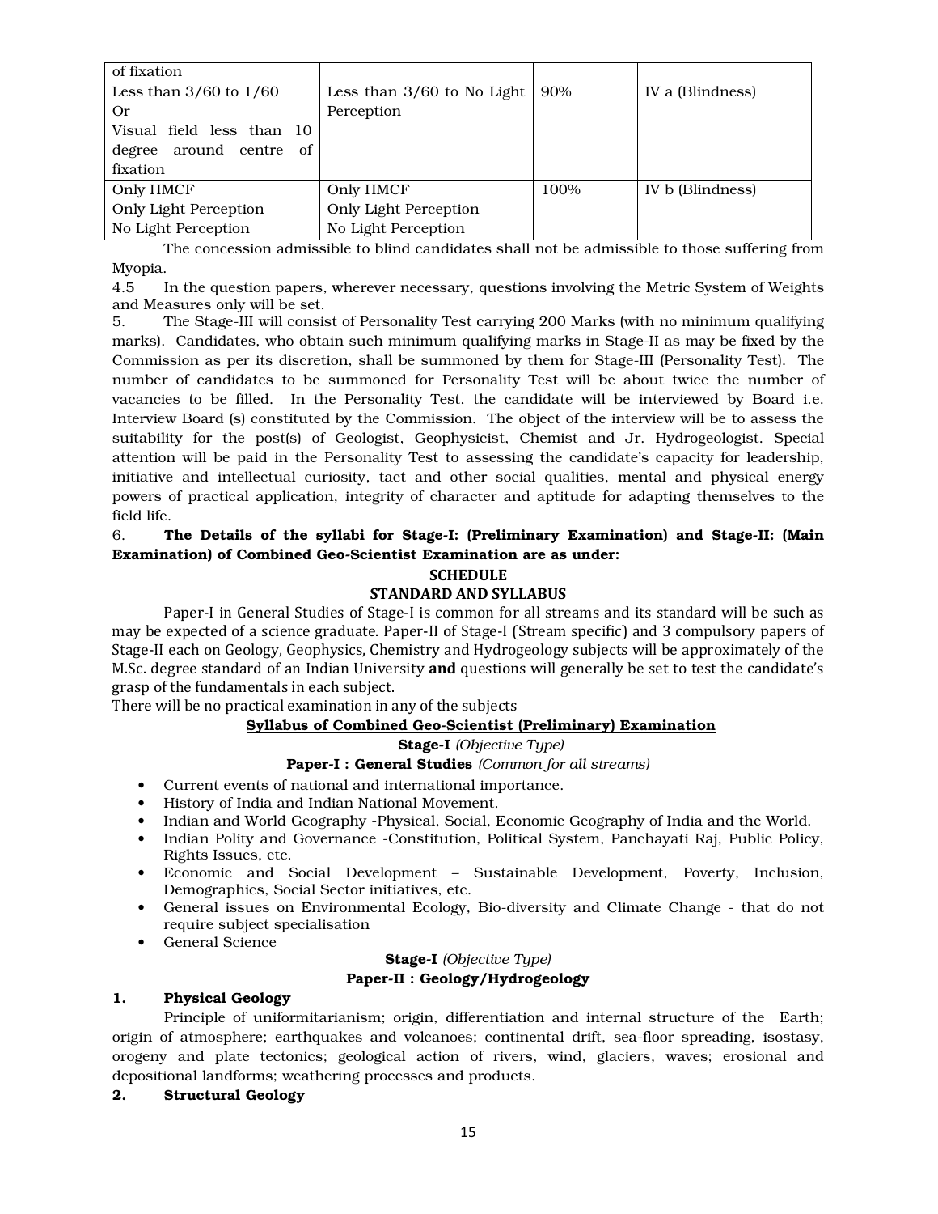| of fixation | | | |
|---|---|---|---|
| Less than 3/60 to 1/60<br>Or<br>Visual field less than 10 degree around centre of fixation | Less than 3/60 to No Light Perception | 90% | IV a (Blindness) |
| Only HMCF<br>Only Light Perception<br>No Light Perception | Only HMCF<br>Only Light Perception<br>No Light Perception | 100% | IV b (Blindness) |

The concession admissible to blind candidates shall not be admissible to those suffering from Myopia.

4.5 In the question papers, wherever necessary, questions involving the Metric System of Weights and Measures only will be set.

5. The Stage-III will consist of Personality Test carrying 200 Marks (with no minimum qualifying marks). Candidates, who obtain such minimum qualifying marks in Stage-II as may be fixed by the Commission as per its discretion, shall be summoned by them for Stage-III (Personality Test). The number of candidates to be summoned for Personality Test will be about twice the number of vacancies to be filled. In the Personality Test, the candidate will be interviewed by Board i.e. Interview Board (s) constituted by the Commission. The object of the interview will be to assess the suitability for the post(s) of Geologist, Geophysicist, Chemist and Jr. Hydrogeologist. Special attention will be paid in the Personality Test to assessing the candidate's capacity for leadership, initiative and intellectual curiosity, tact and other social qualities, mental and physical energy powers of practical application, integrity of character and aptitude for adapting themselves to the field life.

6. **The Details of the syllabi for Stage-I: (Preliminary Examination) and Stage-II: (Main Examination) of Combined Geo-Scientist Examination are as under:**

## SCHEDULE

## STANDARD AND SYLLABUS

Paper-I in General Studies of Stage-I is common for all streams and its standard will be such as may be expected of a science graduate. Paper-II of Stage-I (Stream specific) and 3 compulsory papers of Stage-II each on Geology, Geophysics, Chemistry and Hydrogeology subjects will be approximately of the M.Sc. degree standard of an Indian University **and** questions will generally be set to test the candidate's grasp of the fundamentals in each subject.

There will be no practical examination in any of the subjects

### Syllabus of Combined Geo-Scientist (Preliminary) Examination

**Stage-I** *(Objective Type)*

**Paper-I : General Studies** *(Common for all streams)*

- Current events of national and international importance.
- History of India and Indian National Movement.
- Indian and World Geography -Physical, Social, Economic Geography of India and the World.
- Indian Polity and Governance -Constitution, Political System, Panchayati Raj, Public Policy, Rights Issues, etc.
- Economic and Social Development – Sustainable Development, Poverty, Inclusion, Demographics, Social Sector initiatives, etc.
- General issues on Environmental Ecology, Bio-diversity and Climate Change - that do not require subject specialisation
- General Science

**Stage-I** *(Objective Type)*

**Paper-II : Geology/Hydrogeology**

**1. Physical Geology**

Principle of uniformitarianism; origin, differentiation and internal structure of the Earth; origin of atmosphere; earthquakes and volcanoes; continental drift, sea-floor spreading, isostasy, orogeny and plate tectonics; geological action of rivers, wind, glaciers, waves; erosional and depositional landforms; weathering processes and products.

**2. Structural Geology**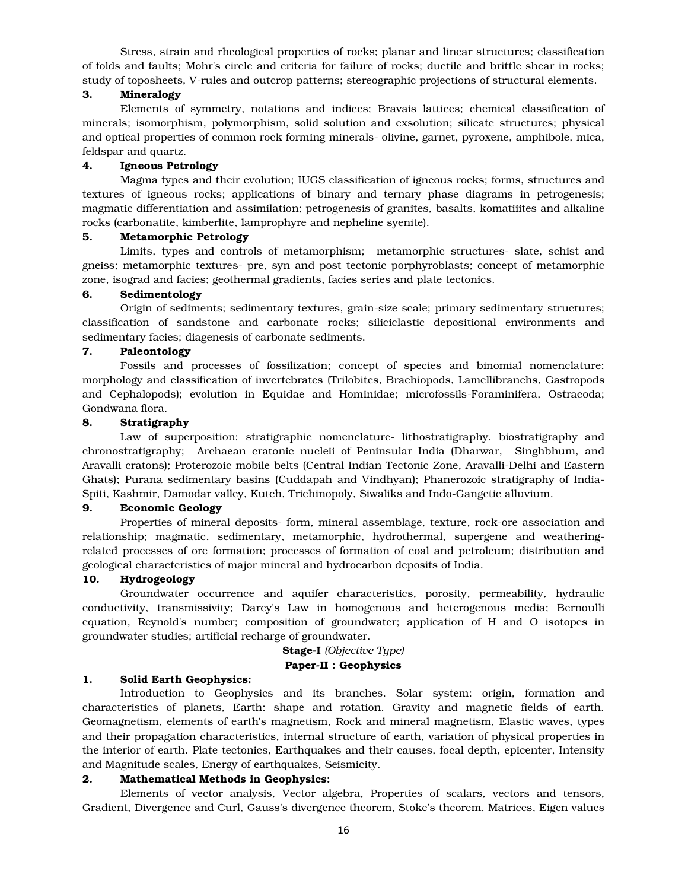Stress, strain and rheological properties of rocks; planar and linear structures; classification of folds and faults; Mohr's circle and criteria for failure of rocks; ductile and brittle shear in rocks; study of toposheets, V-rules and outcrop patterns; stereographic projections of structural elements.

### 3. Mineralogy

Elements of symmetry, notations and indices; Bravais lattices; chemical classification of minerals; isomorphism, polymorphism, solid solution and exsolution; silicate structures; physical and optical properties of common rock forming minerals- olivine, garnet, pyroxene, amphibole, mica, feldspar and quartz.

### 4. Igneous Petrology

Magma types and their evolution; IUGS classification of igneous rocks; forms, structures and textures of igneous rocks; applications of binary and ternary phase diagrams in petrogenesis; magmatic differentiation and assimilation; petrogenesis of granites, basalts, komatiiites and alkaline rocks (carbonatite, kimberlite, lamprophyre and nepheline syenite).

### 5. Metamorphic Petrology

Limits, types and controls of metamorphism; metamorphic structures- slate, schist and gneiss; metamorphic textures- pre, syn and post tectonic porphyroblasts; concept of metamorphic zone, isograd and facies; geothermal gradients, facies series and plate tectonics.

### 6. Sedimentology

Origin of sediments; sedimentary textures, grain-size scale; primary sedimentary structures; classification of sandstone and carbonate rocks; siliciclastic depositional environments and sedimentary facies; diagenesis of carbonate sediments.

### 7. Paleontology

Fossils and processes of fossilization; concept of species and binomial nomenclature; morphology and classification of invertebrates (Trilobites, Brachiopods, Lamellibranchs, Gastropods and Cephalopods); evolution in Equidae and Hominidae; microfossils-Foraminifera, Ostracoda; Gondwana flora.

### 8. Stratigraphy

Law of superposition; stratigraphic nomenclature- lithostratigraphy, biostratigraphy and chronostratigraphy; Archaean cratonic nucleii of Peninsular India (Dharwar, Singhbhum, and Aravalli cratons); Proterozoic mobile belts (Central Indian Tectonic Zone, Aravalli-Delhi and Eastern Ghats); Purana sedimentary basins (Cuddapah and Vindhyan); Phanerozoic stratigraphy of India- Spiti, Kashmir, Damodar valley, Kutch, Trichinopoly, Siwaliks and Indo-Gangetic alluvium.

### 9. Economic Geology

Properties of mineral deposits- form, mineral assemblage, texture, rock-ore association and relationship; magmatic, sedimentary, metamorphic, hydrothermal, supergene and weathering-related processes of ore formation; processes of formation of coal and petroleum; distribution and geological characteristics of major mineral and hydrocarbon deposits of India.

### 10. Hydrogeology

Groundwater occurrence and aquifer characteristics, porosity, permeability, hydraulic conductivity, transmissivity; Darcy's Law in homogenous and heterogenous media; Bernoulli equation, Reynold's number; composition of groundwater; application of H and O isotopes in groundwater studies; artificial recharge of groundwater.

## Stage-I *(Objective Type)*

## Paper-II : Geophysics

### 1. Solid Earth Geophysics:

Introduction to Geophysics and its branches. Solar system: origin, formation and characteristics of planets, Earth: shape and rotation. Gravity and magnetic fields of earth. Geomagnetism, elements of earth's magnetism, Rock and mineral magnetism, Elastic waves, types and their propagation characteristics, internal structure of earth, variation of physical properties in the interior of earth. Plate tectonics, Earthquakes and their causes, focal depth, epicenter, Intensity and Magnitude scales, Energy of earthquakes, Seismicity.

### 2. Mathematical Methods in Geophysics:

Elements of vector analysis, Vector algebra, Properties of scalars, vectors and tensors, Gradient, Divergence and Curl, Gauss's divergence theorem, Stoke's theorem. Matrices, Eigen values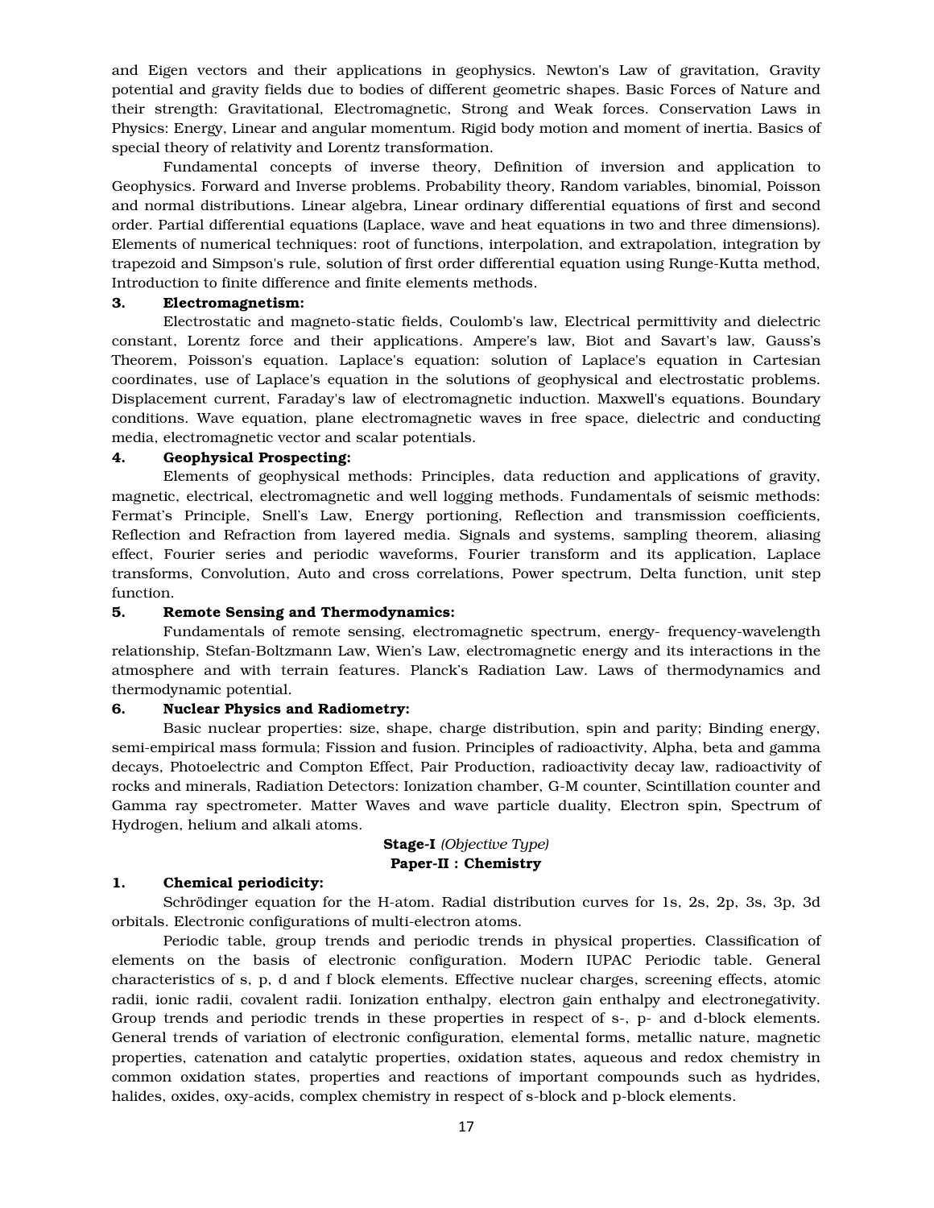and Eigen vectors and their applications in geophysics. Newton's Law of gravitation, Gravity potential and gravity fields due to bodies of different geometric shapes. Basic Forces of Nature and their strength: Gravitational, Electromagnetic, Strong and Weak forces. Conservation Laws in Physics: Energy, Linear and angular momentum. Rigid body motion and moment of inertia. Basics of special theory of relativity and Lorentz transformation.

Fundamental concepts of inverse theory, Definition of inversion and application to Geophysics. Forward and Inverse problems. Probability theory, Random variables, binomial, Poisson and normal distributions. Linear algebra, Linear ordinary differential equations of first and second order. Partial differential equations (Laplace, wave and heat equations in two and three dimensions). Elements of numerical techniques: root of functions, interpolation, and extrapolation, integration by trapezoid and Simpson's rule, solution of first order differential equation using Runge-Kutta method, Introduction to finite difference and finite elements methods.

**3. Electromagnetism:**

Electrostatic and magneto-static fields, Coulomb's law, Electrical permittivity and dielectric constant, Lorentz force and their applications. Ampere's law, Biot and Savart's law, Gauss's Theorem, Poisson's equation. Laplace's equation: solution of Laplace's equation in Cartesian coordinates, use of Laplace's equation in the solutions of geophysical and electrostatic problems. Displacement current, Faraday's law of electromagnetic induction. Maxwell's equations. Boundary conditions. Wave equation, plane electromagnetic waves in free space, dielectric and conducting media, electromagnetic vector and scalar potentials.

**4. Geophysical Prospecting:**

Elements of geophysical methods: Principles, data reduction and applications of gravity, magnetic, electrical, electromagnetic and well logging methods. Fundamentals of seismic methods: Fermat's Principle, Snell's Law, Energy portioning, Reflection and transmission coefficients, Reflection and Refraction from layered media. Signals and systems, sampling theorem, aliasing effect, Fourier series and periodic waveforms, Fourier transform and its application, Laplace transforms, Convolution, Auto and cross correlations, Power spectrum, Delta function, unit step function.

**5. Remote Sensing and Thermodynamics:**

Fundamentals of remote sensing, electromagnetic spectrum, energy- frequency-wavelength relationship, Stefan-Boltzmann Law, Wien's Law, electromagnetic energy and its interactions in the atmosphere and with terrain features. Planck's Radiation Law. Laws of thermodynamics and thermodynamic potential.

**6. Nuclear Physics and Radiometry:**

Basic nuclear properties: size, shape, charge distribution, spin and parity; Binding energy, semi-empirical mass formula; Fission and fusion. Principles of radioactivity, Alpha, beta and gamma decays, Photoelectric and Compton Effect, Pair Production, radioactivity decay law, radioactivity of rocks and minerals, Radiation Detectors: Ionization chamber, G-M counter, Scintillation counter and Gamma ray spectrometer. Matter Waves and wave particle duality, Electron spin, Spectrum of Hydrogen, helium and alkali atoms.

**Stage-I** *(Objective Type)*

**Paper-II : Chemistry**

**1. Chemical periodicity:**

Schrödinger equation for the H-atom. Radial distribution curves for 1s, 2s, 2p, 3s, 3p, 3d orbitals. Electronic configurations of multi-electron atoms.

Periodic table, group trends and periodic trends in physical properties. Classification of elements on the basis of electronic configuration. Modern IUPAC Periodic table. General characteristics of s, p, d and f block elements. Effective nuclear charges, screening effects, atomic radii, ionic radii, covalent radii. Ionization enthalpy, electron gain enthalpy and electronegativity. Group trends and periodic trends in these properties in respect of s-, p- and d-block elements. General trends of variation of electronic configuration, elemental forms, metallic nature, magnetic properties, catenation and catalytic properties, oxidation states, aqueous and redox chemistry in common oxidation states, properties and reactions of important compounds such as hydrides, halides, oxides, oxy-acids, complex chemistry in respect of s-block and p-block elements.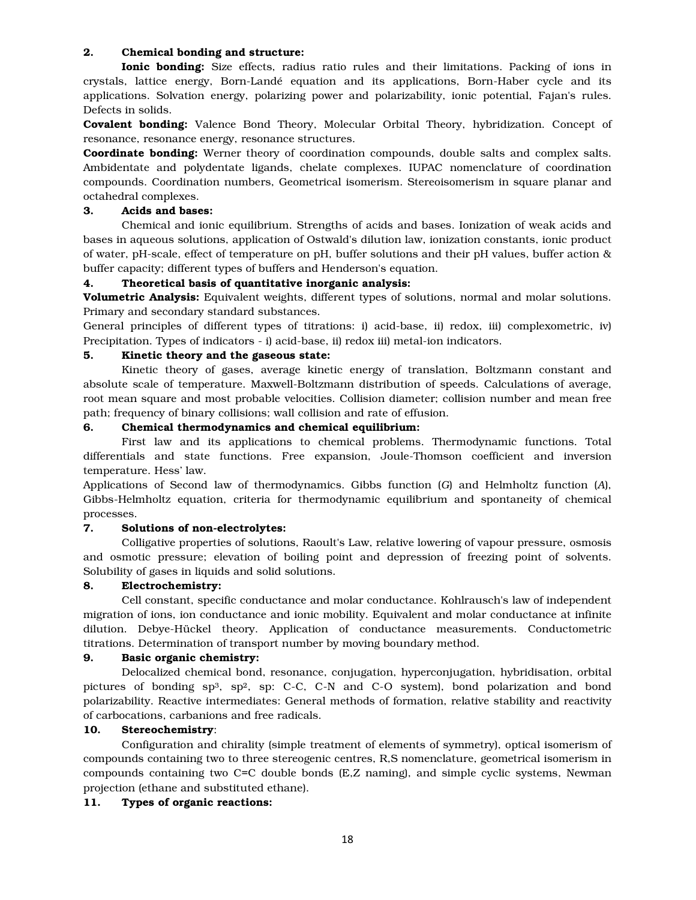**2. Chemical bonding and structure:**

**Ionic bonding:** Size effects, radius ratio rules and their limitations. Packing of ions in crystals, lattice energy, Born-Landé equation and its applications, Born-Haber cycle and its applications. Solvation energy, polarizing power and polarizability, ionic potential, Fajan's rules. Defects in solids.

**Covalent bonding:** Valence Bond Theory, Molecular Orbital Theory, hybridization. Concept of resonance, resonance energy, resonance structures.

**Coordinate bonding:** Werner theory of coordination compounds, double salts and complex salts. Ambidentate and polydentate ligands, chelate complexes. IUPAC nomenclature of coordination compounds. Coordination numbers, Geometrical isomerism. Stereoisomerism in square planar and octahedral complexes.

**3. Acids and bases:**

Chemical and ionic equilibrium. Strengths of acids and bases. Ionization of weak acids and bases in aqueous solutions, application of Ostwald's dilution law, ionization constants, ionic product of water, pH-scale, effect of temperature on pH, buffer solutions and their pH values, buffer action & buffer capacity; different types of buffers and Henderson's equation.

**4. Theoretical basis of quantitative inorganic analysis:**

**Volumetric Analysis:** Equivalent weights, different types of solutions, normal and molar solutions. Primary and secondary standard substances.

General principles of different types of titrations: i) acid-base, ii) redox, iii) complexometric, iv) Precipitation. Types of indicators - i) acid-base, ii) redox iii) metal-ion indicators.

**5. Kinetic theory and the gaseous state:**

Kinetic theory of gases, average kinetic energy of translation, Boltzmann constant and absolute scale of temperature. Maxwell-Boltzmann distribution of speeds. Calculations of average, root mean square and most probable velocities. Collision diameter; collision number and mean free path; frequency of binary collisions; wall collision and rate of effusion.

**6. Chemical thermodynamics and chemical equilibrium:**

First law and its applications to chemical problems. Thermodynamic functions. Total differentials and state functions. Free expansion, Joule-Thomson coefficient and inversion temperature. Hess' law.

Applications of Second law of thermodynamics. Gibbs function (*G*) and Helmholtz function (*A*), Gibbs-Helmholtz equation, criteria for thermodynamic equilibrium and spontaneity of chemical processes.

**7. Solutions of non-electrolytes:**

Colligative properties of solutions, Raoult's Law, relative lowering of vapour pressure, osmosis and osmotic pressure; elevation of boiling point and depression of freezing point of solvents. Solubility of gases in liquids and solid solutions.

**8. Electrochemistry:**

Cell constant, specific conductance and molar conductance. Kohlrausch's law of independent migration of ions, ion conductance and ionic mobility. Equivalent and molar conductance at infinite dilution. Debye-Hückel theory. Application of conductance measurements. Conductometric titrations. Determination of transport number by moving boundary method.

**9. Basic organic chemistry:**

Delocalized chemical bond, resonance, conjugation, hyperconjugation, hybridisation, orbital pictures of bonding $sp^3$, $sp^2$, sp: C-C, C-N and C-O system), bond polarization and bond polarizability. Reactive intermediates: General methods of formation, relative stability and reactivity of carbocations, carbanions and free radicals.

**10. Stereochemistry**:

Configuration and chirality (simple treatment of elements of symmetry), optical isomerism of compounds containing two to three stereogenic centres, R,S nomenclature, geometrical isomerism in compounds containing two C=C double bonds (E,Z naming), and simple cyclic systems, Newman projection (ethane and substituted ethane).

**11. Types of organic reactions:**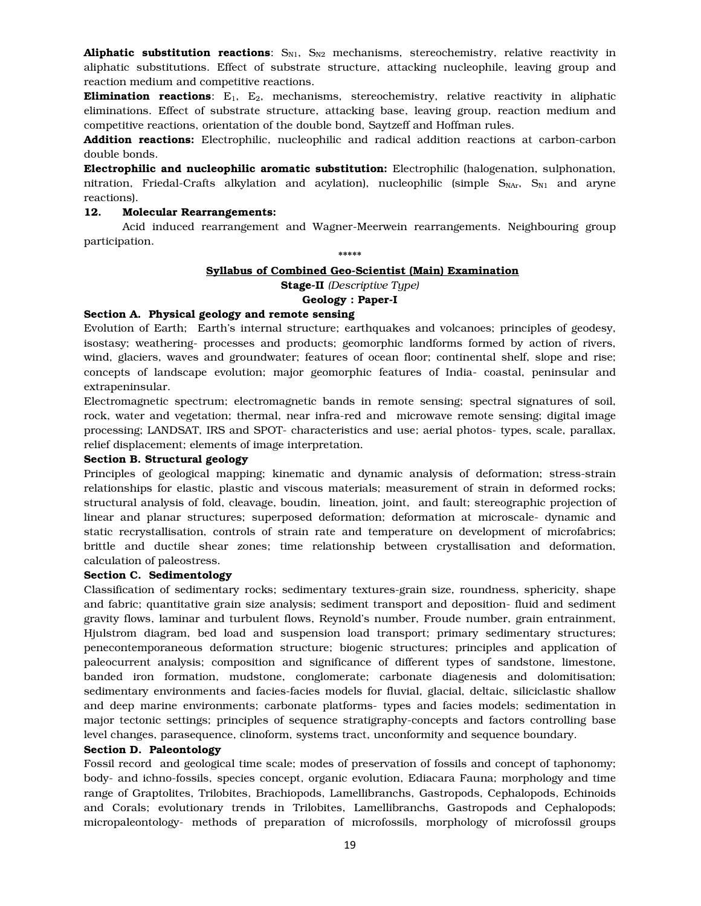**Aliphatic substitution reactions**: $S_{N1}$, $S_{N2}$ mechanisms, stereochemistry, relative reactivity in aliphatic substitutions. Effect of substrate structure, attacking nucleophile, leaving group and reaction medium and competitive reactions.

**Elimination reactions**: $E_1$, $E_2$, mechanisms, stereochemistry, relative reactivity in aliphatic eliminations. Effect of substrate structure, attacking base, leaving group, reaction medium and competitive reactions, orientation of the double bond, Saytzeff and Hoffman rules.

**Addition reactions:** Electrophilic, nucleophilic and radical addition reactions at carbon-carbon double bonds.

**Electrophilic and nucleophilic aromatic substitution:** Electrophilic (halogenation, sulphonation, nitration, Friedal-Crafts alkylation and acylation), nucleophilic (simple $S_{NAr}$, $S_{N1}$ and aryne reactions).

**12. Molecular Rearrangements:**

Acid induced rearrangement and Wagner-Meerwein rearrangements. Neighbouring group participation.

\*\*\*\*\*

## Syllabus of Combined Geo-Scientist (Main) Examination

### Stage-II *(Descriptive Type)*

### Geology : Paper-I

**Section A. Physical geology and remote sensing**

Evolution of Earth; Earth's internal structure; earthquakes and volcanoes; principles of geodesy, isostasy; weathering- processes and products; geomorphic landforms formed by action of rivers, wind, glaciers, waves and groundwater; features of ocean floor; continental shelf, slope and rise; concepts of landscape evolution; major geomorphic features of India- coastal, peninsular and extrapeninsular.

Electromagnetic spectrum; electromagnetic bands in remote sensing; spectral signatures of soil, rock, water and vegetation; thermal, near infra-red and microwave remote sensing; digital image processing; LANDSAT, IRS and SPOT- characteristics and use; aerial photos- types, scale, parallax, relief displacement; elements of image interpretation.

**Section B. Structural geology**

Principles of geological mapping; kinematic and dynamic analysis of deformation; stress-strain relationships for elastic, plastic and viscous materials; measurement of strain in deformed rocks; structural analysis of fold, cleavage, boudin, lineation, joint, and fault; stereographic projection of linear and planar structures; superposed deformation; deformation at microscale- dynamic and static recrystallisation, controls of strain rate and temperature on development of microfabrics; brittle and ductile shear zones; time relationship between crystallisation and deformation, calculation of paleostress.

**Section C. Sedimentology**

Classification of sedimentary rocks; sedimentary textures-grain size, roundness, sphericity, shape and fabric; quantitative grain size analysis; sediment transport and deposition- fluid and sediment gravity flows, laminar and turbulent flows, Reynold's number, Froude number, grain entrainment, Hjulstrom diagram, bed load and suspension load transport; primary sedimentary structures; penecontemporaneous deformation structure; biogenic structures; principles and application of paleocurrent analysis; composition and significance of different types of sandstone, limestone, banded iron formation, mudstone, conglomerate; carbonate diagenesis and dolomitisation; sedimentary environments and facies-facies models for fluvial, glacial, deltaic, siliciclastic shallow and deep marine environments; carbonate platforms- types and facies models; sedimentation in major tectonic settings; principles of sequence stratigraphy-concepts and factors controlling base level changes, parasequence, clinoform, systems tract, unconformity and sequence boundary.

**Section D. Paleontology**

Fossil record and geological time scale; modes of preservation of fossils and concept of taphonomy; body- and ichno-fossils, species concept, organic evolution, Ediacara Fauna; morphology and time range of Graptolites, Trilobites, Brachiopods, Lamellibranchs, Gastropods, Cephalopods, Echinoids and Corals; evolutionary trends in Trilobites, Lamellibranchs, Gastropods and Cephalopods; micropaleontology- methods of preparation of microfossils, morphology of microfossil groups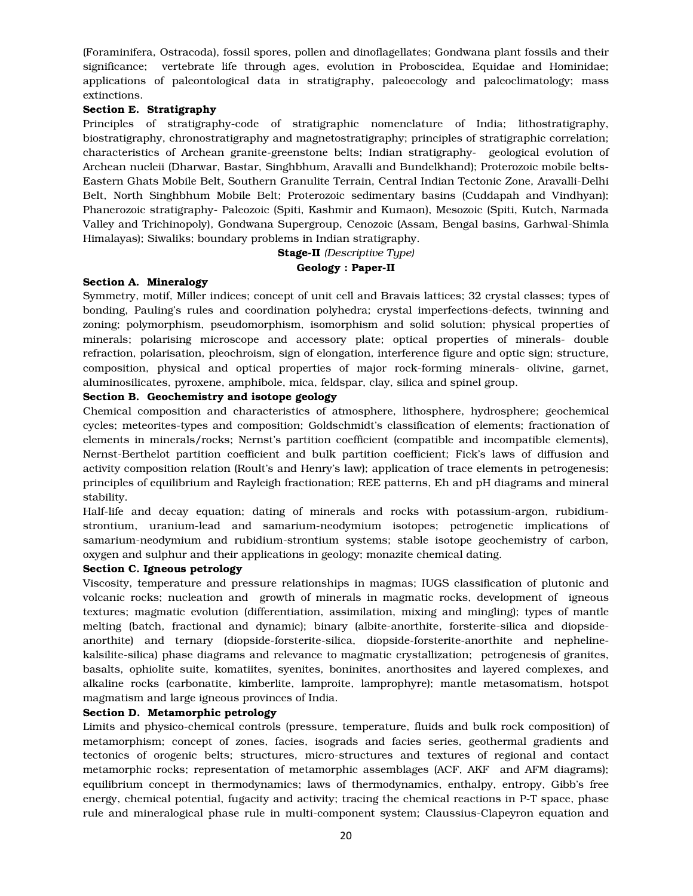(Foraminifera, Ostracoda), fossil spores, pollen and dinoflagellates; Gondwana plant fossils and their significance; vertebrate life through ages, evolution in Proboscidea, Equidae and Hominidae; applications of paleontological data in stratigraphy, paleoecology and paleoclimatology; mass extinctions.

**Section E. Stratigraphy**

Principles of stratigraphy-code of stratigraphic nomenclature of India; lithostratigraphy, biostratigraphy, chronostratigraphy and magnetostratigraphy; principles of stratigraphic correlation; characteristics of Archean granite-greenstone belts; Indian stratigraphy- geological evolution of Archean nucleii (Dharwar, Bastar, Singhbhum, Aravalli and Bundelkhand); Proterozoic mobile belts- Eastern Ghats Mobile Belt, Southern Granulite Terrain, Central Indian Tectonic Zone, Aravalli-Delhi Belt, North Singhbhum Mobile Belt; Proterozoic sedimentary basins (Cuddapah and Vindhyan); Phanerozoic stratigraphy- Paleozoic (Spiti, Kashmir and Kumaon), Mesozoic (Spiti, Kutch, Narmada Valley and Trichinopoly), Gondwana Supergroup, Cenozoic (Assam, Bengal basins, Garhwal-Shimla Himalayas); Siwaliks; boundary problems in Indian stratigraphy.

**Stage-II** *(Descriptive Type)*

**Geology : Paper-II**

**Section A. Mineralogy**

Symmetry, motif, Miller indices; concept of unit cell and Bravais lattices; 32 crystal classes; types of bonding, Pauling's rules and coordination polyhedra; crystal imperfections-defects, twinning and zoning; polymorphism, pseudomorphism, isomorphism and solid solution; physical properties of minerals; polarising microscope and accessory plate; optical properties of minerals- double refraction, polarisation, pleochroism, sign of elongation, interference figure and optic sign; structure, composition, physical and optical properties of major rock-forming minerals- olivine, garnet, aluminosilicates, pyroxene, amphibole, mica, feldspar, clay, silica and spinel group.

**Section B. Geochemistry and isotope geology**

Chemical composition and characteristics of atmosphere, lithosphere, hydrosphere; geochemical cycles; meteorites-types and composition; Goldschmidt's classification of elements; fractionation of elements in minerals/rocks; Nernst's partition coefficient (compatible and incompatible elements), Nernst-Berthelot partition coefficient and bulk partition coefficient; Fick's laws of diffusion and activity composition relation (Roult's and Henry's law); application of trace elements in petrogenesis; principles of equilibrium and Rayleigh fractionation; REE patterns, Eh and pH diagrams and mineral stability.

Half-life and decay equation; dating of minerals and rocks with potassium-argon, rubidium-strontium, uranium-lead and samarium-neodymium isotopes; petrogenetic implications of samarium-neodymium and rubidium-strontium systems; stable isotope geochemistry of carbon, oxygen and sulphur and their applications in geology; monazite chemical dating.

**Section C. Igneous petrology**

Viscosity, temperature and pressure relationships in magmas; IUGS classification of plutonic and volcanic rocks; nucleation and growth of minerals in magmatic rocks, development of igneous textures; magmatic evolution (differentiation, assimilation, mixing and mingling); types of mantle melting (batch, fractional and dynamic); binary (albite-anorthite, forsterite-silica and diopside-anorthite) and ternary (diopside-forsterite-silica, diopside-forsterite-anorthite and nepheline-kalsilite-silica) phase diagrams and relevance to magmatic crystallization; petrogenesis of granites, basalts, ophiolite suite, komatiites, syenites, boninites, anorthosites and layered complexes, and alkaline rocks (carbonatite, kimberlite, lamproite, lamprophyre); mantle metasomatism, hotspot magmatism and large igneous provinces of India.

**Section D. Metamorphic petrology**

Limits and physico-chemical controls (pressure, temperature, fluids and bulk rock composition) of metamorphism; concept of zones, facies, isograds and facies series, geothermal gradients and tectonics of orogenic belts; structures, micro-structures and textures of regional and contact metamorphic rocks; representation of metamorphic assemblages (ACF, AKF and AFM diagrams); equilibrium concept in thermodynamics; laws of thermodynamics, enthalpy, entropy, Gibb's free energy, chemical potential, fugacity and activity; tracing the chemical reactions in P-T space, phase rule and mineralogical phase rule in multi-component system; Claussius-Clapeyron equation and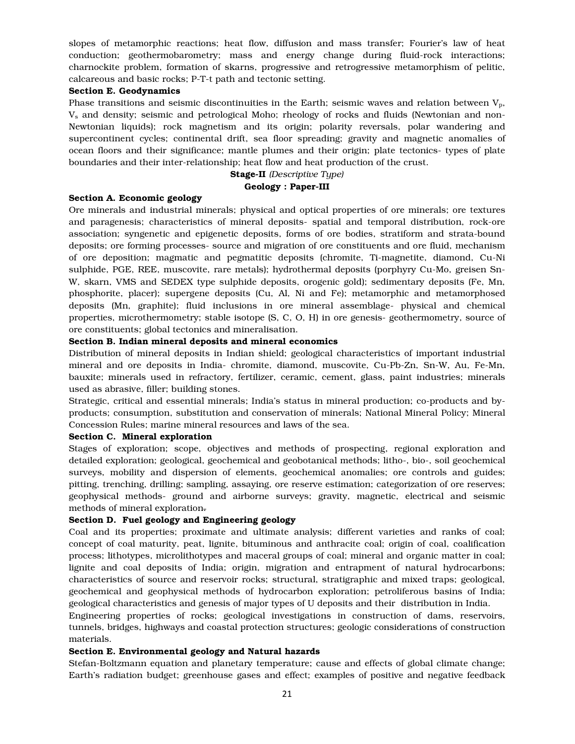slopes of metamorphic reactions; heat flow, diffusion and mass transfer; Fourier's law of heat conduction; geothermobarometry; mass and energy change during fluid-rock interactions; charnockite problem, formation of skarns, progressive and retrogressive metamorphism of pelitic, calcareous and basic rocks; P-T-t path and tectonic setting.

**Section E. Geodynamics**

Phase transitions and seismic discontinuities in the Earth; seismic waves and relation between $V_p$, $V_s$ and density; seismic and petrological Moho; rheology of rocks and fluids (Newtonian and non-Newtonian liquids); rock magnetism and its origin; polarity reversals, polar wandering and supercontinent cycles; continental drift, sea floor spreading; gravity and magnetic anomalies of ocean floors and their significance; mantle plumes and their origin; plate tectonics- types of plate boundaries and their inter-relationship; heat flow and heat production of the crust.

**Stage-II** *(Descriptive Type)*

**Geology : Paper-III**

**Section A. Economic geology**

Ore minerals and industrial minerals; physical and optical properties of ore minerals; ore textures and paragenesis; characteristics of mineral deposits- spatial and temporal distribution, rock-ore association; syngenetic and epigenetic deposits, forms of ore bodies, stratiform and strata-bound deposits; ore forming processes- source and migration of ore constituents and ore fluid, mechanism of ore deposition; magmatic and pegmatitic deposits (chromite, Ti-magnetite, diamond, Cu-Ni sulphide, PGE, REE, muscovite, rare metals); hydrothermal deposits (porphyry Cu-Mo, greisen Sn-W, skarn, VMS and SEDEX type sulphide deposits, orogenic gold); sedimentary deposits (Fe, Mn, phosphorite, placer); supergene deposits (Cu, Al, Ni and Fe); metamorphic and metamorphosed deposits (Mn, graphite); fluid inclusions in ore mineral assemblage- physical and chemical properties, microthermometry; stable isotope (S, C, O, H) in ore genesis- geothermometry, source of ore constituents; global tectonics and mineralisation.

**Section B. Indian mineral deposits and mineral economics**

Distribution of mineral deposits in Indian shield; geological characteristics of important industrial mineral and ore deposits in India- chromite, diamond, muscovite, Cu-Pb-Zn, Sn-W, Au, Fe-Mn, bauxite; minerals used in refractory, fertilizer, ceramic, cement, glass, paint industries; minerals used as abrasive, filler; building stones.

Strategic, critical and essential minerals; India's status in mineral production; co-products and by-products; consumption, substitution and conservation of minerals; National Mineral Policy; Mineral Concession Rules; marine mineral resources and laws of the sea.

**Section C. Mineral exploration**

Stages of exploration; scope, objectives and methods of prospecting, regional exploration and detailed exploration; geological, geochemical and geobotanical methods; litho-, bio-, soil geochemical surveys, mobility and dispersion of elements, geochemical anomalies; ore controls and guides; pitting, trenching, drilling; sampling, assaying, ore reserve estimation; categorization of ore reserves; geophysical methods- ground and airborne surveys; gravity, magnetic, electrical and seismic methods of mineral exploration.

**Section D. Fuel geology and Engineering geology**

Coal and its properties; proximate and ultimate analysis; different varieties and ranks of coal; concept of coal maturity, peat, lignite, bituminous and anthracite coal; origin of coal, coalification process; lithotypes, microlithotypes and maceral groups of coal; mineral and organic matter in coal; lignite and coal deposits of India; origin, migration and entrapment of natural hydrocarbons; characteristics of source and reservoir rocks; structural, stratigraphic and mixed traps; geological, geochemical and geophysical methods of hydrocarbon exploration; petroliferous basins of India; geological characteristics and genesis of major types of U deposits and their distribution in India.

Engineering properties of rocks; geological investigations in construction of dams, reservoirs, tunnels, bridges, highways and coastal protection structures; geologic considerations of construction materials.

**Section E. Environmental geology and Natural hazards**

Stefan-Boltzmann equation and planetary temperature; cause and effects of global climate change; Earth's radiation budget; greenhouse gases and effect; examples of positive and negative feedback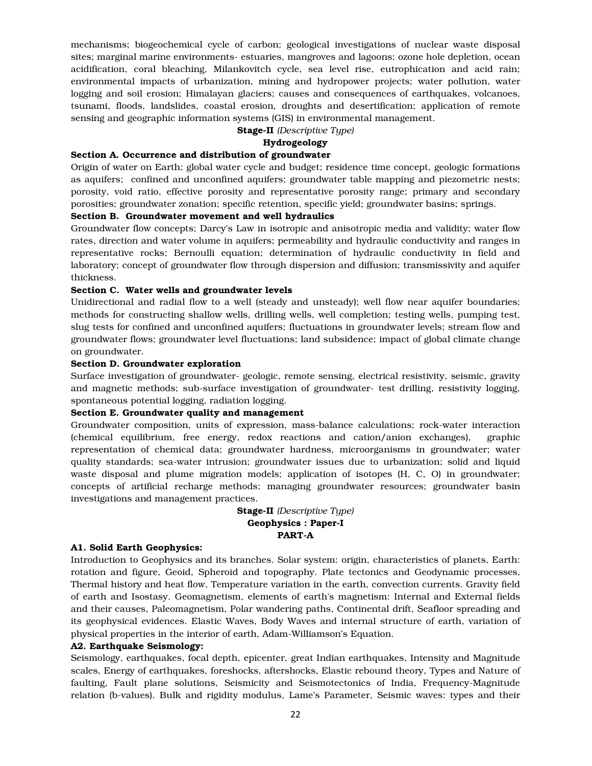mechanisms; biogeochemical cycle of carbon; geological investigations of nuclear waste disposal sites; marginal marine environments- estuaries, mangroves and lagoons; ozone hole depletion, ocean acidification, coral bleaching, Milankovitch cycle, sea level rise, eutrophication and acid rain; environmental impacts of urbanization, mining and hydropower projects; water pollution, water logging and soil erosion; Himalayan glaciers; causes and consequences of earthquakes, volcanoes, tsunami, floods, landslides, coastal erosion, droughts and desertification; application of remote sensing and geographic information systems (GIS) in environmental management.

**Stage-II** *(Descriptive Type)*

**Hydrogeology**

**Section A. Occurrence and distribution of groundwater**

Origin of water on Earth; global water cycle and budget; residence time concept, geologic formations as aquifers; confined and unconfined aquifers; groundwater table mapping and piezometric nests; porosity, void ratio, effective porosity and representative porosity range; primary and secondary porosities; groundwater zonation; specific retention, specific yield; groundwater basins; springs.

**Section B. Groundwater movement and well hydraulics**

Groundwater flow concepts; Darcy's Law in isotropic and anisotropic media and validity; water flow rates, direction and water volume in aquifers; permeability and hydraulic conductivity and ranges in representative rocks; Bernoulli equation; determination of hydraulic conductivity in field and laboratory; concept of groundwater flow through dispersion and diffusion; transmissivity and aquifer thickness.

**Section C. Water wells and groundwater levels**

Unidirectional and radial flow to a well (steady and unsteady); well flow near aquifer boundaries; methods for constructing shallow wells, drilling wells, well completion; testing wells, pumping test, slug tests for confined and unconfined aquifers; fluctuations in groundwater levels; stream flow and groundwater flows; groundwater level fluctuations; land subsidence; impact of global climate change on groundwater.

**Section D. Groundwater exploration**

Surface investigation of groundwater- geologic, remote sensing, electrical resistivity, seismic, gravity and magnetic methods; sub-surface investigation of groundwater- test drilling, resistivity logging, spontaneous potential logging, radiation logging.

**Section E. Groundwater quality and management**

Groundwater composition, units of expression, mass-balance calculations; rock-water interaction (chemical equilibrium, free energy, redox reactions and cation/anion exchanges), graphic representation of chemical data; groundwater hardness, microorganisms in groundwater; water quality standards; sea-water intrusion; groundwater issues due to urbanization; solid and liquid waste disposal and plume migration models; application of isotopes (H, C, O) in groundwater; concepts of artificial recharge methods; managing groundwater resources; groundwater basin investigations and management practices.

**Stage-II** *(Descriptive Type)*

**Geophysics : Paper-I**

**PART-A**

**A1. Solid Earth Geophysics:**

Introduction to Geophysics and its branches. Solar system: origin, characteristics of planets, Earth: rotation and figure, Geoid, Spheroid and topography. Plate tectonics and Geodynamic processes, Thermal history and heat flow, Temperature variation in the earth, convection currents. Gravity field of earth and Isostasy. Geomagnetism, elements of earth's magnetism: Internal and External fields and their causes, Paleomagnetism, Polar wandering paths, Continental drift, Seafloor spreading and its geophysical evidences. Elastic Waves, Body Waves and internal structure of earth, variation of physical properties in the interior of earth, Adam-Williamson's Equation.

**A2. Earthquake Seismology:**

Seismology, earthquakes, focal depth, epicenter, great Indian earthquakes, Intensity and Magnitude scales, Energy of earthquakes, foreshocks, aftershocks, Elastic rebound theory, Types and Nature of faulting, Fault plane solutions, Seismicity and Seismotectonics of India, Frequency-Magnitude relation (b-values). Bulk and rigidity modulus, Lame's Parameter, Seismic waves: types and their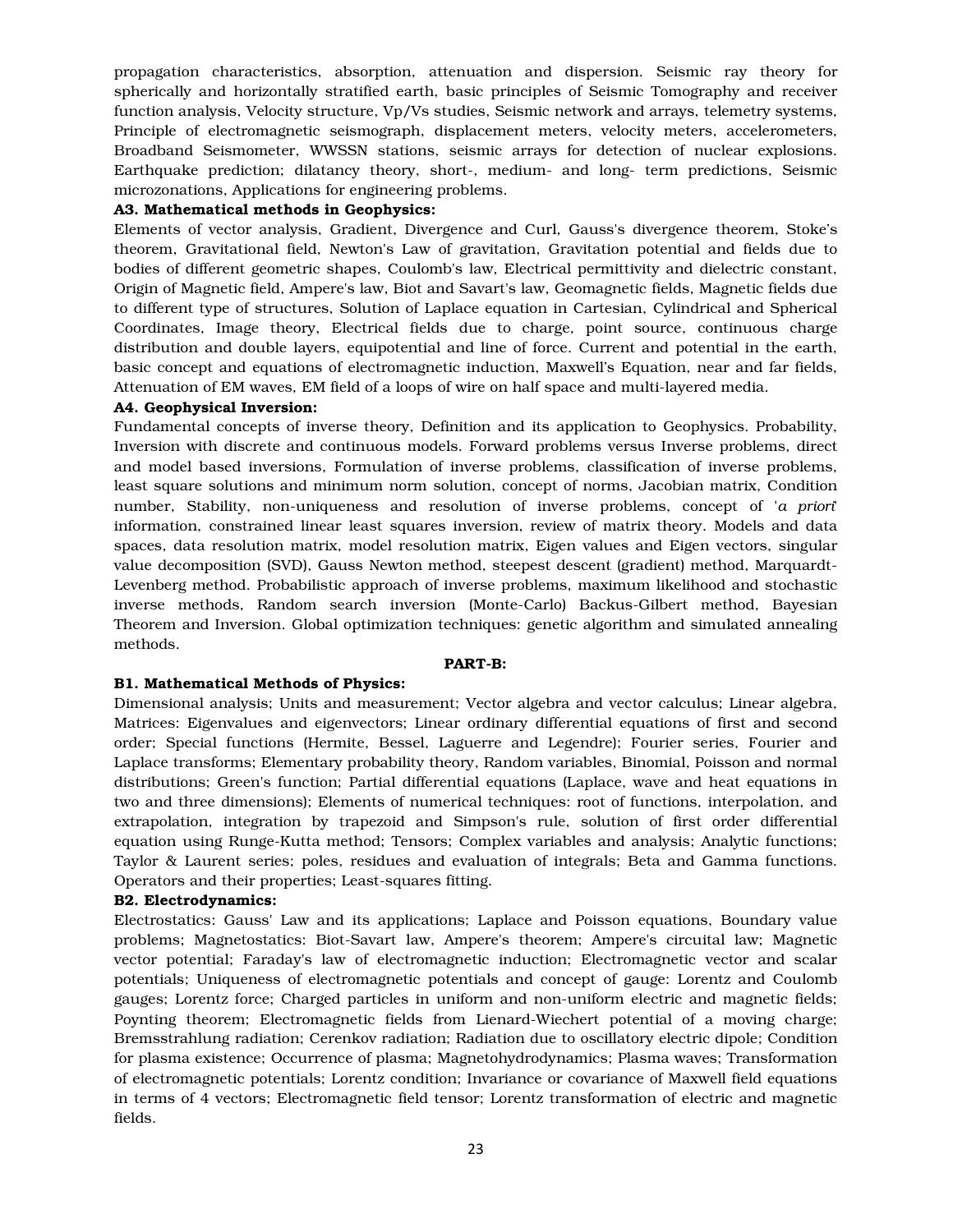propagation characteristics, absorption, attenuation and dispersion. Seismic ray theory for spherically and horizontally stratified earth, basic principles of Seismic Tomography and receiver function analysis, Velocity structure, Vp/Vs studies, Seismic network and arrays, telemetry systems, Principle of electromagnetic seismograph, displacement meters, velocity meters, accelerometers, Broadband Seismometer, WWSSN stations, seismic arrays for detection of nuclear explosions. Earthquake prediction; dilatancy theory, short-, medium- and long- term predictions, Seismic microzonations, Applications for engineering problems.

**A3. Mathematical methods in Geophysics:**

Elements of vector analysis, Gradient, Divergence and Curl, Gauss's divergence theorem, Stoke's theorem, Gravitational field, Newton's Law of gravitation, Gravitation potential and fields due to bodies of different geometric shapes, Coulomb's law, Electrical permittivity and dielectric constant, Origin of Magnetic field, Ampere's law, Biot and Savart's law, Geomagnetic fields, Magnetic fields due to different type of structures, Solution of Laplace equation in Cartesian, Cylindrical and Spherical Coordinates, Image theory, Electrical fields due to charge, point source, continuous charge distribution and double layers, equipotential and line of force. Current and potential in the earth, basic concept and equations of electromagnetic induction, Maxwell's Equation, near and far fields, Attenuation of EM waves, EM field of a loops of wire on half space and multi-layered media.

**A4. Geophysical Inversion:**

Fundamental concepts of inverse theory, Definition and its application to Geophysics. Probability, Inversion with discrete and continuous models. Forward problems versus Inverse problems, direct and model based inversions, Formulation of inverse problems, classification of inverse problems, least square solutions and minimum norm solution, concept of norms, Jacobian matrix, Condition number, Stability, non-uniqueness and resolution of inverse problems, concept of '*a priori*' information, constrained linear least squares inversion, review of matrix theory. Models and data spaces, data resolution matrix, model resolution matrix, Eigen values and Eigen vectors, singular value decomposition (SVD), Gauss Newton method, steepest descent (gradient) method, Marquardt-Levenberg method. Probabilistic approach of inverse problems, maximum likelihood and stochastic inverse methods, Random search inversion (Monte-Carlo) Backus-Gilbert method, Bayesian Theorem and Inversion. Global optimization techniques: genetic algorithm and simulated annealing methods.

## PART-B:

**B1. Mathematical Methods of Physics:**

Dimensional analysis; Units and measurement; Vector algebra and vector calculus; Linear algebra, Matrices: Eigenvalues and eigenvectors; Linear ordinary differential equations of first and second order; Special functions (Hermite, Bessel, Laguerre and Legendre); Fourier series, Fourier and Laplace transforms; Elementary probability theory, Random variables, Binomial, Poisson and normal distributions; Green's function; Partial differential equations (Laplace, wave and heat equations in two and three dimensions); Elements of numerical techniques: root of functions, interpolation, and extrapolation, integration by trapezoid and Simpson's rule, solution of first order differential equation using Runge-Kutta method; Tensors; Complex variables and analysis; Analytic functions; Taylor & Laurent series; poles, residues and evaluation of integrals; Beta and Gamma functions. Operators and their properties; Least-squares fitting.

**B2. Electrodynamics:**

Electrostatics: Gauss' Law and its applications; Laplace and Poisson equations, Boundary value problems; Magnetostatics: Biot-Savart law, Ampere's theorem; Ampere's circuital law; Magnetic vector potential; Faraday's law of electromagnetic induction; Electromagnetic vector and scalar potentials; Uniqueness of electromagnetic potentials and concept of gauge: Lorentz and Coulomb gauges; Lorentz force; Charged particles in uniform and non-uniform electric and magnetic fields; Poynting theorem; Electromagnetic fields from Lienard-Wiechert potential of a moving charge; Bremsstrahlung radiation; Cerenkov radiation; Radiation due to oscillatory electric dipole; Condition for plasma existence; Occurrence of plasma; Magnetohydrodynamics; Plasma waves; Transformation of electromagnetic potentials; Lorentz condition; Invariance or covariance of Maxwell field equations in terms of 4 vectors; Electromagnetic field tensor; Lorentz transformation of electric and magnetic fields.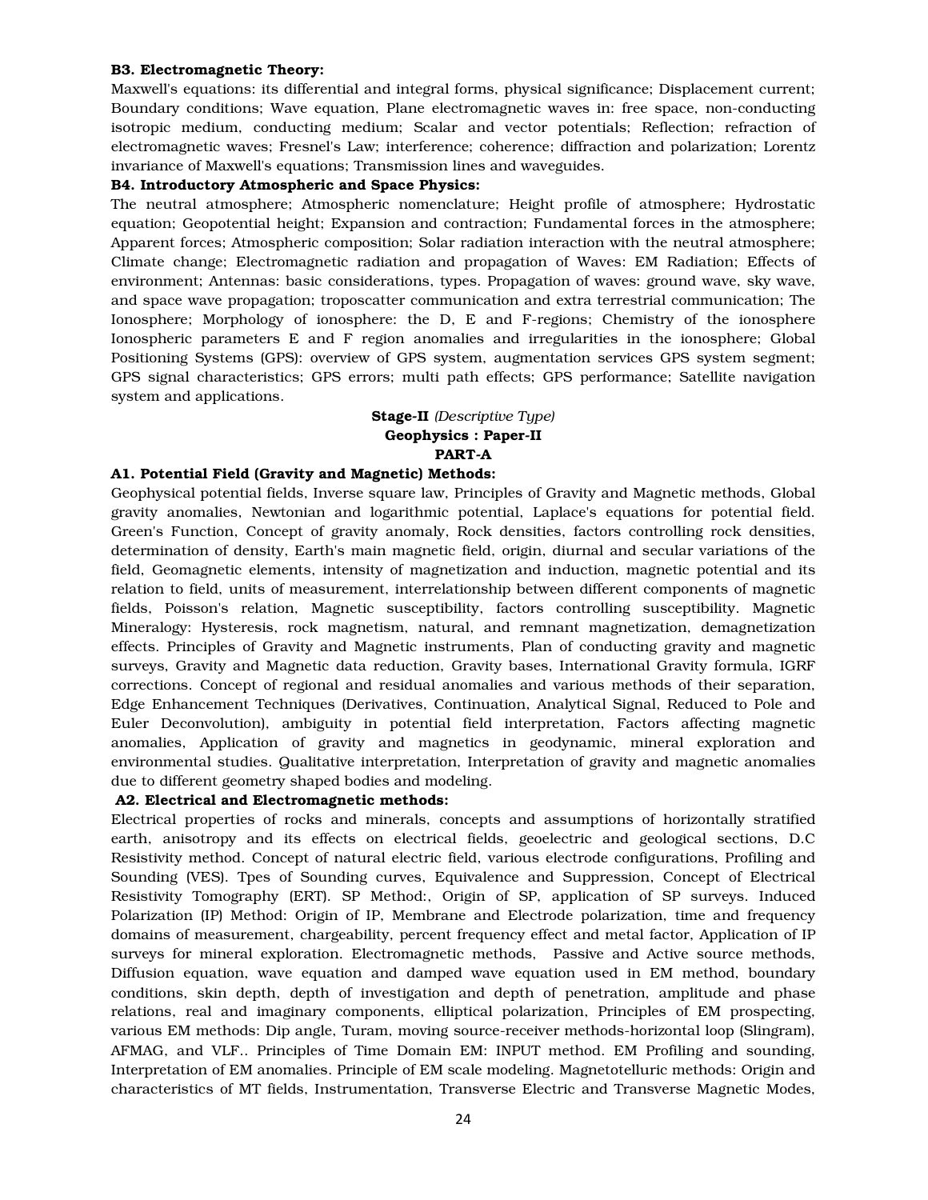**B3. Electromagnetic Theory:**

Maxwell's equations: its differential and integral forms, physical significance; Displacement current; Boundary conditions; Wave equation, Plane electromagnetic waves in: free space, non-conducting isotropic medium, conducting medium; Scalar and vector potentials; Reflection; refraction of electromagnetic waves; Fresnel's Law; interference; coherence; diffraction and polarization; Lorentz invariance of Maxwell's equations; Transmission lines and waveguides.

**B4. Introductory Atmospheric and Space Physics:**

The neutral atmosphere; Atmospheric nomenclature; Height profile of atmosphere; Hydrostatic equation; Geopotential height; Expansion and contraction; Fundamental forces in the atmosphere; Apparent forces; Atmospheric composition; Solar radiation interaction with the neutral atmosphere; Climate change; Electromagnetic radiation and propagation of Waves: EM Radiation; Effects of environment; Antennas: basic considerations, types. Propagation of waves: ground wave, sky wave, and space wave propagation; troposcatter communication and extra terrestrial communication; The Ionosphere; Morphology of ionosphere: the D, E and F-regions; Chemistry of the ionosphere Ionospheric parameters E and F region anomalies and irregularities in the ionosphere; Global Positioning Systems (GPS): overview of GPS system, augmentation services GPS system segment; GPS signal characteristics; GPS errors; multi path effects; GPS performance; Satellite navigation system and applications.

**Stage-II** *(Descriptive Type)*

**Geophysics : Paper-II**

**PART-A**

**A1. Potential Field (Gravity and Magnetic) Methods:**

Geophysical potential fields, Inverse square law, Principles of Gravity and Magnetic methods, Global gravity anomalies, Newtonian and logarithmic potential, Laplace's equations for potential field. Green's Function, Concept of gravity anomaly, Rock densities, factors controlling rock densities, determination of density, Earth's main magnetic field, origin, diurnal and secular variations of the field, Geomagnetic elements, intensity of magnetization and induction, magnetic potential and its relation to field, units of measurement, interrelationship between different components of magnetic fields, Poisson's relation, Magnetic susceptibility, factors controlling susceptibility. Magnetic Mineralogy: Hysteresis, rock magnetism, natural, and remnant magnetization, demagnetization effects. Principles of Gravity and Magnetic instruments, Plan of conducting gravity and magnetic surveys, Gravity and Magnetic data reduction, Gravity bases, International Gravity formula, IGRF corrections. Concept of regional and residual anomalies and various methods of their separation, Edge Enhancement Techniques (Derivatives, Continuation, Analytical Signal, Reduced to Pole and Euler Deconvolution), ambiguity in potential field interpretation, Factors affecting magnetic anomalies, Application of gravity and magnetics in geodynamic, mineral exploration and environmental studies. Qualitative interpretation, Interpretation of gravity and magnetic anomalies due to different geometry shaped bodies and modeling.

**A2. Electrical and Electromagnetic methods:**

Electrical properties of rocks and minerals, concepts and assumptions of horizontally stratified earth, anisotropy and its effects on electrical fields, geoelectric and geological sections, D.C Resistivity method. Concept of natural electric field, various electrode configurations, Profiling and Sounding (VES). Tpes of Sounding curves, Equivalence and Suppression, Concept of Electrical Resistivity Tomography (ERT). SP Method:, Origin of SP, application of SP surveys. Induced Polarization (IP) Method: Origin of IP, Membrane and Electrode polarization, time and frequency domains of measurement, chargeability, percent frequency effect and metal factor, Application of IP surveys for mineral exploration. Electromagnetic methods, Passive and Active source methods, Diffusion equation, wave equation and damped wave equation used in EM method, boundary conditions, skin depth, depth of investigation and depth of penetration, amplitude and phase relations, real and imaginary components, elliptical polarization, Principles of EM prospecting, various EM methods: Dip angle, Turam, moving source-receiver methods-horizontal loop (Slingram), AFMAG, and VLF.. Principles of Time Domain EM: INPUT method. EM Profiling and sounding, Interpretation of EM anomalies. Principle of EM scale modeling. Magnetotelluric methods: Origin and characteristics of MT fields, Instrumentation, Transverse Electric and Transverse Magnetic Modes,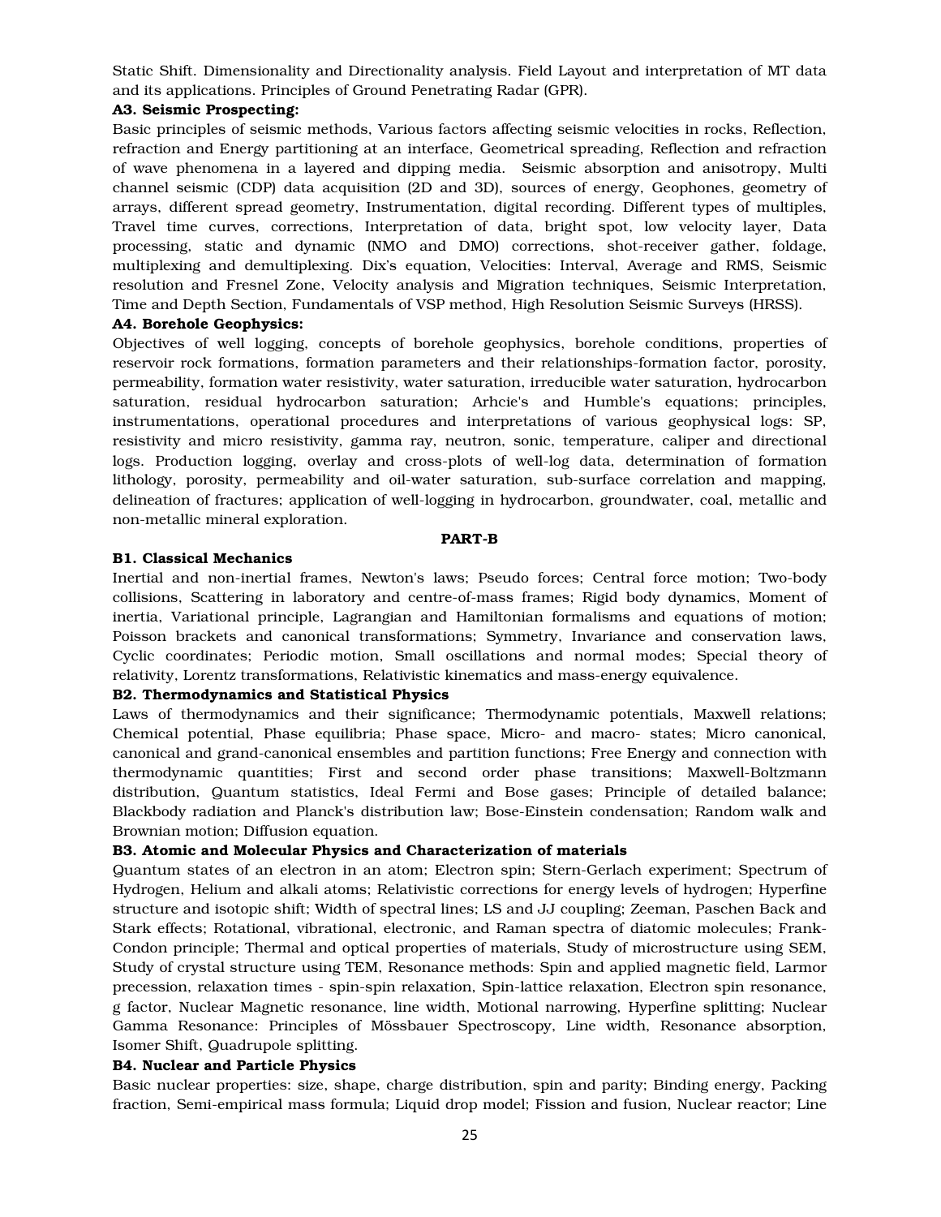Static Shift. Dimensionality and Directionality analysis. Field Layout and interpretation of MT data and its applications. Principles of Ground Penetrating Radar (GPR).

**A3. Seismic Prospecting:**

Basic principles of seismic methods, Various factors affecting seismic velocities in rocks, Reflection, refraction and Energy partitioning at an interface, Geometrical spreading, Reflection and refraction of wave phenomena in a layered and dipping media. Seismic absorption and anisotropy, Multi channel seismic (CDP) data acquisition (2D and 3D), sources of energy, Geophones, geometry of arrays, different spread geometry, Instrumentation, digital recording. Different types of multiples, Travel time curves, corrections, Interpretation of data, bright spot, low velocity layer, Data processing, static and dynamic (NMO and DMO) corrections, shot-receiver gather, foldage, multiplexing and demultiplexing. Dix's equation, Velocities: Interval, Average and RMS, Seismic resolution and Fresnel Zone, Velocity analysis and Migration techniques, Seismic Interpretation, Time and Depth Section, Fundamentals of VSP method, High Resolution Seismic Surveys (HRSS).

**A4. Borehole Geophysics:**

Objectives of well logging, concepts of borehole geophysics, borehole conditions, properties of reservoir rock formations, formation parameters and their relationships-formation factor, porosity, permeability, formation water resistivity, water saturation, irreducible water saturation, hydrocarbon saturation, residual hydrocarbon saturation; Arhcie's and Humble's equations; principles, instrumentations, operational procedures and interpretations of various geophysical logs: SP, resistivity and micro resistivity, gamma ray, neutron, sonic, temperature, caliper and directional logs. Production logging, overlay and cross-plots of well-log data, determination of formation lithology, porosity, permeability and oil-water saturation, sub-surface correlation and mapping, delineation of fractures; application of well-logging in hydrocarbon, groundwater, coal, metallic and non-metallic mineral exploration.

**PART-B**

**B1. Classical Mechanics**

Inertial and non-inertial frames, Newton's laws; Pseudo forces; Central force motion; Two-body collisions, Scattering in laboratory and centre-of-mass frames; Rigid body dynamics, Moment of inertia, Variational principle, Lagrangian and Hamiltonian formalisms and equations of motion; Poisson brackets and canonical transformations; Symmetry, Invariance and conservation laws, Cyclic coordinates; Periodic motion, Small oscillations and normal modes; Special theory of relativity, Lorentz transformations, Relativistic kinematics and mass-energy equivalence.

**B2. Thermodynamics and Statistical Physics**

Laws of thermodynamics and their significance; Thermodynamic potentials, Maxwell relations; Chemical potential, Phase equilibria; Phase space, Micro- and macro- states; Micro canonical, canonical and grand-canonical ensembles and partition functions; Free Energy and connection with thermodynamic quantities; First and second order phase transitions; Maxwell-Boltzmann distribution, Quantum statistics, Ideal Fermi and Bose gases; Principle of detailed balance; Blackbody radiation and Planck's distribution law; Bose-Einstein condensation; Random walk and Brownian motion; Diffusion equation.

**B3. Atomic and Molecular Physics and Characterization of materials**

Quantum states of an electron in an atom; Electron spin; Stern-Gerlach experiment; Spectrum of Hydrogen, Helium and alkali atoms; Relativistic corrections for energy levels of hydrogen; Hyperfine structure and isotopic shift; Width of spectral lines; LS and JJ coupling; Zeeman, Paschen Back and Stark effects; Rotational, vibrational, electronic, and Raman spectra of diatomic molecules; Frank-Condon principle; Thermal and optical properties of materials, Study of microstructure using SEM, Study of crystal structure using TEM, Resonance methods: Spin and applied magnetic field, Larmor precession, relaxation times - spin-spin relaxation, Spin-lattice relaxation, Electron spin resonance, g factor, Nuclear Magnetic resonance, line width, Motional narrowing, Hyperfine splitting; Nuclear Gamma Resonance: Principles of Mössbauer Spectroscopy, Line width, Resonance absorption, Isomer Shift, Quadrupole splitting.

**B4. Nuclear and Particle Physics**

Basic nuclear properties: size, shape, charge distribution, spin and parity; Binding energy, Packing fraction, Semi-empirical mass formula; Liquid drop model; Fission and fusion, Nuclear reactor; Line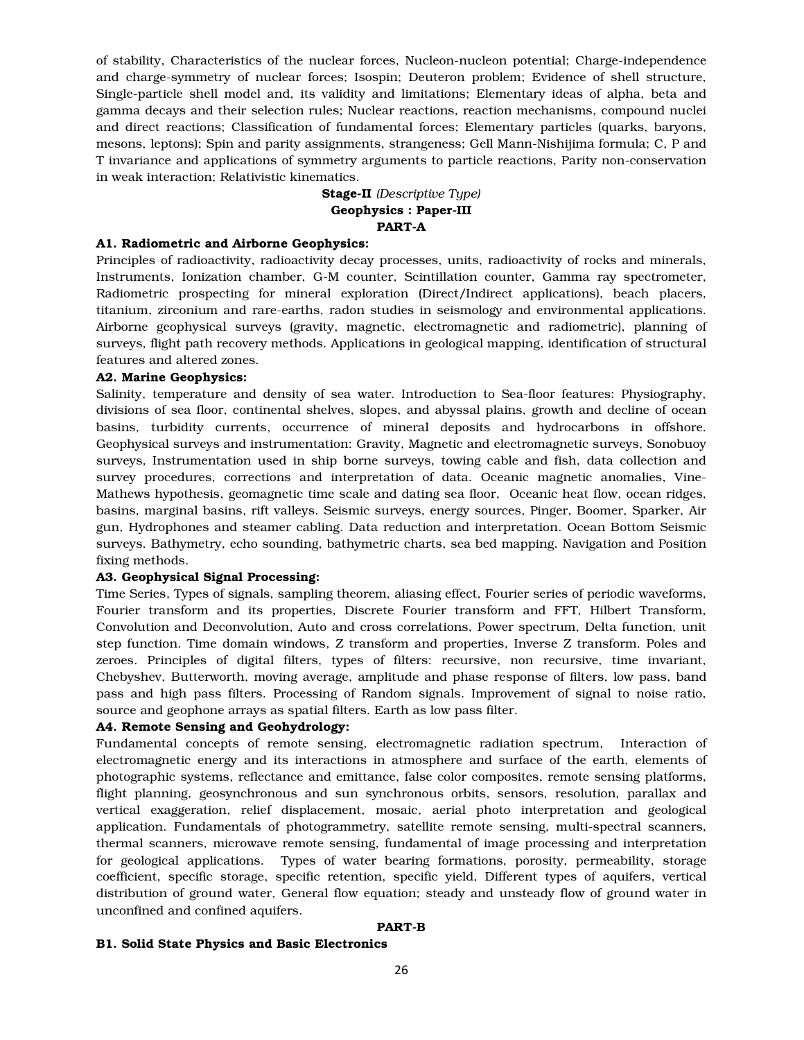of stability, Characteristics of the nuclear forces, Nucleon-nucleon potential; Charge-independence and charge-symmetry of nuclear forces; Isospin; Deuteron problem; Evidence of shell structure, Single-particle shell model and, its validity and limitations; Elementary ideas of alpha, beta and gamma decays and their selection rules; Nuclear reactions, reaction mechanisms, compound nuclei and direct reactions; Classification of fundamental forces; Elementary particles (quarks, baryons, mesons, leptons); Spin and parity assignments, strangeness; Gell Mann-Nishijima formula; C, P and T invariance and applications of symmetry arguments to particle reactions, Parity non-conservation in weak interaction; Relativistic kinematics.

**Stage-II** *(Descriptive Type)*

**Geophysics : Paper-III**

**PART-A**

**A1. Radiometric and Airborne Geophysics:**

Principles of radioactivity, radioactivity decay processes, units, radioactivity of rocks and minerals, Instruments, Ionization chamber, G-M counter, Scintillation counter, Gamma ray spectrometer, Radiometric prospecting for mineral exploration (Direct/Indirect applications), beach placers, titanium, zirconium and rare-earths, radon studies in seismology and environmental applications. Airborne geophysical surveys (gravity, magnetic, electromagnetic and radiometric), planning of surveys, flight path recovery methods. Applications in geological mapping, identification of structural features and altered zones.

**A2. Marine Geophysics:**

Salinity, temperature and density of sea water. Introduction to Sea-floor features: Physiography, divisions of sea floor, continental shelves, slopes, and abyssal plains, growth and decline of ocean basins, turbidity currents, occurrence of mineral deposits and hydrocarbons in offshore. Geophysical surveys and instrumentation: Gravity, Magnetic and electromagnetic surveys, Sonobuoy surveys, Instrumentation used in ship borne surveys, towing cable and fish, data collection and survey procedures, corrections and interpretation of data. Oceanic magnetic anomalies, Vine-Mathews hypothesis, geomagnetic time scale and dating sea floor, Oceanic heat flow, ocean ridges, basins, marginal basins, rift valleys. Seismic surveys, energy sources, Pinger, Boomer, Sparker, Air gun, Hydrophones and steamer cabling. Data reduction and interpretation. Ocean Bottom Seismic surveys. Bathymetry, echo sounding, bathymetric charts, sea bed mapping. Navigation and Position fixing methods.

**A3. Geophysical Signal Processing:**

Time Series, Types of signals, sampling theorem, aliasing effect, Fourier series of periodic waveforms, Fourier transform and its properties, Discrete Fourier transform and FFT, Hilbert Transform, Convolution and Deconvolution, Auto and cross correlations, Power spectrum, Delta function, unit step function. Time domain windows, Z transform and properties, Inverse Z transform. Poles and zeroes. Principles of digital filters, types of filters: recursive, non recursive, time invariant, Chebyshev, Butterworth, moving average, amplitude and phase response of filters, low pass, band pass and high pass filters. Processing of Random signals. Improvement of signal to noise ratio, source and geophone arrays as spatial filters. Earth as low pass filter.

**A4. Remote Sensing and Geohydrology:**

Fundamental concepts of remote sensing, electromagnetic radiation spectrum, Interaction of electromagnetic energy and its interactions in atmosphere and surface of the earth, elements of photographic systems, reflectance and emittance, false color composites, remote sensing platforms, flight planning, geosynchronous and sun synchronous orbits, sensors, resolution, parallax and vertical exaggeration, relief displacement, mosaic, aerial photo interpretation and geological application. Fundamentals of photogrammetry, satellite remote sensing, multi-spectral scanners, thermal scanners, microwave remote sensing, fundamental of image processing and interpretation for geological applications. Types of water bearing formations, porosity, permeability, storage coefficient, specific storage, specific retention, specific yield, Different types of aquifers, vertical distribution of ground water, General flow equation; steady and unsteady flow of ground water in unconfined and confined aquifers.

**PART-B**

**B1. Solid State Physics and Basic Electronics**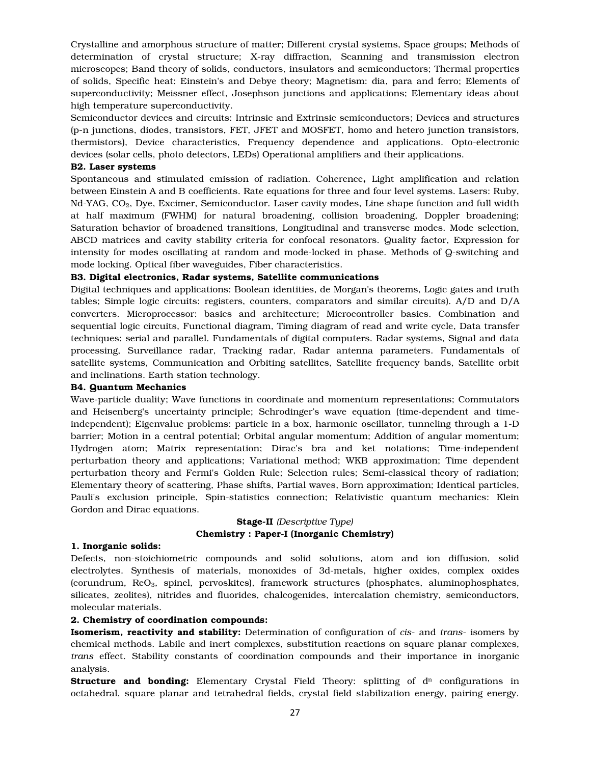Crystalline and amorphous structure of matter; Different crystal systems, Space groups; Methods of determination of crystal structure; X-ray diffraction, Scanning and transmission electron microscopes; Band theory of solids, conductors, insulators and semiconductors; Thermal properties of solids, Specific heat: Einstein's and Debye theory; Magnetism: dia, para and ferro; Elements of superconductivity; Meissner effect, Josephson junctions and applications; Elementary ideas about high temperature superconductivity.

Semiconductor devices and circuits: Intrinsic and Extrinsic semiconductors; Devices and structures (p-n junctions, diodes, transistors, FET, JFET and MOSFET, homo and hetero junction transistors, thermistors), Device characteristics, Frequency dependence and applications. Opto-electronic devices (solar cells, photo detectors, LEDs) Operational amplifiers and their applications.

**B2. Laser systems**

Spontaneous and stimulated emission of radiation. Coherence**,** Light amplification and relation between Einstein A and B coefficients. Rate equations for three and four level systems. Lasers: Ruby, Nd-YAG, $CO_2$, Dye, Excimer, Semiconductor. Laser cavity modes, Line shape function and full width at half maximum (FWHM) for natural broadening, collision broadening, Doppler broadening; Saturation behavior of broadened transitions, Longitudinal and transverse modes. Mode selection, ABCD matrices and cavity stability criteria for confocal resonators. Quality factor, Expression for intensity for modes oscillating at random and mode-locked in phase. Methods of Q-switching and mode locking. Optical fiber waveguides, Fiber characteristics.

**B3. Digital electronics, Radar systems, Satellite communications**

Digital techniques and applications: Boolean identities, de Morgan's theorems, Logic gates and truth tables; Simple logic circuits: registers, counters, comparators and similar circuits). A/D and D/A converters. Microprocessor: basics and architecture; Microcontroller basics. Combination and sequential logic circuits, Functional diagram, Timing diagram of read and write cycle, Data transfer techniques: serial and parallel. Fundamentals of digital computers. Radar systems, Signal and data processing, Surveillance radar, Tracking radar, Radar antenna parameters. Fundamentals of satellite systems, Communication and Orbiting satellites, Satellite frequency bands, Satellite orbit and inclinations. Earth station technology.

**B4. Quantum Mechanics**

Wave-particle duality; Wave functions in coordinate and momentum representations; Commutators and Heisenberg's uncertainty principle; Schrodinger's wave equation (time-dependent and time-independent); Eigenvalue problems: particle in a box, harmonic oscillator, tunneling through a 1-D barrier; Motion in a central potential; Orbital angular momentum; Addition of angular momentum; Hydrogen atom; Matrix representation; Dirac's bra and ket notations; Time-independent perturbation theory and applications; Variational method; WKB approximation; Time dependent perturbation theory and Fermi's Golden Rule; Selection rules; Semi-classical theory of radiation; Elementary theory of scattering, Phase shifts, Partial waves, Born approximation; Identical particles, Pauli's exclusion principle, Spin-statistics connection; Relativistic quantum mechanics: Klein Gordon and Dirac equations.

## **Stage-II** *(Descriptive Type)*

## Chemistry : Paper-I (Inorganic Chemistry)

**1. Inorganic solids:**

Defects, non-stoichiometric compounds and solid solutions, atom and ion diffusion, solid electrolytes. Synthesis of materials, monoxides of 3d-metals, higher oxides, complex oxides (corundrum, $ReO_3$, spinel, pervoskites), framework structures (phosphates, aluminophosphates, silicates, zeolites), nitrides and fluorides, chalcogenides, intercalation chemistry, semiconductors, molecular materials.

**2. Chemistry of coordination compounds:**

**Isomerism, reactivity and stability:** Determination of configuration of *cis*- and *trans*- isomers by chemical methods. Labile and inert complexes, substitution reactions on square planar complexes, *trans* effect. Stability constants of coordination compounds and their importance in inorganic analysis.

**Structure and bonding:** Elementary Crystal Field Theory: splitting of $d^n$ configurations in octahedral, square planar and tetrahedral fields, crystal field stabilization energy, pairing energy.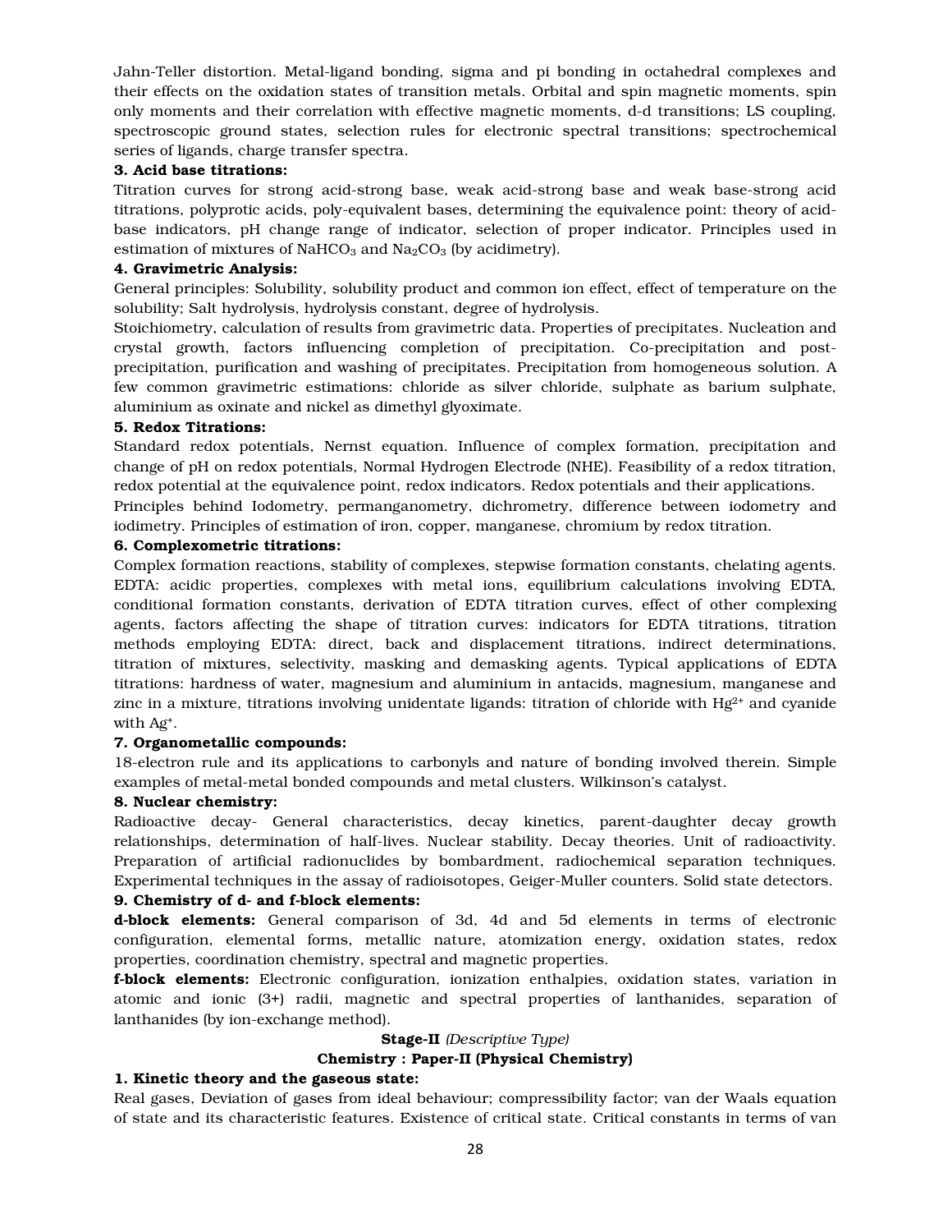Jahn-Teller distortion. Metal-ligand bonding, sigma and pi bonding in octahedral complexes and their effects on the oxidation states of transition metals. Orbital and spin magnetic moments, spin only moments and their correlation with effective magnetic moments, d-d transitions; LS coupling, spectroscopic ground states, selection rules for electronic spectral transitions; spectrochemical series of ligands, charge transfer spectra.

**3. Acid base titrations:**

Titration curves for strong acid-strong base, weak acid-strong base and weak base-strong acid titrations, polyprotic acids, poly-equivalent bases, determining the equivalence point: theory of acid-base indicators, pH change range of indicator, selection of proper indicator. Principles used in estimation of mixtures of $NaHCO_3$ and $Na_2CO_3$ (by acidimetry).

**4. Gravimetric Analysis:**

General principles: Solubility, solubility product and common ion effect, effect of temperature on the solubility; Salt hydrolysis, hydrolysis constant, degree of hydrolysis.

Stoichiometry, calculation of results from gravimetric data. Properties of precipitates. Nucleation and crystal growth, factors influencing completion of precipitation. Co-precipitation and post-precipitation, purification and washing of precipitates. Precipitation from homogeneous solution. A few common gravimetric estimations: chloride as silver chloride, sulphate as barium sulphate, aluminium as oxinate and nickel as dimethyl glyoximate.

**5. Redox Titrations:**

Standard redox potentials, Nernst equation. Influence of complex formation, precipitation and change of pH on redox potentials, Normal Hydrogen Electrode (NHE). Feasibility of a redox titration, redox potential at the equivalence point, redox indicators. Redox potentials and their applications.

Principles behind Iodometry, permanganometry, dichrometry, difference between iodometry and iodimetry. Principles of estimation of iron, copper, manganese, chromium by redox titration.

**6. Complexometric titrations:**

Complex formation reactions, stability of complexes, stepwise formation constants, chelating agents. EDTA: acidic properties, complexes with metal ions, equilibrium calculations involving EDTA, conditional formation constants, derivation of EDTA titration curves, effect of other complexing agents, factors affecting the shape of titration curves: indicators for EDTA titrations, titration methods employing EDTA: direct, back and displacement titrations, indirect determinations, titration of mixtures, selectivity, masking and demasking agents. Typical applications of EDTA titrations: hardness of water, magnesium and aluminium in antacids, magnesium, manganese and zinc in a mixture, titrations involving unidentate ligands: titration of chloride with $Hg^{2+}$ and cyanide with $Ag^{+}$.

**7. Organometallic compounds:**

18-electron rule and its applications to carbonyls and nature of bonding involved therein. Simple examples of metal-metal bonded compounds and metal clusters. Wilkinson's catalyst.

**8. Nuclear chemistry:**

Radioactive decay- General characteristics, decay kinetics, parent-daughter decay growth relationships, determination of half-lives. Nuclear stability. Decay theories. Unit of radioactivity. Preparation of artificial radionuclides by bombardment, radiochemical separation techniques. Experimental techniques in the assay of radioisotopes, Geiger-Muller counters. Solid state detectors.

**9. Chemistry of d- and f-block elements:**

**d-block elements:** General comparison of 3d, 4d and 5d elements in terms of electronic configuration, elemental forms, metallic nature, atomization energy, oxidation states, redox properties, coordination chemistry, spectral and magnetic properties.

**f-block elements:** Electronic configuration, ionization enthalpies, oxidation states, variation in atomic and ionic (3+) radii, magnetic and spectral properties of lanthanides, separation of lanthanides (by ion-exchange method).

**Stage-II** *(Descriptive Type)*

**Chemistry : Paper-II (Physical Chemistry)**

**1. Kinetic theory and the gaseous state:**

Real gases, Deviation of gases from ideal behaviour; compressibility factor; van der Waals equation of state and its characteristic features. Existence of critical state. Critical constants in terms of van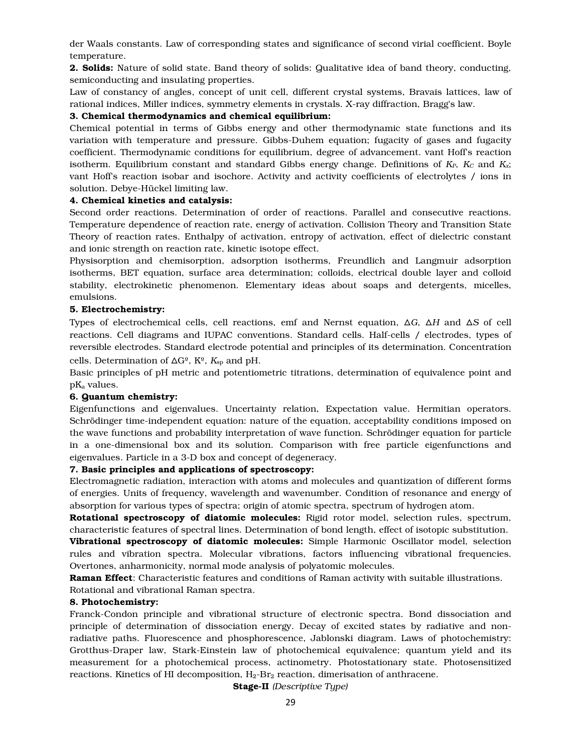der Waals constants. Law of corresponding states and significance of second virial coefficient. Boyle temperature.

**2. Solids:** Nature of solid state. Band theory of solids: Qualitative idea of band theory, conducting, semiconducting and insulating properties.

Law of constancy of angles, concept of unit cell, different crystal systems, Bravais lattices, law of rational indices, Miller indices, symmetry elements in crystals. X-ray diffraction, Bragg's law.

**3. Chemical thermodynamics and chemical equilibrium:**

Chemical potential in terms of Gibbs energy and other thermodynamic state functions and its variation with temperature and pressure. Gibbs-Duhem equation; fugacity of gases and fugacity coefficient. Thermodynamic conditions for equilibrium, degree of advancement. vant Hoff's reaction isotherm. Equilibrium constant and standard Gibbs energy change. Definitions of $K_P$, $K_C$ and $K_x$; vant Hoff's reaction isobar and isochore. Activity and activity coefficients of electrolytes / ions in solution. Debye-Hückel limiting law.

**4. Chemical kinetics and catalysis:**

Second order reactions. Determination of order of reactions. Parallel and consecutive reactions. Temperature dependence of reaction rate, energy of activation. Collision Theory and Transition State Theory of reaction rates. Enthalpy of activation, entropy of activation, effect of dielectric constant and ionic strength on reaction rate, kinetic isotope effect.

Physisorption and chemisorption, adsorption isotherms, Freundlich and Langmuir adsorption isotherms, BET equation, surface area determination; colloids, electrical double layer and colloid stability, electrokinetic phenomenon. Elementary ideas about soaps and detergents, micelles, emulsions.

**5. Electrochemistry:**

Types of electrochemical cells, cell reactions, emf and Nernst equation, $\Delta G$, $\Delta H$ and $\Delta S$ of cell reactions. Cell diagrams and IUPAC conventions. Standard cells. Half-cells / electrodes, types of reversible electrodes. Standard electrode potential and principles of its determination. Concentration cells. Determination of $\Delta G^o$, $K^o$, $K_{sp}$ and pH.

Basic principles of pH metric and potentiometric titrations, determination of equivalence point and $pK_a$ values.

**6. Quantum chemistry:**

Eigenfunctions and eigenvalues. Uncertainty relation, Expectation value. Hermitian operators. Schrödinger time-independent equation: nature of the equation, acceptability conditions imposed on the wave functions and probability interpretation of wave function. Schrödinger equation for particle in a one-dimensional box and its solution. Comparison with free particle eigenfunctions and eigenvalues. Particle in a 3-D box and concept of degeneracy.

**7. Basic principles and applications of spectroscopy:**

Electromagnetic radiation, interaction with atoms and molecules and quantization of different forms of energies. Units of frequency, wavelength and wavenumber. Condition of resonance and energy of absorption for various types of spectra; origin of atomic spectra, spectrum of hydrogen atom.

**Rotational spectroscopy of diatomic molecules:** Rigid rotor model, selection rules, spectrum, characteristic features of spectral lines. Determination of bond length, effect of isotopic substitution.

**Vibrational spectroscopy of diatomic molecules:** Simple Harmonic Oscillator model, selection rules and vibration spectra. Molecular vibrations, factors influencing vibrational frequencies. Overtones, anharmonicity, normal mode analysis of polyatomic molecules.

**Raman Effect**: Characteristic features and conditions of Raman activity with suitable illustrations. Rotational and vibrational Raman spectra.

**8. Photochemistry:**

Franck-Condon principle and vibrational structure of electronic spectra. Bond dissociation and principle of determination of dissociation energy. Decay of excited states by radiative and non-radiative paths. Fluorescence and phosphorescence, Jablonski diagram. Laws of photochemistry: Grotthus-Draper law, Stark-Einstein law of photochemical equivalence; quantum yield and its measurement for a photochemical process, actinometry. Photostationary state. Photosensitized reactions. Kinetics of HI decomposition, $H_2$-$Br_2$ reaction, dimerisation of anthracene.

**Stage-II** *(Descriptive Type)*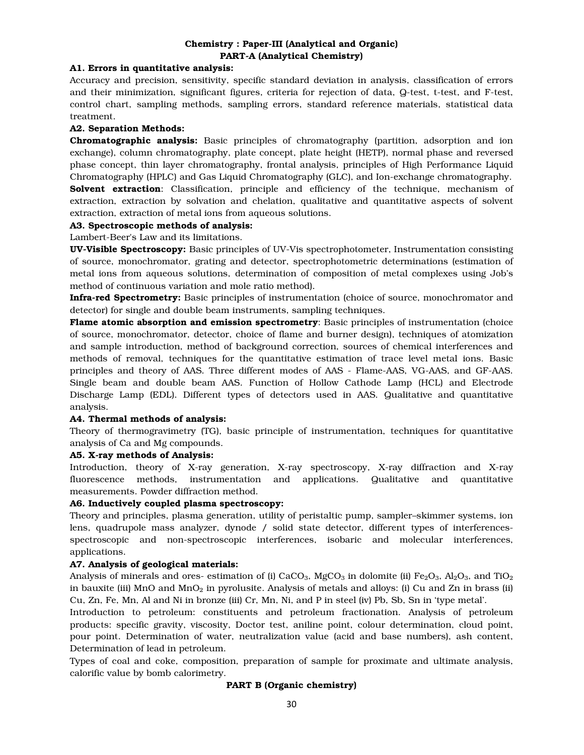## Chemistry : Paper-III (Analytical and Organic)
## PART-A (Analytical Chemistry)

**A1. Errors in quantitative analysis:**

Accuracy and precision, sensitivity, specific standard deviation in analysis, classification of errors and their minimization, significant figures, criteria for rejection of data, Q-test, t-test, and F-test, control chart, sampling methods, sampling errors, standard reference materials, statistical data treatment.

**A2. Separation Methods:**

**Chromatographic analysis:** Basic principles of chromatography (partition, adsorption and ion exchange), column chromatography, plate concept, plate height (HETP), normal phase and reversed phase concept, thin layer chromatography, frontal analysis, principles of High Performance Liquid Chromatography (HPLC) and Gas Liquid Chromatography (GLC), and Ion-exchange chromatography.

**Solvent extraction**: Classification, principle and efficiency of the technique, mechanism of extraction, extraction by solvation and chelation, qualitative and quantitative aspects of solvent extraction, extraction of metal ions from aqueous solutions.

**A3. Spectroscopic methods of analysis:**

Lambert-Beer's Law and its limitations.

**UV-Visible Spectroscopy:** Basic principles of UV-Vis spectrophotometer, Instrumentation consisting of source, monochromator, grating and detector, spectrophotometric determinations (estimation of metal ions from aqueous solutions, determination of composition of metal complexes using Job's method of continuous variation and mole ratio method).

**Infra-red Spectrometry:** Basic principles of instrumentation (choice of source, monochromator and detector) for single and double beam instruments, sampling techniques.

**Flame atomic absorption and emission spectrometry**: Basic principles of instrumentation (choice of source, monochromator, detector, choice of flame and burner design), techniques of atomization and sample introduction, method of background correction, sources of chemical interferences and methods of removal, techniques for the quantitative estimation of trace level metal ions. Basic principles and theory of AAS. Three different modes of AAS - Flame-AAS, VG-AAS, and GF-AAS. Single beam and double beam AAS. Function of Hollow Cathode Lamp (HCL) and Electrode Discharge Lamp (EDL). Different types of detectors used in AAS. Qualitative and quantitative analysis.

**A4. Thermal methods of analysis:**

Theory of thermogravimetry (TG), basic principle of instrumentation, techniques for quantitative analysis of Ca and Mg compounds.

**A5. X-ray methods of Analysis:**

Introduction, theory of X-ray generation, X-ray spectroscopy, X-ray diffraction and X-ray fluorescence methods, instrumentation and applications. Qualitative and quantitative measurements. Powder diffraction method.

**A6. Inductively coupled plasma spectroscopy:**

Theory and principles, plasma generation, utility of peristaltic pump, sampler–skimmer systems, ion lens, quadrupole mass analyzer, dynode / solid state detector, different types of interferences-spectroscopic and non-spectroscopic interferences, isobaric and molecular interferences, applications.

**A7. Analysis of geological materials:**

Analysis of minerals and ores- estimation of (i) $CaCO_3$, $MgCO_3$ in dolomite (ii) $Fe_2O_3$, $Al_2O_3$, and $TiO_2$ in bauxite (iii) MnO and $MnO_2$ in pyrolusite. Analysis of metals and alloys: (i) Cu and Zn in brass (ii) Cu, Zn, Fe, Mn, Al and Ni in bronze (iii) Cr, Mn, Ni, and P in steel (iv) Pb, Sb, Sn in 'type metal'.

Introduction to petroleum: constituents and petroleum fractionation. Analysis of petroleum products: specific gravity, viscosity, Doctor test, aniline point, colour determination, cloud point, pour point. Determination of water, neutralization value (acid and base numbers), ash content, Determination of lead in petroleum.

Types of coal and coke, composition, preparation of sample for proximate and ultimate analysis, calorific value by bomb calorimetry.

## PART B (Organic chemistry)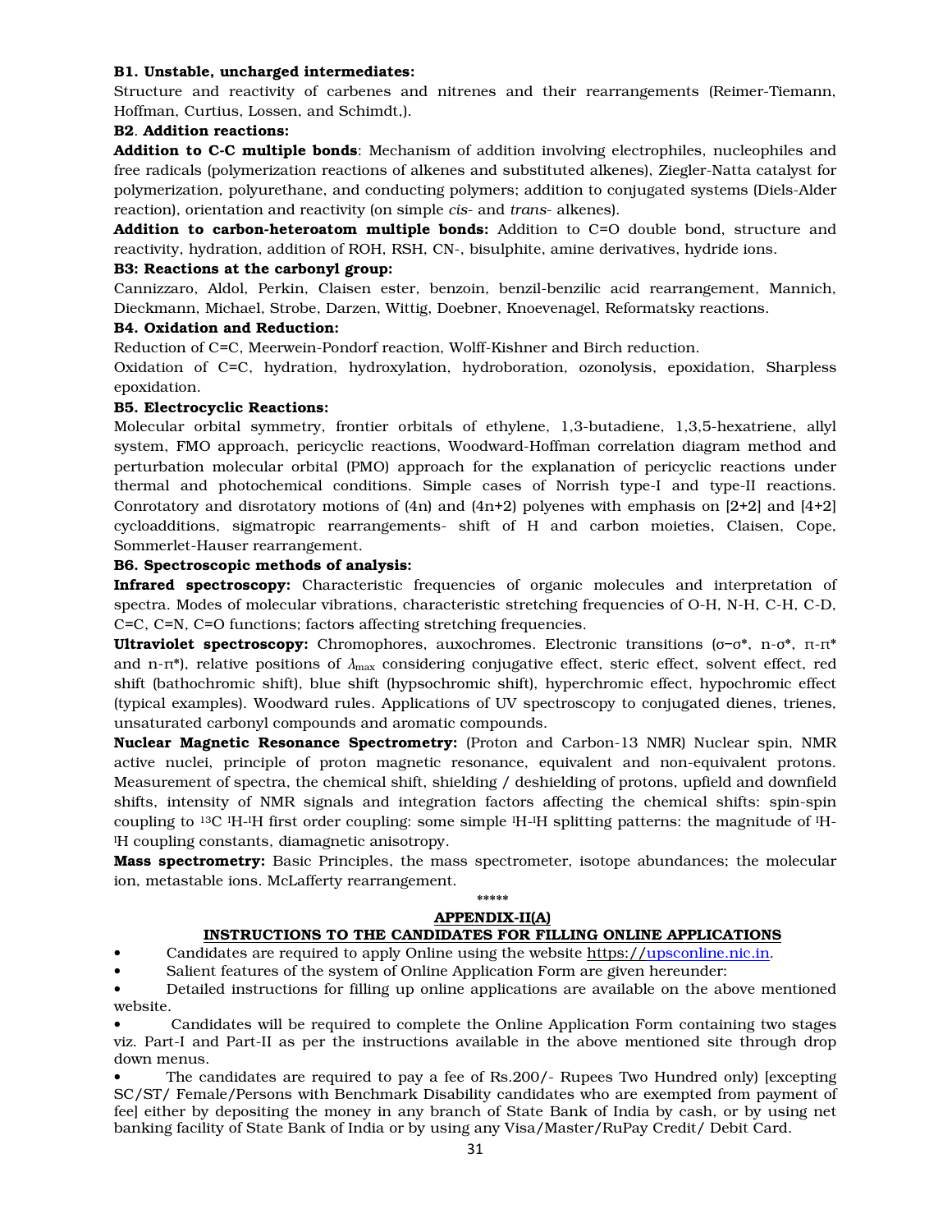**B1. Unstable, uncharged intermediates:**

Structure and reactivity of carbenes and nitrenes and their rearrangements (Reimer-Tiemann, Hoffman, Curtius, Lossen, and Schimdt,).

**B2. Addition reactions:**

**Addition to C-C multiple bonds**: Mechanism of addition involving electrophiles, nucleophiles and free radicals (polymerization reactions of alkenes and substituted alkenes), Ziegler-Natta catalyst for polymerization, polyurethane, and conducting polymers; addition to conjugated systems (Diels-Alder reaction), orientation and reactivity (on simple *cis*- and *trans*- alkenes).

**Addition to carbon-heteroatom multiple bonds:** Addition to C=O double bond, structure and reactivity, hydration, addition of ROH, RSH, CN-, bisulphite, amine derivatives, hydride ions.

**B3: Reactions at the carbonyl group:**

Cannizzaro, Aldol, Perkin, Claisen ester, benzoin, benzil-benzilic acid rearrangement, Mannich, Dieckmann, Michael, Strobe, Darzen, Wittig, Doebner, Knoevenagel, Reformatsky reactions.

**B4. Oxidation and Reduction:**

Reduction of C=C, Meerwein-Pondorf reaction, Wolff-Kishner and Birch reduction.

Oxidation of C=C, hydration, hydroxylation, hydroboration, ozonolysis, epoxidation, Sharpless epoxidation.

**B5. Electrocyclic Reactions:**

Molecular orbital symmetry, frontier orbitals of ethylene, 1,3-butadiene, 1,3,5-hexatriene, allyl system, FMO approach, pericyclic reactions, Woodward-Hoffman correlation diagram method and perturbation molecular orbital (PMO) approach for the explanation of pericyclic reactions under thermal and photochemical conditions. Simple cases of Norrish type-I and type-II reactions. Conrotatory and disrotatory motions of (4n) and (4n+2) polyenes with emphasis on [2+2] and [4+2] cycloadditions, sigmatropic rearrangements- shift of H and carbon moieties, Claisen, Cope, Sommerlet-Hauser rearrangement.

**B6. Spectroscopic methods of analysis:**

**Infrared spectroscopy:** Characteristic frequencies of organic molecules and interpretation of spectra. Modes of molecular vibrations, characteristic stretching frequencies of O-H, N-H, C-H, C-D, C=C, C=N, C=O functions; factors affecting stretching frequencies.

**Ultraviolet spectroscopy:** Chromophores, auxochromes. Electronic transitions ($\sigma$–$\sigma^*$, n-$\sigma^*$, $\pi$-$\pi^*$ and n-$\pi^*$), relative positions of $\lambda_{max}$ considering conjugative effect, steric effect, solvent effect, red shift (bathochromic shift), blue shift (hypsochromic shift), hyperchromic effect, hypochromic effect (typical examples). Woodward rules. Applications of UV spectroscopy to conjugated dienes, trienes, unsaturated carbonyl compounds and aromatic compounds.

**Nuclear Magnetic Resonance Spectrometry:** (Proton and Carbon-13 NMR) Nuclear spin, NMR active nuclei, principle of proton magnetic resonance, equivalent and non-equivalent protons. Measurement of spectra, the chemical shift, shielding / deshielding of protons, upfield and downfield shifts, intensity of NMR signals and integration factors affecting the chemical shifts: spin-spin coupling to $^{13}C$ $^{1}H$-$^{1}H$ first order coupling: some simple $^{1}H$-$^{1}H$ splitting patterns: the magnitude of $^{1}H$-$^{1}H$ coupling constants, diamagnetic anisotropy.

**Mass spectrometry:** Basic Principles, the mass spectrometer, isotope abundances; the molecular ion, metastable ions. McLafferty rearrangement.

\*\*\*\*\*

## APPENDIX-II(A)

### INSTRUCTIONS TO THE CANDIDATES FOR FILLING ONLINE APPLICATIONS

- Candidates are required to apply Online using the website https://upsconline.nic.in.
- Salient features of the system of Online Application Form are given hereunder:
- Detailed instructions for filling up online applications are available on the above mentioned website.
- Candidates will be required to complete the Online Application Form containing two stages viz. Part-I and Part-II as per the instructions available in the above mentioned site through drop down menus.
- The candidates are required to pay a fee of Rs.200/- Rupees Two Hundred only) [excepting SC/ST/ Female/Persons with Benchmark Disability candidates who are exempted from payment of fee] either by depositing the money in any branch of State Bank of India by cash, or by using net banking facility of State Bank of India or by using any Visa/Master/RuPay Credit/ Debit Card.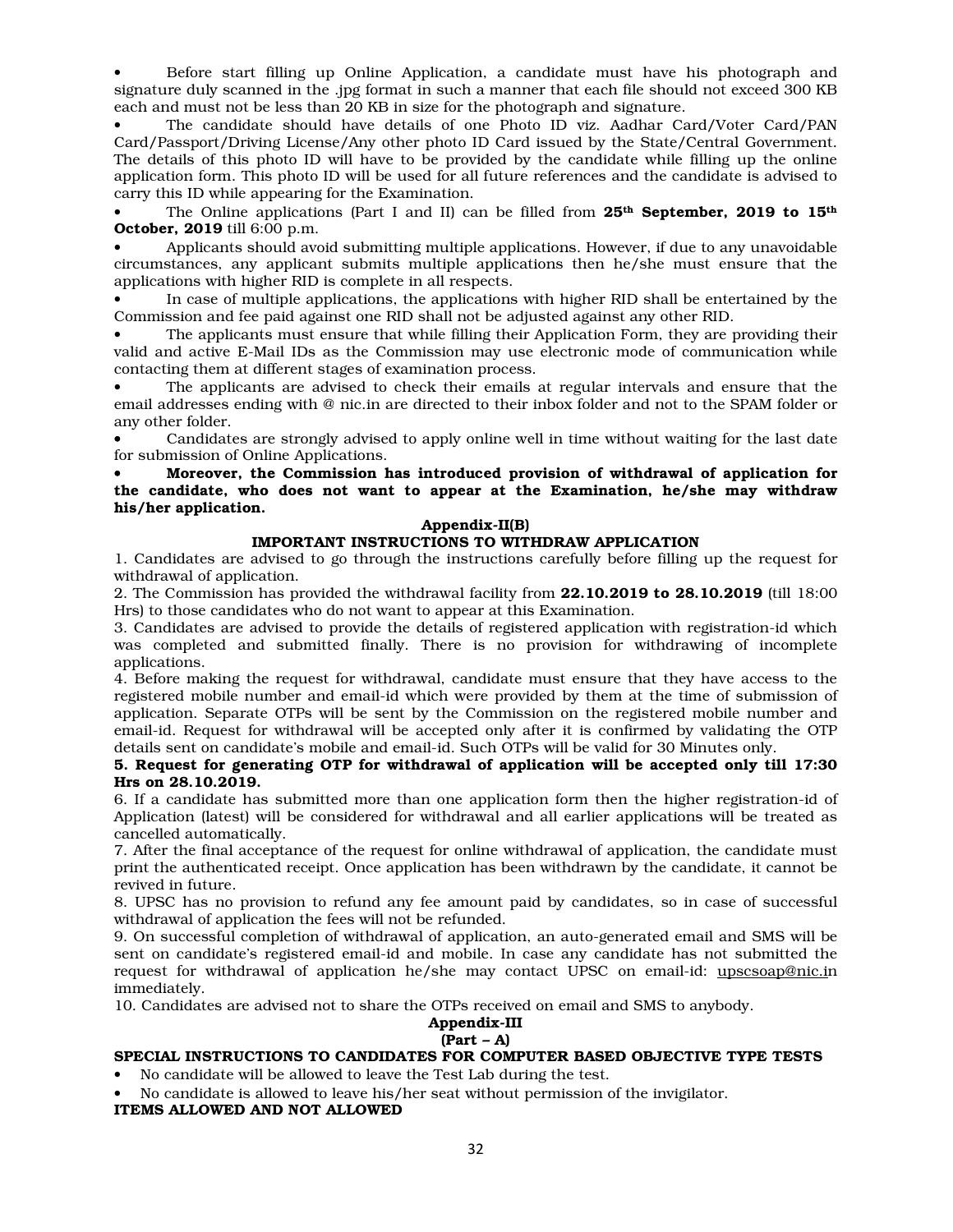- Before start filling up Online Application, a candidate must have his photograph and signature duly scanned in the .jpg format in such a manner that each file should not exceed 300 KB each and must not be less than 20 KB in size for the photograph and signature.
- The candidate should have details of one Photo ID viz. Aadhar Card/Voter Card/PAN Card/Passport/Driving License/Any other photo ID Card issued by the State/Central Government. The details of this photo ID will have to be provided by the candidate while filling up the online application form. This photo ID will be used for all future references and the candidate is advised to carry this ID while appearing for the Examination.
- The Online applications (Part I and II) can be filled from **25th September, 2019 to 15th October, 2019** till 6:00 p.m.
- Applicants should avoid submitting multiple applications. However, if due to any unavoidable circumstances, any applicant submits multiple applications then he/she must ensure that the applications with higher RID is complete in all respects.
- In case of multiple applications, the applications with higher RID shall be entertained by the Commission and fee paid against one RID shall not be adjusted against any other RID.
- The applicants must ensure that while filling their Application Form, they are providing their valid and active E-Mail IDs as the Commission may use electronic mode of communication while contacting them at different stages of examination process.
- The applicants are advised to check their emails at regular intervals and ensure that the email addresses ending with @ nic.in are directed to their inbox folder and not to the SPAM folder or any other folder.
- Candidates are strongly advised to apply online well in time without waiting for the last date for submission of Online Applications.
- **Moreover, the Commission has introduced provision of withdrawal of application for the candidate, who does not want to appear at the Examination, he/she may withdraw his/her application.**

## Appendix-II(B)

### IMPORTANT INSTRUCTIONS TO WITHDRAW APPLICATION

1. Candidates are advised to go through the instructions carefully before filling up the request for withdrawal of application.
2. The Commission has provided the withdrawal facility from **22.10.2019 to 28.10.2019** (till 18:00 Hrs) to those candidates who do not want to appear at this Examination.
3. Candidates are advised to provide the details of registered application with registration-id which was completed and submitted finally. There is no provision for withdrawing of incomplete applications.
4. Before making the request for withdrawal, candidate must ensure that they have access to the registered mobile number and email-id which were provided by them at the time of submission of application. Separate OTPs will be sent by the Commission on the registered mobile number and email-id. Request for withdrawal will be accepted only after it is confirmed by validating the OTP details sent on candidate's mobile and email-id. Such OTPs will be valid for 30 Minutes only.
5. **Request for generating OTP for withdrawal of application will be accepted only till 17:30 Hrs on 28.10.2019.**
6. If a candidate has submitted more than one application form then the higher registration-id of Application (latest) will be considered for withdrawal and all earlier applications will be treated as cancelled automatically.
7. After the final acceptance of the request for online withdrawal of application, the candidate must print the authenticated receipt. Once application has been withdrawn by the candidate, it cannot be revived in future.
8. UPSC has no provision to refund any fee amount paid by candidates, so in case of successful withdrawal of application the fees will not be refunded.
9. On successful completion of withdrawal of application, an auto-generated email and SMS will be sent on candidate's registered email-id and mobile. In case any candidate has not submitted the request for withdrawal of application he/she may contact UPSC on email-id: upscsoap@nic.in immediately.
10. Candidates are advised not to share the OTPs received on email and SMS to anybody.

## Appendix-III

### (Part – A)

### SPECIAL INSTRUCTIONS TO CANDIDATES FOR COMPUTER BASED OBJECTIVE TYPE TESTS

- No candidate will be allowed to leave the Test Lab during the test.
- No candidate is allowed to leave his/her seat without permission of the invigilator.

**ITEMS ALLOWED AND NOT ALLOWED**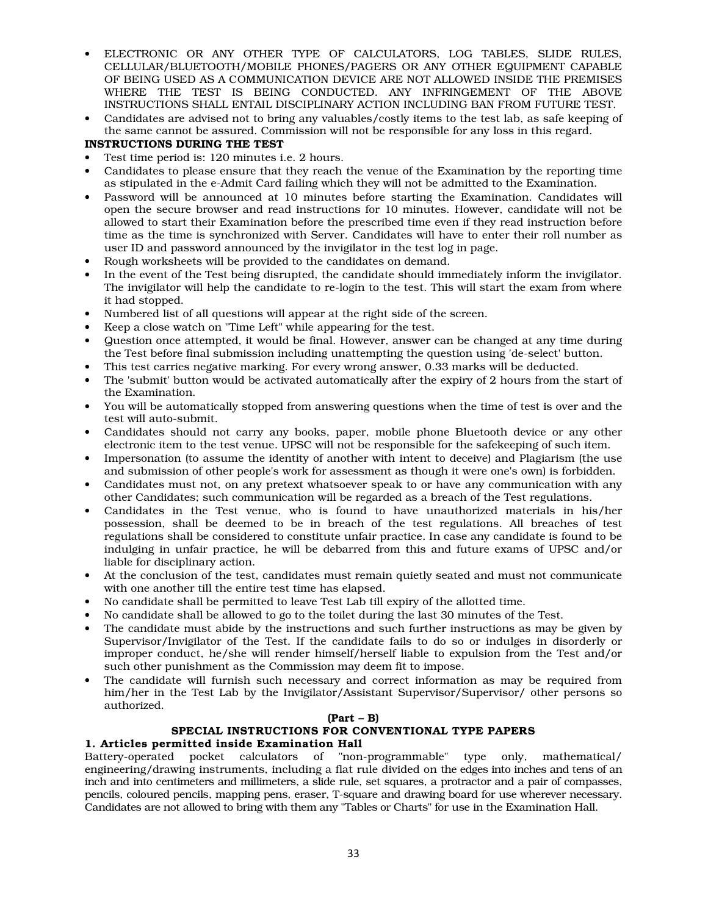- ELECTRONIC OR ANY OTHER TYPE OF CALCULATORS, LOG TABLES, SLIDE RULES, CELLULAR/BLUETOOTH/MOBILE PHONES/PAGERS OR ANY OTHER EQUIPMENT CAPABLE OF BEING USED AS A COMMUNICATION DEVICE ARE NOT ALLOWED INSIDE THE PREMISES WHERE THE TEST IS BEING CONDUCTED. ANY INFRINGEMENT OF THE ABOVE INSTRUCTIONS SHALL ENTAIL DISCIPLINARY ACTION INCLUDING BAN FROM FUTURE TEST.
- Candidates are advised not to bring any valuables/costly items to the test lab, as safe keeping of the same cannot be assured. Commission will not be responsible for any loss in this regard.

**INSTRUCTIONS DURING THE TEST**

- Test time period is: 120 minutes i.e. 2 hours.
- Candidates to please ensure that they reach the venue of the Examination by the reporting time as stipulated in the e-Admit Card failing which they will not be admitted to the Examination.
- Password will be announced at 10 minutes before starting the Examination. Candidates will open the secure browser and read instructions for 10 minutes. However, candidate will not be allowed to start their Examination before the prescribed time even if they read instruction before time as the time is synchronized with Server. Candidates will have to enter their roll number as user ID and password announced by the invigilator in the test log in page.
- Rough worksheets will be provided to the candidates on demand.
- In the event of the Test being disrupted, the candidate should immediately inform the invigilator. The invigilator will help the candidate to re-login to the test. This will start the exam from where it had stopped.
- Numbered list of all questions will appear at the right side of the screen.
- Keep a close watch on "Time Left" while appearing for the test.
- Question once attempted, it would be final. However, answer can be changed at any time during the Test before final submission including unattempting the question using 'de-select' button.
- This test carries negative marking. For every wrong answer, 0.33 marks will be deducted.
- The 'submit' button would be activated automatically after the expiry of 2 hours from the start of the Examination.
- You will be automatically stopped from answering questions when the time of test is over and the test will auto-submit.
- Candidates should not carry any books, paper, mobile phone Bluetooth device or any other electronic item to the test venue. UPSC will not be responsible for the safekeeping of such item.
- Impersonation (to assume the identity of another with intent to deceive) and Plagiarism (the use and submission of other people's work for assessment as though it were one's own) is forbidden.
- Candidates must not, on any pretext whatsoever speak to or have any communication with any other Candidates; such communication will be regarded as a breach of the Test regulations.
- Candidates in the Test venue, who is found to have unauthorized materials in his/her possession, shall be deemed to be in breach of the test regulations. All breaches of test regulations shall be considered to constitute unfair practice. In case any candidate is found to be indulging in unfair practice, he will be debarred from this and future exams of UPSC and/or liable for disciplinary action.
- At the conclusion of the test, candidates must remain quietly seated and must not communicate with one another till the entire test time has elapsed.
- No candidate shall be permitted to leave Test Lab till expiry of the allotted time.
- No candidate shall be allowed to go to the toilet during the last 30 minutes of the Test.
- The candidate must abide by the instructions and such further instructions as may be given by Supervisor/Invigilator of the Test. If the candidate fails to do so or indulges in disorderly or improper conduct, he/she will render himself/herself liable to expulsion from the Test and/or such other punishment as the Commission may deem fit to impose.
- The candidate will furnish such necessary and correct information as may be required from him/her in the Test Lab by the Invigilator/Assistant Supervisor/Supervisor/ other persons so authorized.

**(Part – B)**

**SPECIAL INSTRUCTIONS FOR CONVENTIONAL TYPE PAPERS**

**1. Articles permitted inside Examination Hall**

Battery-operated pocket calculators of "non-programmable" type only, mathematical/ engineering/drawing instruments, including a flat rule divided on the edges into inches and tens of an inch and into centimeters and millimeters, a slide rule, set squares, a protractor and a pair of compasses, pencils, coloured pencils, mapping pens, eraser, T-square and drawing board for use wherever necessary. Candidates are not allowed to bring with them any "Tables or Charts" for use in the Examination Hall.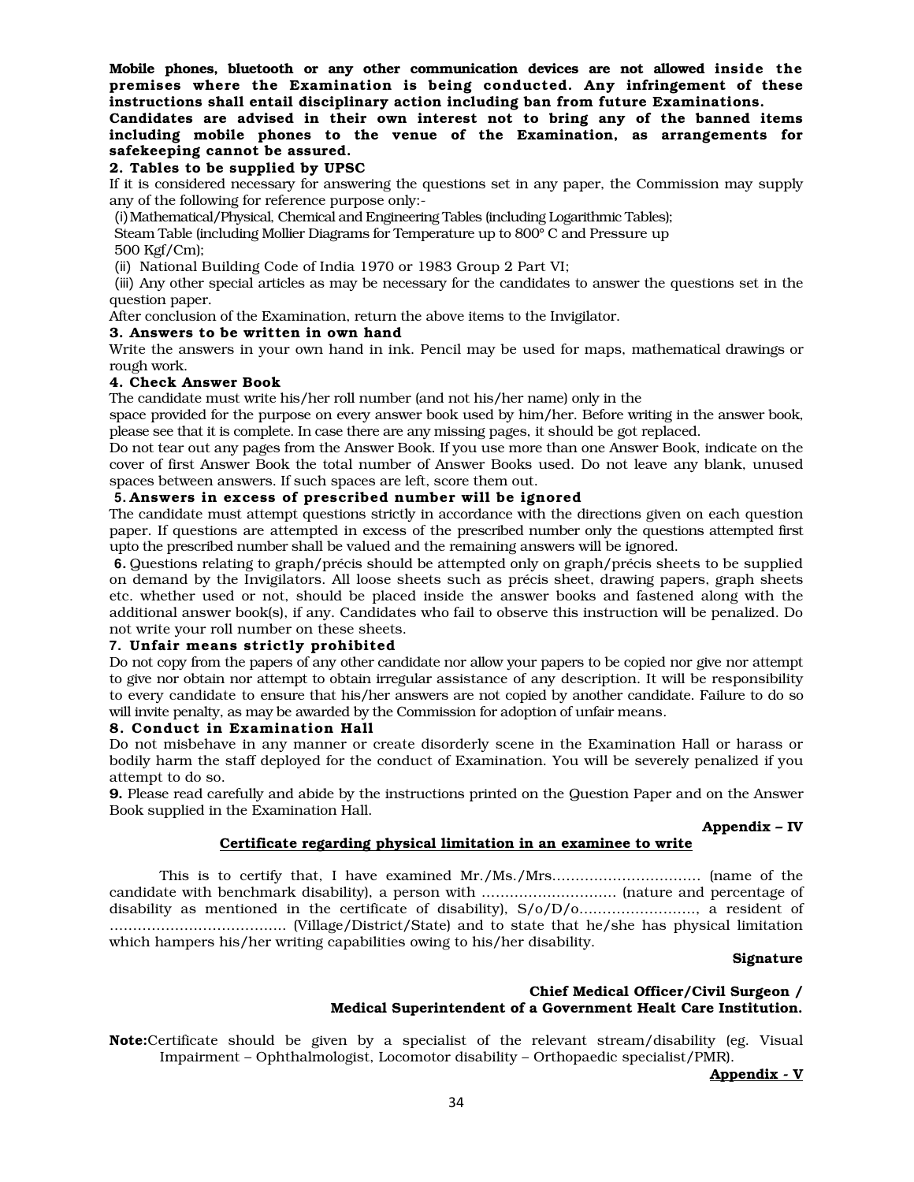**Mobile phones, bluetooth or any other communication devices are not allowed inside the premises where the Examination is being conducted. Any infringement of these instructions shall entail disciplinary action including ban from future Examinations.**

**Candidates are advised in their own interest not to bring any of the banned items including mobile phones to the venue of the Examination, as arrangements for safekeeping cannot be assured.**

**2. Tables to be supplied by UPSC**

If it is considered necessary for answering the questions set in any paper, the Commission may supply any of the following for reference purpose only:-

(i) Mathematical/Physical, Chemical and Engineering Tables (including Logarithmic Tables);
Steam Table (including Mollier Diagrams for Temperature up to 800° C and Pressure up 500 Kgf/Cm);

(ii) National Building Code of India 1970 or 1983 Group 2 Part VI;

(iii) Any other special articles as may be necessary for the candidates to answer the questions set in the question paper.

After conclusion of the Examination, return the above items to the Invigilator.

**3. Answers to be written in own hand**

Write the answers in your own hand in ink. Pencil may be used for maps, mathematical drawings or rough work.

**4. Check Answer Book**

The candidate must write his/her roll number (and not his/her name) only in the space provided for the purpose on every answer book used by him/her. Before writing in the answer book, please see that it is complete. In case there are any missing pages, it should be got replaced.

Do not tear out any pages from the Answer Book. If you use more than one Answer Book, indicate on the cover of first Answer Book the total number of Answer Books used. Do not leave any blank, unused spaces between answers. If such spaces are left, score them out.

**5. Answers in excess of prescribed number will be ignored**

The candidate must attempt questions strictly in accordance with the directions given on each question paper. If questions are attempted in excess of the prescribed number only the questions attempted first upto the prescribed number shall be valued and the remaining answers will be ignored.

**6.** Questions relating to graph/précis should be attempted only on graph/précis sheets to be supplied on demand by the Invigilators. All loose sheets such as précis sheet, drawing papers, graph sheets etc. whether used or not, should be placed inside the answer books and fastened along with the additional answer book(s), if any. Candidates who fail to observe this instruction will be penalized. Do not write your roll number on these sheets.

**7. Unfair means strictly prohibited**

Do not copy from the papers of any other candidate nor allow your papers to be copied nor give nor attempt to give nor obtain nor attempt to obtain irregular assistance of any description. It will be responsibility to every candidate to ensure that his/her answers are not copied by another candidate. Failure to do so will invite penalty, as may be awarded by the Commission for adoption of unfair means.

**8. Conduct in Examination Hall**

Do not misbehave in any manner or create disorderly scene in the Examination Hall or harass or bodily harm the staff deployed for the conduct of Examination. You will be severely penalized if you attempt to do so.

**9.** Please read carefully and abide by the instructions printed on the Question Paper and on the Answer Book supplied in the Examination Hall.

**Appendix – IV**

**Certificate regarding physical limitation in an examinee to write**

This is to certify that, I have examined Mr./Ms./Mrs................................ (name of the candidate with benchmark disability), a person with ............................. (nature and percentage of disability as mentioned in the certificate of disability), S/o/D/o........................., a resident of ...................................... (Village/District/State) and to state that he/she has physical limitation which hampers his/her writing capabilities owing to his/her disability.

**Signature**

**Chief Medical Officer/Civil Surgeon / Medical Superintendent of a Government Healt Care Institution.**

**Note:** Certificate should be given by a specialist of the relevant stream/disability (eg. Visual Impairment – Ophthalmologist, Locomotor disability – Orthopaedic specialist/PMR).

**Appendix - V**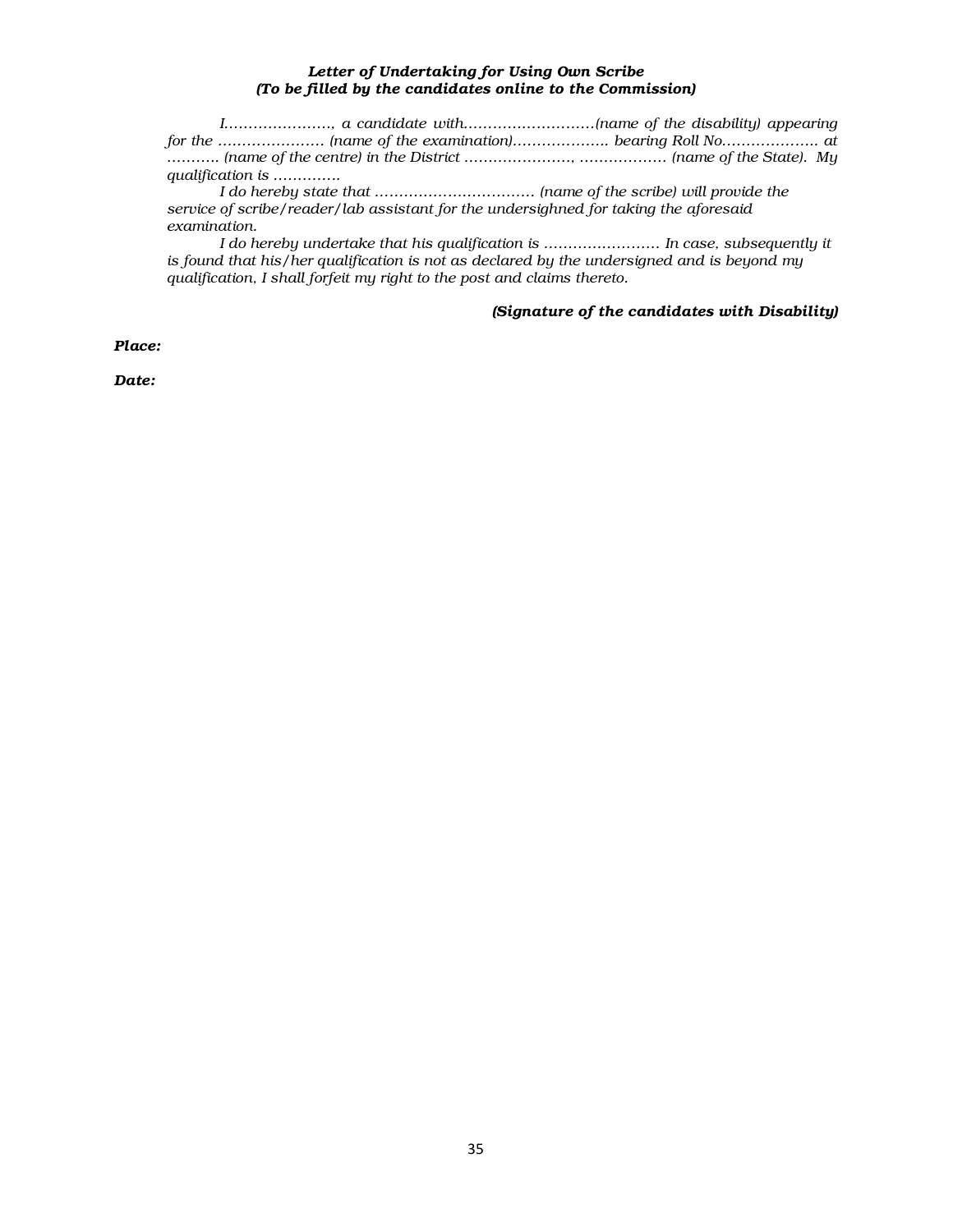***Letter of Undertaking for Using Own Scribe***
***(To be filled by the candidates online to the Commission)***

*I…………………., a candidate with………………………(name of the disability) appearing for the …………………. (name of the examination)……………….. bearing Roll No……………….. at ……….. (name of the centre) in the District …………………., ……………… (name of the State). My qualification is ………….*

*I do hereby state that …………………………… (name of the scribe) will provide the service of scribe/reader/lab assistant for the undersighned for taking the aforesaid examination.*

*I do hereby undertake that his qualification is …………………… In case, subsequently it is found that his/her qualification is not as declared by the undersigned and is beyond my qualification, I shall forfeit my right to the post and claims thereto.*

***(Signature of the candidates with Disability)***

***Place:***

***Date:***